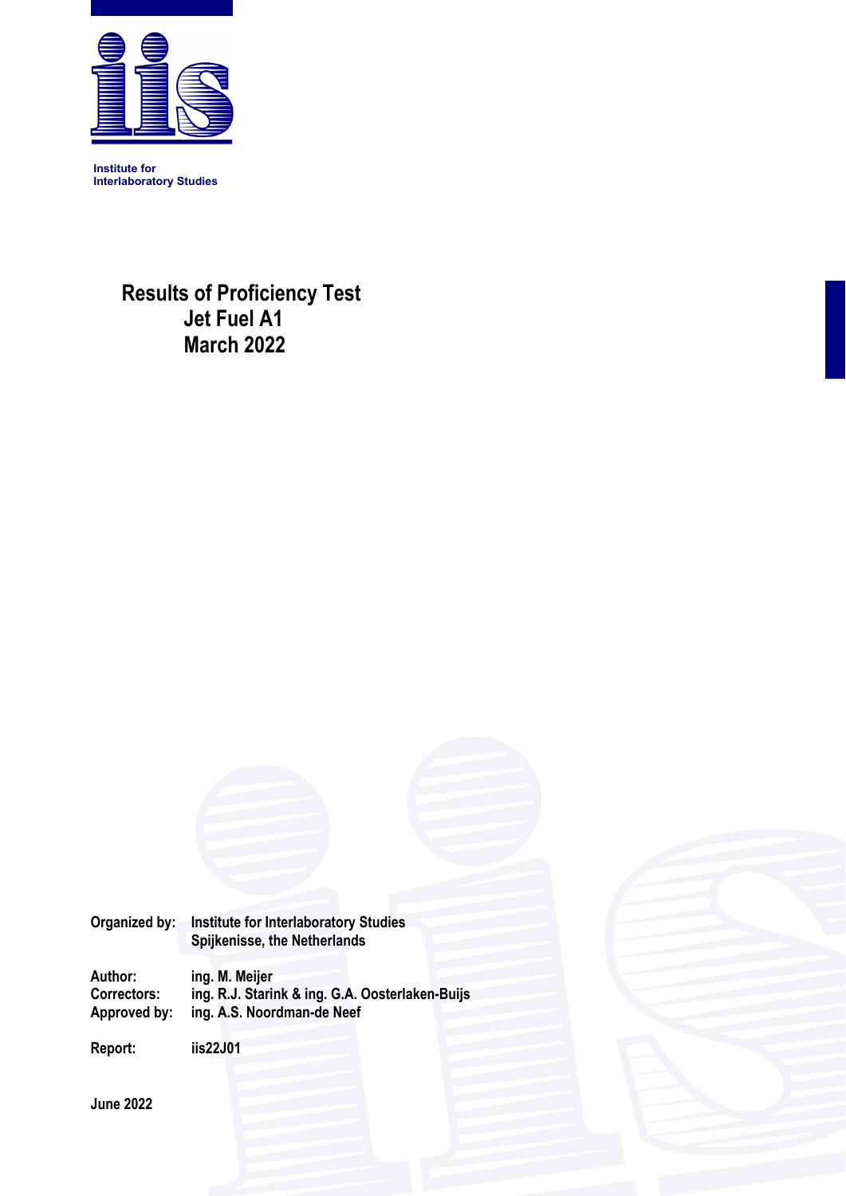Institute for
Interlaboratory Studies

# Results of Proficiency Test
# Jet Fuel A1
# March 2022

| | |
|---|---|
| **Organized by:** | **Institute for Interlaboratory Studies** |
| | **Spijkenisse, the Netherlands** |
| | |
| **Author:** | **ing. M. Meijer** |
| **Correctors:** | **ing. R.J. Starink & ing. G.A. Oosterlaken-Buijs** |
| **Approved by:** | **ing. A.S. Noordman-de Neef** |
| | |
| **Report:** | **iis22J01** |

**June 2022**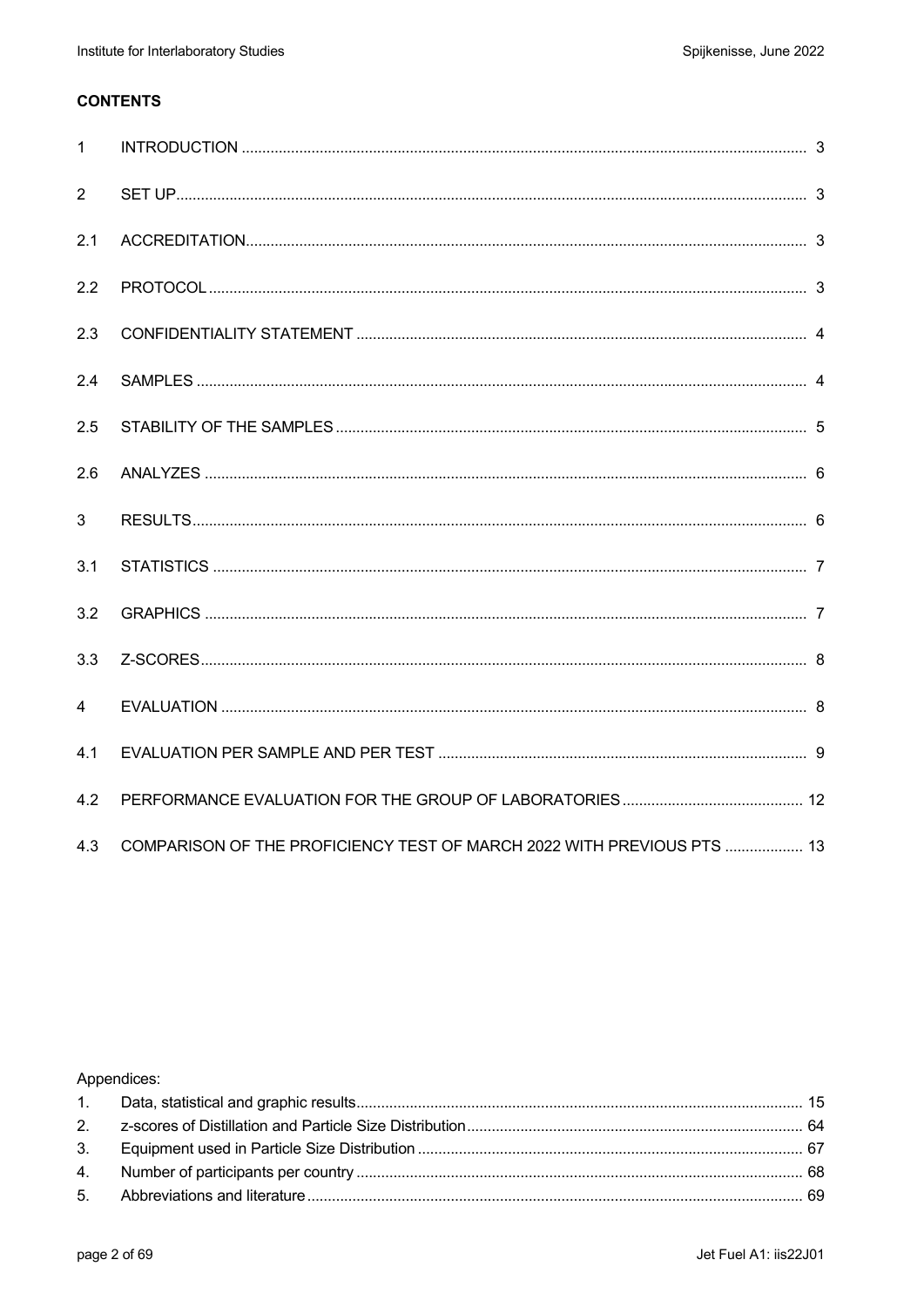**CONTENTS**

| | | |
|---|---|---|
| 1 | INTRODUCTION | 3 |
| 2 | SET UP | 3 |
| 2.1 | ACCREDITATION | 3 |
| 2.2 | PROTOCOL | 3 |
| 2.3 | CONFIDENTIALITY STATEMENT | 4 |
| 2.4 | SAMPLES | 4 |
| 2.5 | STABILITY OF THE SAMPLES | 5 |
| 2.6 | ANALYZES | 6 |
| 3 | RESULTS | 6 |
| 3.1 | STATISTICS | 7 |
| 3.2 | GRAPHICS | 7 |
| 3.3 | Z-SCORES | 8 |
| 4 | EVALUATION | 8 |
| 4.1 | EVALUATION PER SAMPLE AND PER TEST | 9 |
| 4.2 | PERFORMANCE EVALUATION FOR THE GROUP OF LABORATORIES | 12 |
| 4.3 | COMPARISON OF THE PROFICIENCY TEST OF MARCH 2022 WITH PREVIOUS PTS | 13 |

Appendices:

| | | |
|---|---|---|
| 1. | Data, statistical and graphic results | 15 |
| 2. | z-scores of Distillation and Particle Size Distribution | 64 |
| 3. | Equipment used in Particle Size Distribution | 67 |
| 4. | Number of participants per country | 68 |
| 5. | Abbreviations and literature | 69 |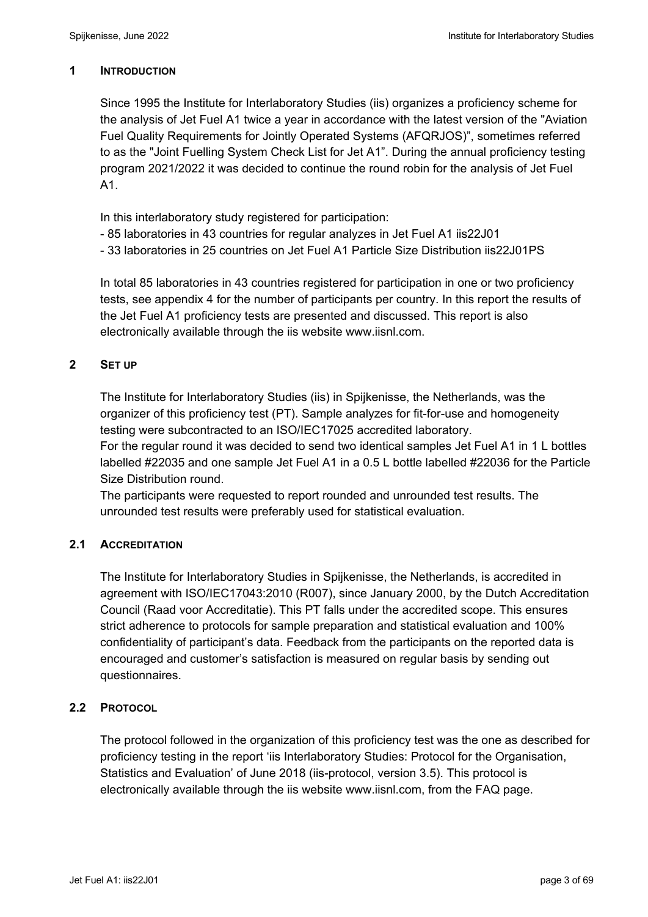## 1 INTRODUCTION

Since 1995 the Institute for Interlaboratory Studies (iis) organizes a proficiency scheme for the analysis of Jet Fuel A1 twice a year in accordance with the latest version of the "Aviation Fuel Quality Requirements for Jointly Operated Systems (AFQRJOS)", sometimes referred to as the "Joint Fuelling System Check List for Jet A1". During the annual proficiency testing program 2021/2022 it was decided to continue the round robin for the analysis of Jet Fuel A1.

In this interlaboratory study registered for participation:

- 85 laboratories in 43 countries for regular analyzes in Jet Fuel A1 iis22J01
- 33 laboratories in 25 countries on Jet Fuel A1 Particle Size Distribution iis22J01PS

In total 85 laboratories in 43 countries registered for participation in one or two proficiency tests, see appendix 4 for the number of participants per country. In this report the results of the Jet Fuel A1 proficiency tests are presented and discussed. This report is also electronically available through the iis website www.iisnl.com.

## 2 SET UP

The Institute for Interlaboratory Studies (iis) in Spijkenisse, the Netherlands, was the organizer of this proficiency test (PT). Sample analyzes for fit-for-use and homogeneity testing were subcontracted to an ISO/IEC17025 accredited laboratory.
For the regular round it was decided to send two identical samples Jet Fuel A1 in 1 L bottles labelled #22035 and one sample Jet Fuel A1 in a 0.5 L bottle labelled #22036 for the Particle Size Distribution round.
The participants were requested to report rounded and unrounded test results. The unrounded test results were preferably used for statistical evaluation.

### 2.1 ACCREDITATION

The Institute for Interlaboratory Studies in Spijkenisse, the Netherlands, is accredited in agreement with ISO/IEC17043:2010 (R007), since January 2000, by the Dutch Accreditation Council (Raad voor Accreditatie). This PT falls under the accredited scope. This ensures strict adherence to protocols for sample preparation and statistical evaluation and 100% confidentiality of participant's data. Feedback from the participants on the reported data is encouraged and customer's satisfaction is measured on regular basis by sending out questionnaires.

### 2.2 PROTOCOL

The protocol followed in the organization of this proficiency test was the one as described for proficiency testing in the report 'iis Interlaboratory Studies: Protocol for the Organisation, Statistics and Evaluation' of June 2018 (iis-protocol, version 3.5). This protocol is electronically available through the iis website www.iisnl.com, from the FAQ page.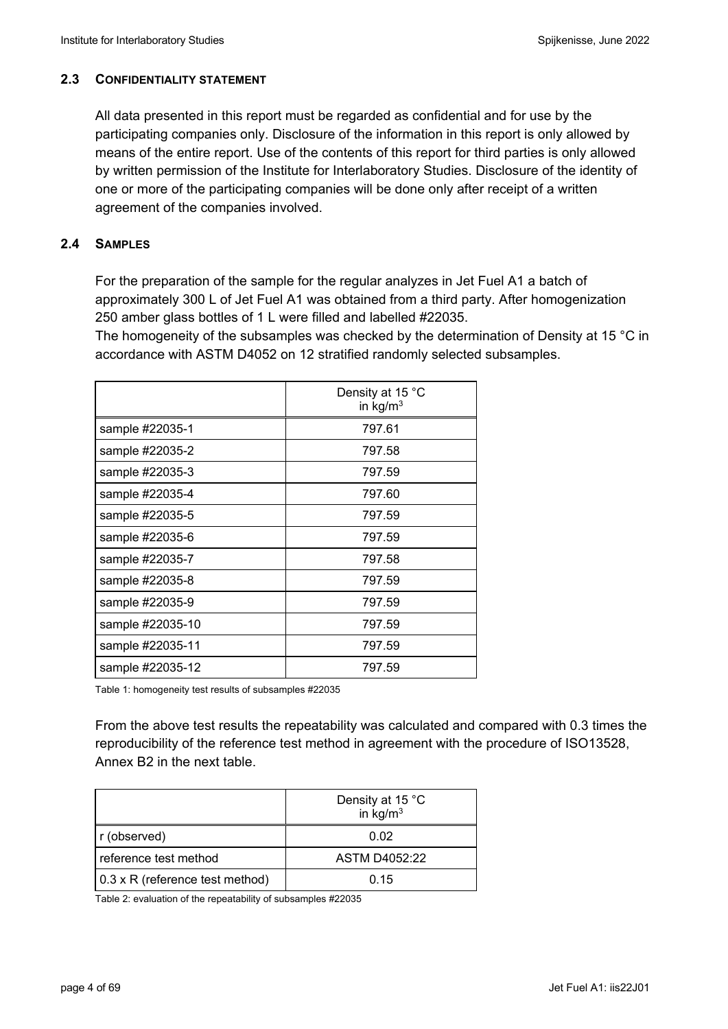### 2.3 CONFIDENTIALITY STATEMENT

All data presented in this report must be regarded as confidential and for use by the participating companies only. Disclosure of the information in this report is only allowed by means of the entire report. Use of the contents of this report for third parties is only allowed by written permission of the Institute for Interlaboratory Studies. Disclosure of the identity of one or more of the participating companies will be done only after receipt of a written agreement of the companies involved.

### 2.4 SAMPLES

For the preparation of the sample for the regular analyzes in Jet Fuel A1 a batch of approximately 300 L of Jet Fuel A1 was obtained from a third party. After homogenization 250 amber glass bottles of 1 L were filled and labelled #22035.
The homogeneity of the subsamples was checked by the determination of Density at 15 °C in accordance with ASTM D4052 on 12 stratified randomly selected subsamples.

| | Density at 15 °C in $kg/m^3$ |
|---|---|
| sample #22035-1 | 797.61 |
| sample #22035-2 | 797.58 |
| sample #22035-3 | 797.59 |
| sample #22035-4 | 797.60 |
| sample #22035-5 | 797.59 |
| sample #22035-6 | 797.59 |
| sample #22035-7 | 797.58 |
| sample #22035-8 | 797.59 |
| sample #22035-9 | 797.59 |
| sample #22035-10 | 797.59 |
| sample #22035-11 | 797.59 |
| sample #22035-12 | 797.59 |

Table 1: homogeneity test results of subsamples #22035

From the above test results the repeatability was calculated and compared with 0.3 times the reproducibility of the reference test method in agreement with the procedure of ISO13528, Annex B2 in the next table.

| | Density at 15 °C in $kg/m^3$ |
|---|---|
| r (observed) | 0.02 |
| reference test method | ASTM D4052:22 |
| 0.3 x R (reference test method) | 0.15 |

Table 2: evaluation of the repeatability of subsamples #22035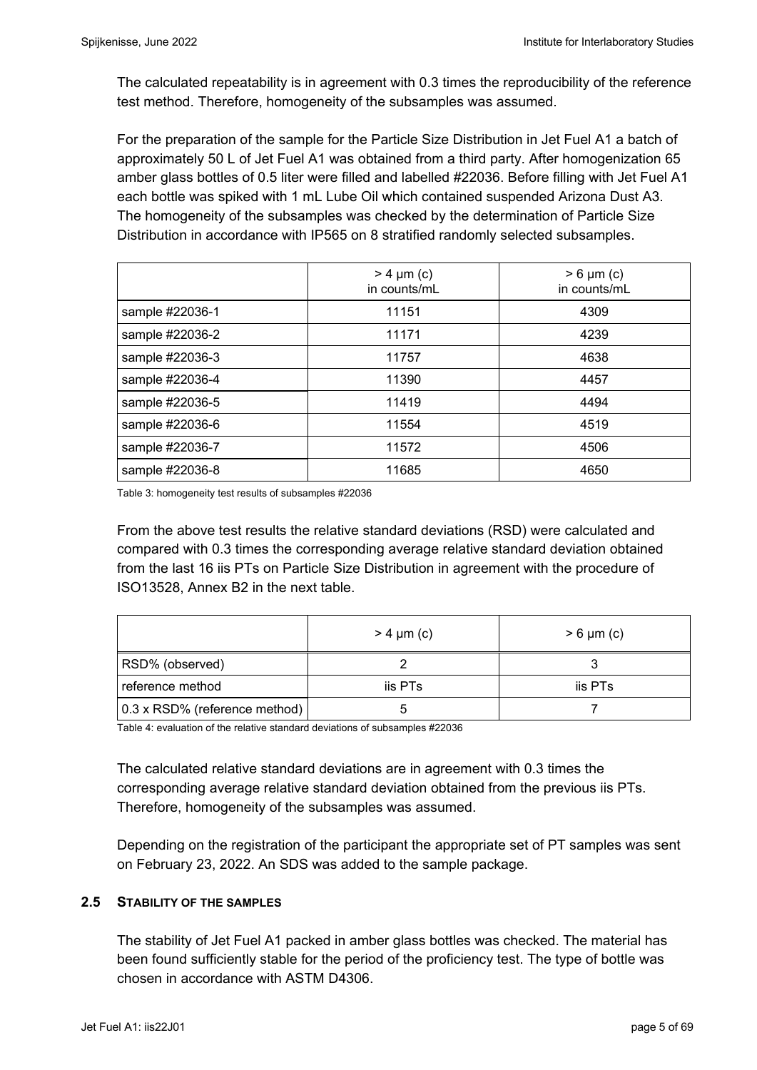The calculated repeatability is in agreement with 0.3 times the reproducibility of the reference test method. Therefore, homogeneity of the subsamples was assumed.

For the preparation of the sample for the Particle Size Distribution in Jet Fuel A1 a batch of approximately 50 L of Jet Fuel A1 was obtained from a third party. After homogenization 65 amber glass bottles of 0.5 liter were filled and labelled #22036. Before filling with Jet Fuel A1 each bottle was spiked with 1 mL Lube Oil which contained suspended Arizona Dust A3. The homogeneity of the subsamples was checked by the determination of Particle Size Distribution in accordance with IP565 on 8 stratified randomly selected subsamples.

| | > 4 µm (c) in counts/mL | > 6 µm (c) in counts/mL |
|---|---|---|
| sample #22036-1 | 11151 | 4309 |
| sample #22036-2 | 11171 | 4239 |
| sample #22036-3 | 11757 | 4638 |
| sample #22036-4 | 11390 | 4457 |
| sample #22036-5 | 11419 | 4494 |
| sample #22036-6 | 11554 | 4519 |
| sample #22036-7 | 11572 | 4506 |
| sample #22036-8 | 11685 | 4650 |

Table 3: homogeneity test results of subsamples #22036

From the above test results the relative standard deviations (RSD) were calculated and compared with 0.3 times the corresponding average relative standard deviation obtained from the last 16 iis PTs on Particle Size Distribution in agreement with the procedure of ISO13528, Annex B2 in the next table.

| | > 4 µm (c) | > 6 µm (c) |
|---|---|---|
| RSD% (observed) | 2 | 3 |
| reference method | iis PTs | iis PTs |
| 0.3 x RSD% (reference method) | 5 | 7 |

Table 4: evaluation of the relative standard deviations of subsamples #22036

The calculated relative standard deviations are in agreement with 0.3 times the corresponding average relative standard deviation obtained from the previous iis PTs. Therefore, homogeneity of the subsamples was assumed.

Depending on the registration of the participant the appropriate set of PT samples was sent on February 23, 2022. An SDS was added to the sample package.

### 2.5 STABILITY OF THE SAMPLES

The stability of Jet Fuel A1 packed in amber glass bottles was checked. The material has been found sufficiently stable for the period of the proficiency test. The type of bottle was chosen in accordance with ASTM D4306.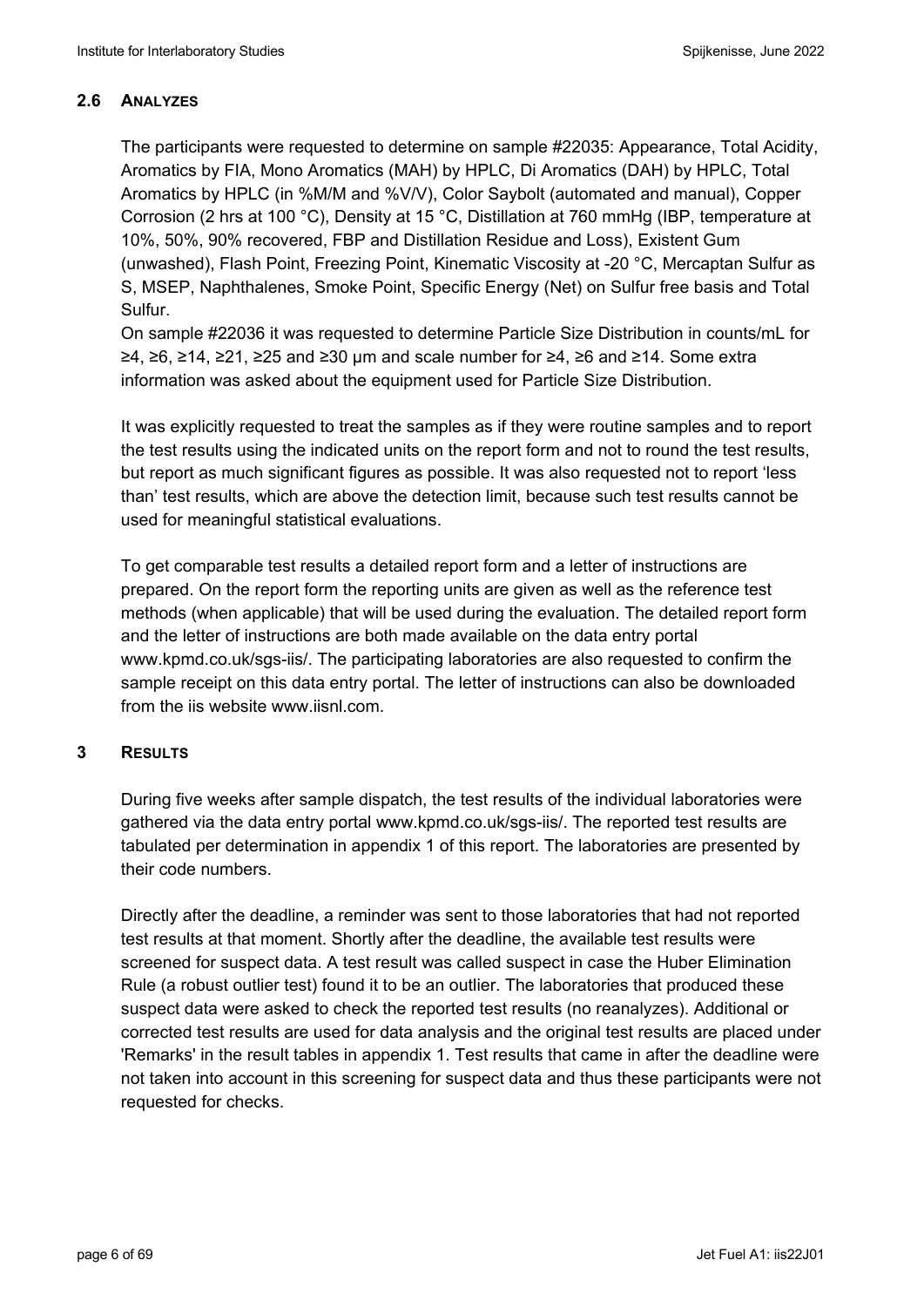## 2.6 ANALYZES

The participants were requested to determine on sample #22035: Appearance, Total Acidity, Aromatics by FIA, Mono Aromatics (MAH) by HPLC, Di Aromatics (DAH) by HPLC, Total Aromatics by HPLC (in %M/M and %V/V), Color Saybolt (automated and manual), Copper Corrosion (2 hrs at 100 °C), Density at 15 °C, Distillation at 760 mmHg (IBP, temperature at 10%, 50%, 90% recovered, FBP and Distillation Residue and Loss), Existent Gum (unwashed), Flash Point, Freezing Point, Kinematic Viscosity at -20 °C, Mercaptan Sulfur as S, MSEP, Naphthalenes, Smoke Point, Specific Energy (Net) on Sulfur free basis and Total Sulfur.

On sample #22036 it was requested to determine Particle Size Distribution in counts/mL for ≥4, ≥6, ≥14, ≥21, ≥25 and ≥30 μm and scale number for ≥4, ≥6 and ≥14. Some extra information was asked about the equipment used for Particle Size Distribution.

It was explicitly requested to treat the samples as if they were routine samples and to report the test results using the indicated units on the report form and not to round the test results, but report as much significant figures as possible. It was also requested not to report 'less than' test results, which are above the detection limit, because such test results cannot be used for meaningful statistical evaluations.

To get comparable test results a detailed report form and a letter of instructions are prepared. On the report form the reporting units are given as well as the reference test methods (when applicable) that will be used during the evaluation. The detailed report form and the letter of instructions are both made available on the data entry portal www.kpmd.co.uk/sgs-iis/. The participating laboratories are also requested to confirm the sample receipt on this data entry portal. The letter of instructions can also be downloaded from the iis website www.iisnl.com.

# 3 RESULTS

During five weeks after sample dispatch, the test results of the individual laboratories were gathered via the data entry portal www.kpmd.co.uk/sgs-iis/. The reported test results are tabulated per determination in appendix 1 of this report. The laboratories are presented by their code numbers.

Directly after the deadline, a reminder was sent to those laboratories that had not reported test results at that moment. Shortly after the deadline, the available test results were screened for suspect data. A test result was called suspect in case the Huber Elimination Rule (a robust outlier test) found it to be an outlier. The laboratories that produced these suspect data were asked to check the reported test results (no reanalyzes). Additional or corrected test results are used for data analysis and the original test results are placed under 'Remarks' in the result tables in appendix 1. Test results that came in after the deadline were not taken into account in this screening for suspect data and thus these participants were not requested for checks.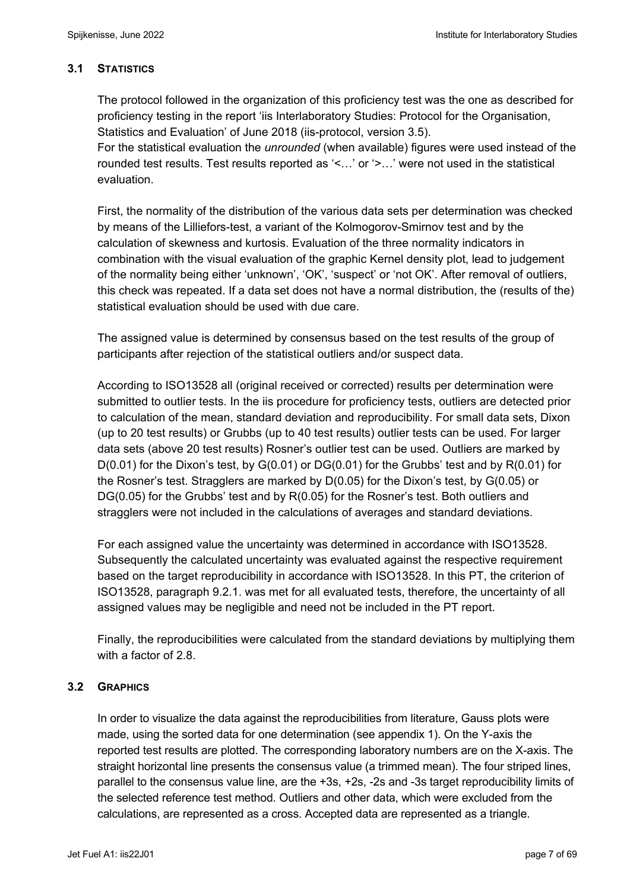### 3.1 STATISTICS

The protocol followed in the organization of this proficiency test was the one as described for proficiency testing in the report 'iis Interlaboratory Studies: Protocol for the Organisation, Statistics and Evaluation' of June 2018 (iis-protocol, version 3.5).
For the statistical evaluation the *unrounded* (when available) figures were used instead of the rounded test results. Test results reported as '<…' or '>…' were not used in the statistical evaluation.

First, the normality of the distribution of the various data sets per determination was checked by means of the Lilliefors-test, a variant of the Kolmogorov-Smirnov test and by the calculation of skewness and kurtosis. Evaluation of the three normality indicators in combination with the visual evaluation of the graphic Kernel density plot, lead to judgement of the normality being either 'unknown', 'OK', 'suspect' or 'not OK'. After removal of outliers, this check was repeated. If a data set does not have a normal distribution, the (results of the) statistical evaluation should be used with due care.

The assigned value is determined by consensus based on the test results of the group of participants after rejection of the statistical outliers and/or suspect data.

According to ISO13528 all (original received or corrected) results per determination were submitted to outlier tests. In the iis procedure for proficiency tests, outliers are detected prior to calculation of the mean, standard deviation and reproducibility. For small data sets, Dixon (up to 20 test results) or Grubbs (up to 40 test results) outlier tests can be used. For larger data sets (above 20 test results) Rosner's outlier test can be used. Outliers are marked by D(0.01) for the Dixon's test, by G(0.01) or DG(0.01) for the Grubbs' test and by R(0.01) for the Rosner's test. Stragglers are marked by D(0.05) for the Dixon's test, by G(0.05) or DG(0.05) for the Grubbs' test and by R(0.05) for the Rosner's test. Both outliers and stragglers were not included in the calculations of averages and standard deviations.

For each assigned value the uncertainty was determined in accordance with ISO13528. Subsequently the calculated uncertainty was evaluated against the respective requirement based on the target reproducibility in accordance with ISO13528. In this PT, the criterion of ISO13528, paragraph 9.2.1. was met for all evaluated tests, therefore, the uncertainty of all assigned values may be negligible and need not be included in the PT report.

Finally, the reproducibilities were calculated from the standard deviations by multiplying them with a factor of 2.8.

### 3.2 GRAPHICS

In order to visualize the data against the reproducibilities from literature, Gauss plots were made, using the sorted data for one determination (see appendix 1). On the Y-axis the reported test results are plotted. The corresponding laboratory numbers are on the X-axis. The straight horizontal line presents the consensus value (a trimmed mean). The four striped lines, parallel to the consensus value line, are the +3s, +2s, -2s and -3s target reproducibility limits of the selected reference test method. Outliers and other data, which were excluded from the calculations, are represented as a cross. Accepted data are represented as a triangle.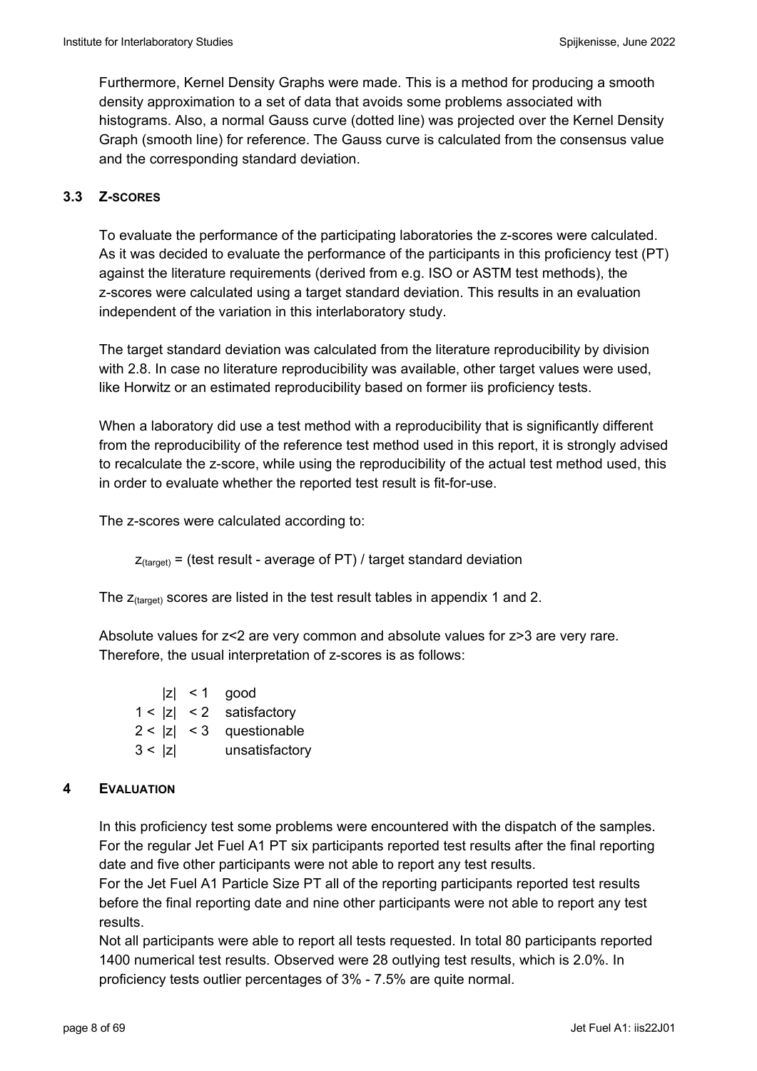Furthermore, Kernel Density Graphs were made. This is a method for producing a smooth density approximation to a set of data that avoids some problems associated with histograms. Also, a normal Gauss curve (dotted line) was projected over the Kernel Density Graph (smooth line) for reference. The Gauss curve is calculated from the consensus value and the corresponding standard deviation.

### 3.3 Z-SCORES

To evaluate the performance of the participating laboratories the z-scores were calculated. As it was decided to evaluate the performance of the participants in this proficiency test (PT) against the literature requirements (derived from e.g. ISO or ASTM test methods), the z-scores were calculated using a target standard deviation. This results in an evaluation independent of the variation in this interlaboratory study.

The target standard deviation was calculated from the literature reproducibility by division with 2.8. In case no literature reproducibility was available, other target values were used, like Horwitz or an estimated reproducibility based on former iis proficiency tests.

When a laboratory did use a test method with a reproducibility that is significantly different from the reproducibility of the reference test method used in this report, it is strongly advised to recalculate the z-score, while using the reproducibility of the actual test method used, this in order to evaluate whether the reported test result is fit-for-use.

The z-scores were calculated according to:

$$z_{(target)} = \text{(test result - average of PT) / target standard deviation}$$

The $z_{(target)}$ scores are listed in the test result tables in appendix 1 and 2.

Absolute values for z<2 are very common and absolute values for z>3 are very rare. Therefore, the usual interpretation of z-scores is as follows:

| | |
|---|---|
| $\|z\| < 1$ | good |
| $1 < \|z\| < 2$ | satisfactory |
| $2 < \|z\| < 3$ | questionable |
| $3 < \|z\|$ | unsatisfactory |

## 4 EVALUATION

In this proficiency test some problems were encountered with the dispatch of the samples. For the regular Jet Fuel A1 PT six participants reported test results after the final reporting date and five other participants were not able to report any test results.
For the Jet Fuel A1 Particle Size PT all of the reporting participants reported test results before the final reporting date and nine other participants were not able to report any test results.
Not all participants were able to report all tests requested. In total 80 participants reported 1400 numerical test results. Observed were 28 outlying test results, which is 2.0%. In proficiency tests outlier percentages of 3% - 7.5% are quite normal.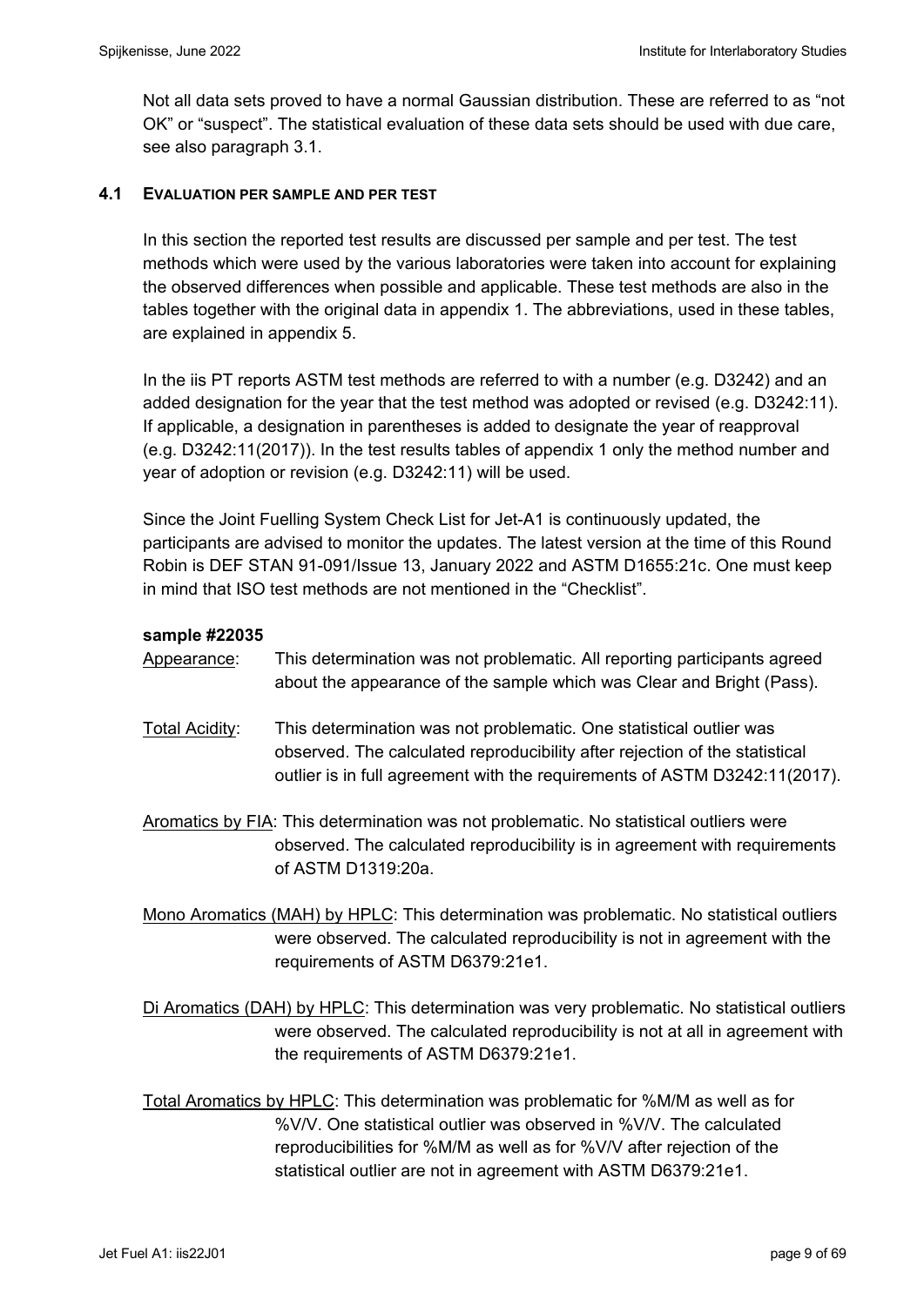Not all data sets proved to have a normal Gaussian distribution. These are referred to as “not OK” or “suspect”. The statistical evaluation of these data sets should be used with due care, see also paragraph 3.1.

### 4.1 EVALUATION PER SAMPLE AND PER TEST

In this section the reported test results are discussed per sample and per test. The test methods which were used by the various laboratories were taken into account for explaining the observed differences when possible and applicable. These test methods are also in the tables together with the original data in appendix 1. The abbreviations, used in these tables, are explained in appendix 5.

In the iis PT reports ASTM test methods are referred to with a number (e.g. D3242) and an added designation for the year that the test method was adopted or revised (e.g. D3242:11). If applicable, a designation in parentheses is added to designate the year of reapproval (e.g. D3242:11(2017)). In the test results tables of appendix 1 only the method number and year of adoption or revision (e.g. D3242:11) will be used.

Since the Joint Fuelling System Check List for Jet-A1 is continuously updated, the participants are advised to monitor the updates. The latest version at the time of this Round Robin is DEF STAN 91-091/Issue 13, January 2022 and ASTM D1655:21c. One must keep in mind that ISO test methods are not mentioned in the “Checklist”.

**sample #22035**

Appearance: This determination was not problematic. All reporting participants agreed about the appearance of the sample which was Clear and Bright (Pass).

Total Acidity: This determination was not problematic. One statistical outlier was observed. The calculated reproducibility after rejection of the statistical outlier is in full agreement with the requirements of ASTM D3242:11(2017).

Aromatics by FIA: This determination was not problematic. No statistical outliers were observed. The calculated reproducibility is in agreement with requirements of ASTM D1319:20a.

Mono Aromatics (MAH) by HPLC: This determination was problematic. No statistical outliers were observed. The calculated reproducibility is not in agreement with the requirements of ASTM D6379:21e1.

Di Aromatics (DAH) by HPLC: This determination was very problematic. No statistical outliers were observed. The calculated reproducibility is not at all in agreement with the requirements of ASTM D6379:21e1.

Total Aromatics by HPLC: This determination was problematic for %M/M as well as for %V/V. One statistical outlier was observed in %V/V. The calculated reproducibilities for %M/M as well as for %V/V after rejection of the statistical outlier are not in agreement with ASTM D6379:21e1.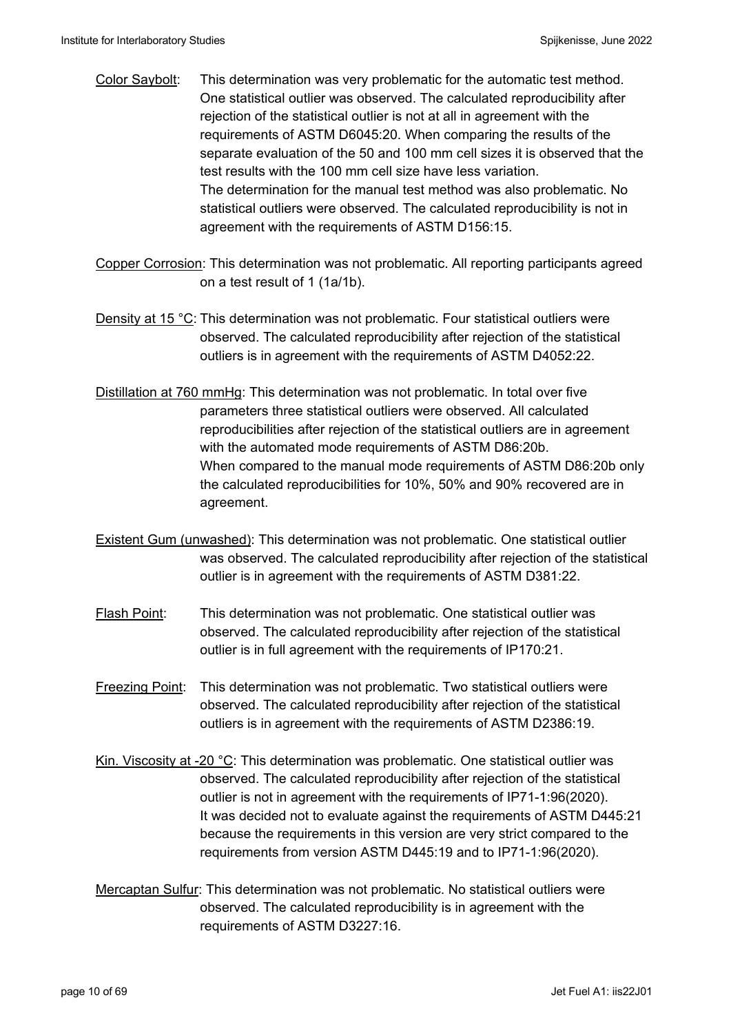Color Saybolt: This determination was very problematic for the automatic test method. One statistical outlier was observed. The calculated reproducibility after rejection of the statistical outlier is not at all in agreement with the requirements of ASTM D6045:20. When comparing the results of the separate evaluation of the 50 and 100 mm cell sizes it is observed that the test results with the 100 mm cell size have less variation.
The determination for the manual test method was also problematic. No statistical outliers were observed. The calculated reproducibility is not in agreement with the requirements of ASTM D156:15.

Copper Corrosion: This determination was not problematic. All reporting participants agreed on a test result of 1 (1a/1b).

Density at 15 °C: This determination was not problematic. Four statistical outliers were observed. The calculated reproducibility after rejection of the statistical outliers is in agreement with the requirements of ASTM D4052:22.

Distillation at 760 mmHg: This determination was not problematic. In total over five parameters three statistical outliers were observed. All calculated reproducibilities after rejection of the statistical outliers are in agreement with the automated mode requirements of ASTM D86:20b.
When compared to the manual mode requirements of ASTM D86:20b only the calculated reproducibilities for 10%, 50% and 90% recovered are in agreement.

Existent Gum (unwashed): This determination was not problematic. One statistical outlier was observed. The calculated reproducibility after rejection of the statistical outlier is in agreement with the requirements of ASTM D381:22.

Flash Point: This determination was not problematic. One statistical outlier was observed. The calculated reproducibility after rejection of the statistical outlier is in full agreement with the requirements of IP170:21.

Freezing Point: This determination was not problematic. Two statistical outliers were observed. The calculated reproducibility after rejection of the statistical outliers is in agreement with the requirements of ASTM D2386:19.

Kin. Viscosity at -20 °C: This determination was problematic. One statistical outlier was observed. The calculated reproducibility after rejection of the statistical outlier is not in agreement with the requirements of IP71-1:96(2020).
It was decided not to evaluate against the requirements of ASTM D445:21 because the requirements in this version are very strict compared to the requirements from version ASTM D445:19 and to IP71-1:96(2020).

Mercaptan Sulfur: This determination was not problematic. No statistical outliers were observed. The calculated reproducibility is in agreement with the requirements of ASTM D3227:16.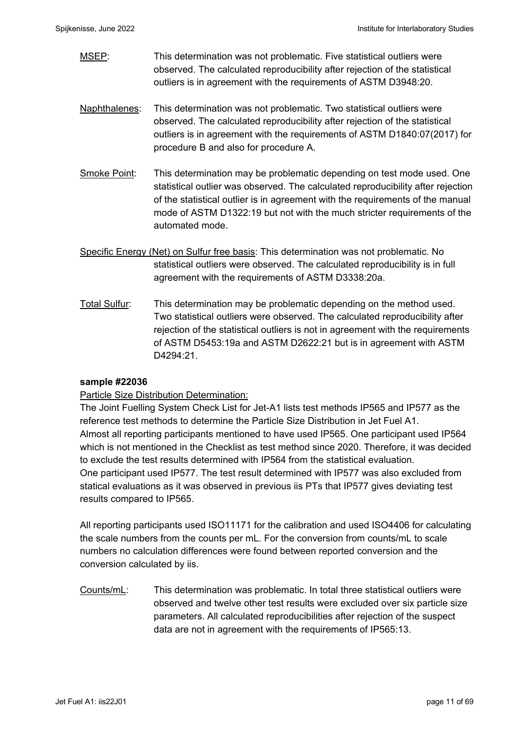<u>MSEP</u>: This determination was not problematic. Five statistical outliers were observed. The calculated reproducibility after rejection of the statistical outliers is in agreement with the requirements of ASTM D3948:20.

<u>Naphthalenes</u>: This determination was not problematic. Two statistical outliers were observed. The calculated reproducibility after rejection of the statistical outliers is in agreement with the requirements of ASTM D1840:07(2017) for procedure B and also for procedure A.

<u>Smoke Point</u>: This determination may be problematic depending on test mode used. One statistical outlier was observed. The calculated reproducibility after rejection of the statistical outlier is in agreement with the requirements of the manual mode of ASTM D1322:19 but not with the much stricter requirements of the automated mode.

<u>Specific Energy (Net) on Sulfur free basis</u>: This determination was not problematic. No statistical outliers were observed. The calculated reproducibility is in full agreement with the requirements of ASTM D3338:20a.

<u>Total Sulfur</u>: This determination may be problematic depending on the method used. Two statistical outliers were observed. The calculated reproducibility after rejection of the statistical outliers is not in agreement with the requirements of ASTM D5453:19a and ASTM D2622:21 but is in agreement with ASTM D4294:21.

**sample #22036**

<u>Particle Size Distribution Determination:</u>

The Joint Fuelling System Check List for Jet-A1 lists test methods IP565 and IP577 as the reference test methods to determine the Particle Size Distribution in Jet Fuel A1.
Almost all reporting participants mentioned to have used IP565. One participant used IP564 which is not mentioned in the Checklist as test method since 2020. Therefore, it was decided to exclude the test results determined with IP564 from the statistical evaluation.
One participant used IP577. The test result determined with IP577 was also excluded from statical evaluations as it was observed in previous iis PTs that IP577 gives deviating test results compared to IP565.

All reporting participants used ISO11171 for the calibration and used ISO4406 for calculating the scale numbers from the counts per mL. For the conversion from counts/mL to scale numbers no calculation differences were found between reported conversion and the conversion calculated by iis.

<u>Counts/mL</u>: This determination was problematic. In total three statistical outliers were observed and twelve other test results were excluded over six particle size parameters. All calculated reproducibilities after rejection of the suspect data are not in agreement with the requirements of IP565:13.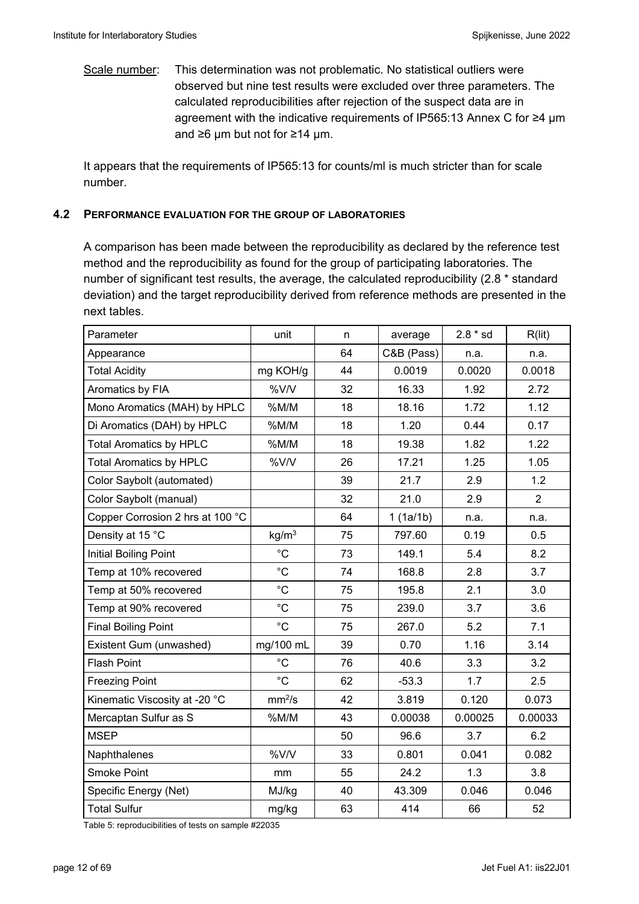Scale number: This determination was not problematic. No statistical outliers were observed but nine test results were excluded over three parameters. The calculated reproducibilities after rejection of the suspect data are in agreement with the indicative requirements of IP565:13 Annex C for ≥4 μm and ≥6 μm but not for ≥14 μm.

It appears that the requirements of IP565:13 for counts/ml is much stricter than for scale number.

## 4.2 PERFORMANCE EVALUATION FOR THE GROUP OF LABORATORIES

A comparison has been made between the reproducibility as declared by the reference test method and the reproducibility as found for the group of participating laboratories. The number of significant test results, the average, the calculated reproducibility (2.8 * standard deviation) and the target reproducibility derived from reference methods are presented in the next tables.

| Parameter | unit | n | average | 2.8 * sd | R(lit) |
|---|---|---|---|---|---|
| Appearance | | 64 | C&B (Pass) | n.a. | n.a. |
| Total Acidity | mg KOH/g | 44 | 0.0019 | 0.0020 | 0.0018 |
| Aromatics by FIA | %V/V | 32 | 16.33 | 1.92 | 2.72 |
| Mono Aromatics (MAH) by HPLC | %M/M | 18 | 18.16 | 1.72 | 1.12 |
| Di Aromatics (DAH) by HPLC | %M/M | 18 | 1.20 | 0.44 | 0.17 |
| Total Aromatics by HPLC | %M/M | 18 | 19.38 | 1.82 | 1.22 |
| Total Aromatics by HPLC | %V/V | 26 | 17.21 | 1.25 | 1.05 |
| Color Saybolt (automated) | | 39 | 21.7 | 2.9 | 1.2 |
| Color Saybolt (manual) | | 32 | 21.0 | 2.9 | 2 |
| Copper Corrosion 2 hrs at 100 °C | | 64 | 1 (1a/1b) | n.a. | n.a. |
| Density at 15 °C | kg/m$^3$ | 75 | 797.60 | 0.19 | 0.5 |
| Initial Boiling Point | °C | 73 | 149.1 | 5.4 | 8.2 |
| Temp at 10% recovered | °C | 74 | 168.8 | 2.8 | 3.7 |
| Temp at 50% recovered | °C | 75 | 195.8 | 2.1 | 3.0 |
| Temp at 90% recovered | °C | 75 | 239.0 | 3.7 | 3.6 |
| Final Boiling Point | °C | 75 | 267.0 | 5.2 | 7.1 |
| Existent Gum (unwashed) | mg/100 mL | 39 | 0.70 | 1.16 | 3.14 |
| Flash Point | °C | 76 | 40.6 | 3.3 | 3.2 |
| Freezing Point | °C | 62 | -53.3 | 1.7 | 2.5 |
| Kinematic Viscosity at -20 °C | mm$^2$/s | 42 | 3.819 | 0.120 | 0.073 |
| Mercaptan Sulfur as S | %M/M | 43 | 0.00038 | 0.00025 | 0.00033 |
| MSEP | | 50 | 96.6 | 3.7 | 6.2 |
| Naphthalenes | %V/V | 33 | 0.801 | 0.041 | 0.082 |
| Smoke Point | mm | 55 | 24.2 | 1.3 | 3.8 |
| Specific Energy (Net) | MJ/kg | 40 | 43.309 | 0.046 | 0.046 |
| Total Sulfur | mg/kg | 63 | 414 | 66 | 52 |

Table 5: reproducibilities of tests on sample #22035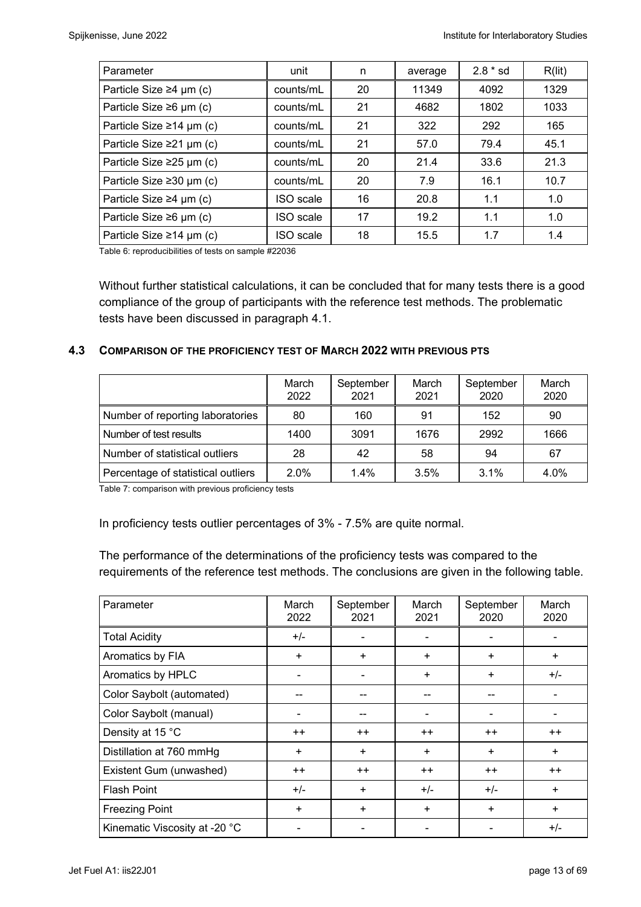| Parameter | unit | n | average | 2.8 * sd | R(lit) |
|---|---|---|---|---|---|
| Particle Size ≥4 μm (c) | counts/mL | 20 | 11349 | 4092 | 1329 |
| Particle Size ≥6 μm (c) | counts/mL | 21 | 4682 | 1802 | 1033 |
| Particle Size ≥14 μm (c) | counts/mL | 21 | 322 | 292 | 165 |
| Particle Size ≥21 μm (c) | counts/mL | 21 | 57.0 | 79.4 | 45.1 |
| Particle Size ≥25 μm (c) | counts/mL | 20 | 21.4 | 33.6 | 21.3 |
| Particle Size ≥30 μm (c) | counts/mL | 20 | 7.9 | 16.1 | 10.7 |
| Particle Size ≥4 μm (c) | ISO scale | 16 | 20.8 | 1.1 | 1.0 |
| Particle Size ≥6 μm (c) | ISO scale | 17 | 19.2 | 1.1 | 1.0 |
| Particle Size ≥14 μm (c) | ISO scale | 18 | 15.5 | 1.7 | 1.4 |

Table 6: reproducibilities of tests on sample #22036

Without further statistical calculations, it can be concluded that for many tests there is a good compliance of the group of participants with the reference test methods. The problematic tests have been discussed in paragraph 4.1.

### 4.3 COMPARISON OF THE PROFICIENCY TEST OF MARCH 2022 WITH PREVIOUS PTS

| | March 2022 | September 2021 | March 2021 | September 2020 | March 2020 |
|---|---|---|---|---|---|
| Number of reporting laboratories | 80 | 160 | 91 | 152 | 90 |
| Number of test results | 1400 | 3091 | 1676 | 2992 | 1666 |
| Number of statistical outliers | 28 | 42 | 58 | 94 | 67 |
| Percentage of statistical outliers | 2.0% | 1.4% | 3.5% | 3.1% | 4.0% |

Table 7: comparison with previous proficiency tests

In proficiency tests outlier percentages of 3% - 7.5% are quite normal.

The performance of the determinations of the proficiency tests was compared to the requirements of the reference test methods. The conclusions are given in the following table.

| Parameter | March 2022 | September 2021 | March 2021 | September 2020 | March 2020 |
|---|---|---|---|---|---|
| Total Acidity | +/- | - | - | - | - |
| Aromatics by FIA | + | + | + | + | + |
| Aromatics by HPLC | - | - | + | + | +/- |
| Color Saybolt (automated) | -- | -- | -- | -- | - |
| Color Saybolt (manual) | - | -- | - | - | - |
| Density at 15 °C | ++ | ++ | ++ | ++ | ++ |
| Distillation at 760 mmHg | + | + | + | + | + |
| Existent Gum (unwashed) | ++ | ++ | ++ | ++ | ++ |
| Flash Point | +/- | + | +/- | +/- | + |
| Freezing Point | + | + | + | + | + |
| Kinematic Viscosity at -20 °C | - | - | - | - | +/- |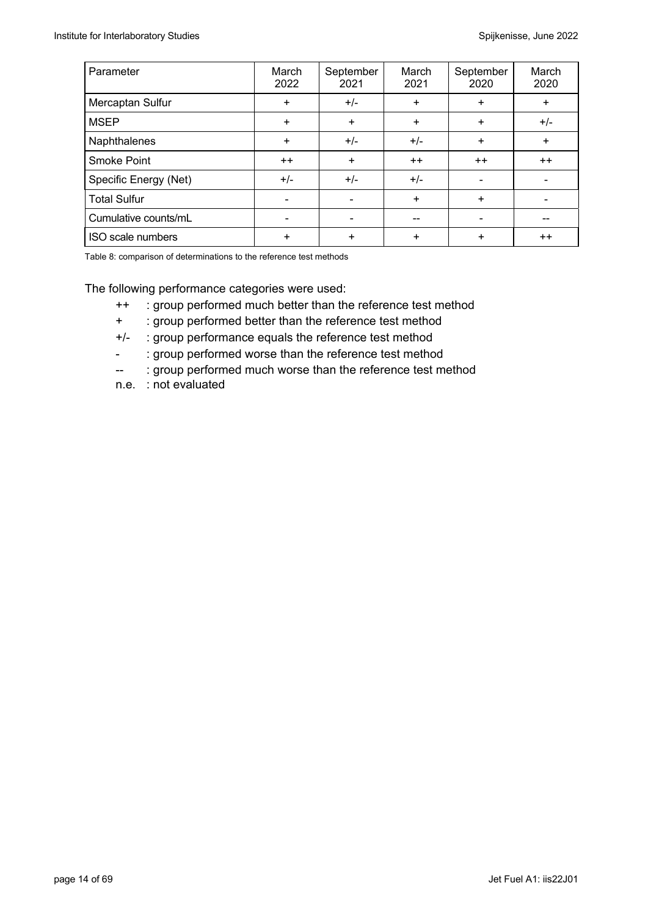| Parameter | March 2022 | September 2021 | March 2021 | September 2020 | March 2020 |
|---|---|---|---|---|---|
| Mercaptan Sulfur | + | +/- | + | + | + |
| MSEP | + | + | + | + | +/- |
| Naphthalenes | + | +/- | +/- | + | + |
| Smoke Point | ++ | + | ++ | ++ | ++ |
| Specific Energy (Net) | +/- | +/- | +/- | - | - |
| Total Sulfur | - | - | + | + | - |
| Cumulative counts/mL | - | - | -- | - | -- |
| ISO scale numbers | + | + | + | + | ++ |

Table 8: comparison of determinations to the reference test methods

The following performance categories were used:

- ++ : group performed much better than the reference test method
- \+ : group performed better than the reference test method
- +/- : group performance equals the reference test method
- \- : group performed worse than the reference test method
- -- : group performed much worse than the reference test method
- n.e. : not evaluated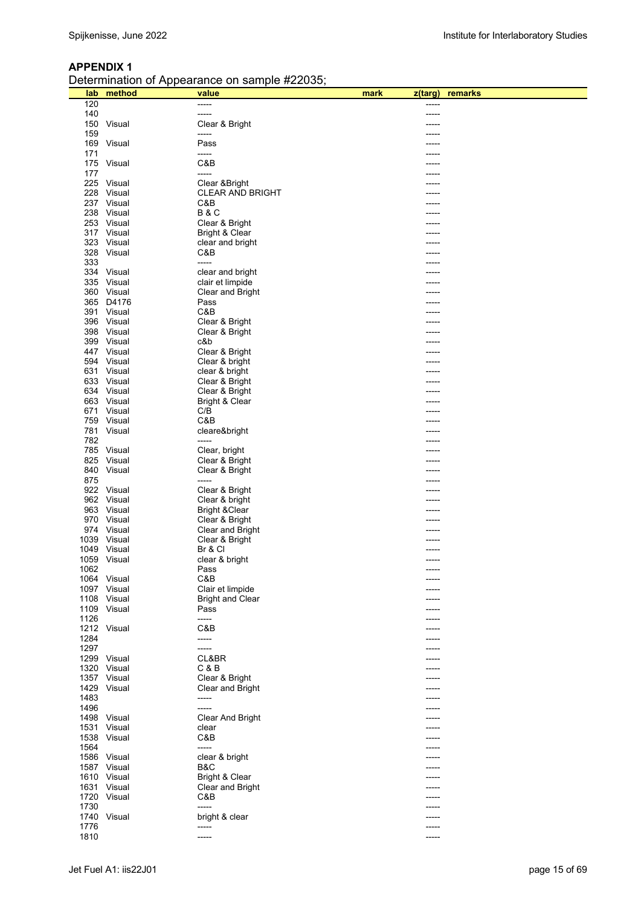## APPENDIX 1

Determination of Appearance on sample #22035;

| lab | method | value | mark | z(targ) | remarks |
|---|---|---|---|---|---|
| 120 | | ----- | | ----- | |
| 140 | | ----- | | ----- | |
| 150 | Visual | Clear & Bright | | ----- | |
| 159 | | ----- | | ----- | |
| 169 | Visual | Pass | | ----- | |
| 171 | | ----- | | ----- | |
| 175 | Visual | C&B | | ----- | |
| 177 | | ----- | | ----- | |
| 225 | Visual | Clear &Bright | | ----- | |
| 228 | Visual | CLEAR AND BRIGHT | | ----- | |
| 237 | Visual | C&B | | ----- | |
| 238 | Visual | B & C | | ----- | |
| 253 | Visual | Clear & Bright | | ----- | |
| 317 | Visual | Bright & Clear | | ----- | |
| 323 | Visual | clear and bright | | ----- | |
| 328 | Visual | C&B | | ----- | |
| 333 | | ----- | | ----- | |
| 334 | Visual | clear and bright | | ----- | |
| 335 | Visual | clair et limpide | | ----- | |
| 360 | Visual | Clear and Bright | | ----- | |
| 365 | D4176 | Pass | | ----- | |
| 391 | Visual | C&B | | ----- | |
| 396 | Visual | Clear & Bright | | ----- | |
| 398 | Visual | Clear & Bright | | ----- | |
| 399 | Visual | c&b | | ----- | |
| 447 | Visual | Clear & Bright | | ----- | |
| 594 | Visual | Clear & bright | | ----- | |
| 631 | Visual | clear & bright | | ----- | |
| 633 | Visual | Clear & Bright | | ----- | |
| 634 | Visual | Clear & Bright | | ----- | |
| 663 | Visual | Bright & Clear | | ----- | |
| 671 | Visual | C/B | | ----- | |
| 759 | Visual | C&B | | ----- | |
| 781 | Visual | cleare&bright | | ----- | |
| 782 | | ----- | | ----- | |
| 785 | Visual | Clear, bright | | ----- | |
| 825 | Visual | Clear & Bright | | ----- | |
| 840 | Visual | Clear & Bright | | ----- | |
| 875 | | ----- | | ----- | |
| 922 | Visual | Clear & Bright | | ----- | |
| 962 | Visual | Clear & bright | | ----- | |
| 963 | Visual | Bright &Clear | | ----- | |
| 970 | Visual | Clear & Bright | | ----- | |
| 974 | Visual | Clear and Bright | | ----- | |
| 1039 | Visual | Clear & Bright | | ----- | |
| 1049 | Visual | Br & Cl | | ----- | |
| 1059 | Visual | clear & bright | | ----- | |
| 1062 | | Pass | | ----- | |
| 1064 | Visual | C&B | | ----- | |
| 1097 | Visual | Clair et limpide | | ----- | |
| 1108 | Visual | Bright and Clear | | ----- | |
| 1109 | Visual | Pass | | ----- | |
| 1126 | | ----- | | ----- | |
| 1212 | Visual | C&B | | ----- | |
| 1284 | | ----- | | ----- | |
| 1297 | | ----- | | ----- | |
| 1299 | Visual | CL&BR | | ----- | |
| 1320 | Visual | C & B | | ----- | |
| 1357 | Visual | Clear & Bright | | ----- | |
| 1429 | Visual | Clear and Bright | | ----- | |
| 1483 | | ----- | | ----- | |
| 1496 | | ----- | | ----- | |
| 1498 | Visual | Clear And Bright | | ----- | |
| 1531 | Visual | clear | | ----- | |
| 1538 | Visual | C&B | | ----- | |
| 1564 | | ----- | | ----- | |
| 1586 | Visual | clear & bright | | ----- | |
| 1587 | Visual | B&C | | ----- | |
| 1610 | Visual | Bright & Clear | | ----- | |
| 1631 | Visual | Clear and Bright | | ----- | |
| 1720 | Visual | C&B | | ----- | |
| 1730 | | ----- | | ----- | |
| 1740 | Visual | bright & clear | | ----- | |
| 1776 | | ----- | | ----- | |
| 1810 | | ----- | | ----- | |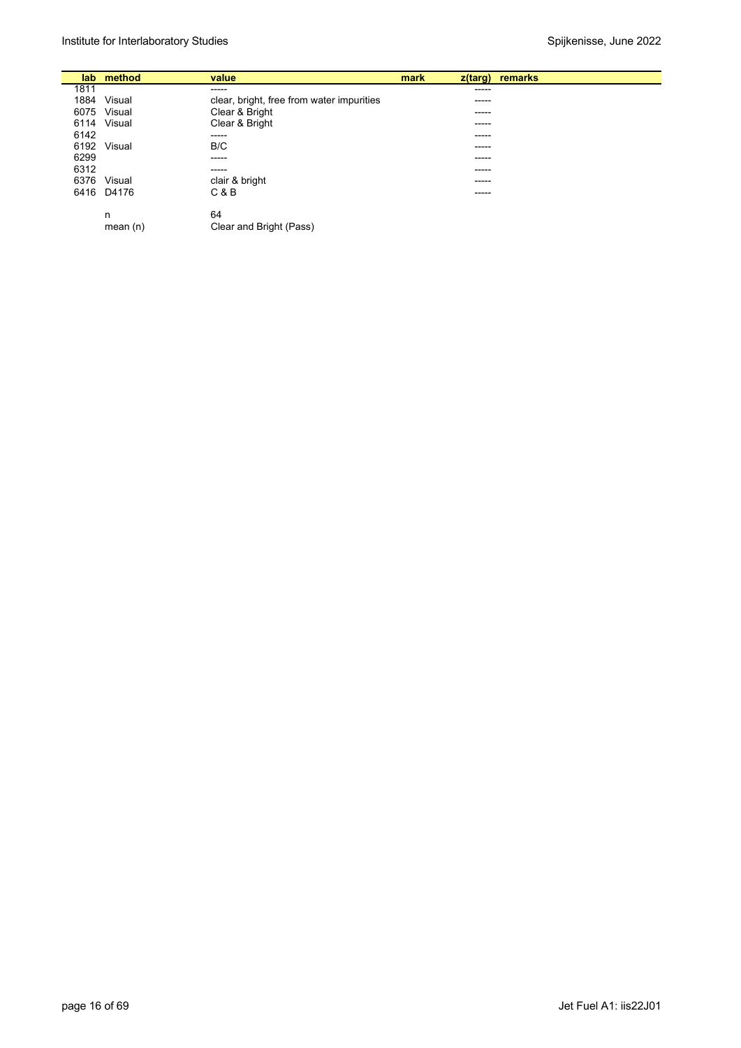| lab | method | value | mark | z(targ) | remarks |
| --- | --- | --- | --- | --- | --- |
| 1811 | | ----- | | ----- | |
| 1884 | Visual | clear, bright, free from water impurities | | ----- | |
| 6075 | Visual | Clear & Bright | | ----- | |
| 6114 | Visual | Clear & Bright | | ----- | |
| 6142 | | ----- | | ----- | |
| 6192 | Visual | B/C | | ----- | |
| 6299 | | ----- | | ----- | |
| 6312 | | ----- | | ----- | |
| 6376 | Visual | clair & bright | | ----- | |
| 6416 | D4176 | C & B | | ----- | |
| | | | | | |
| | n | 64 | | | |
| | mean (n) | Clear and Bright (Pass) | | | |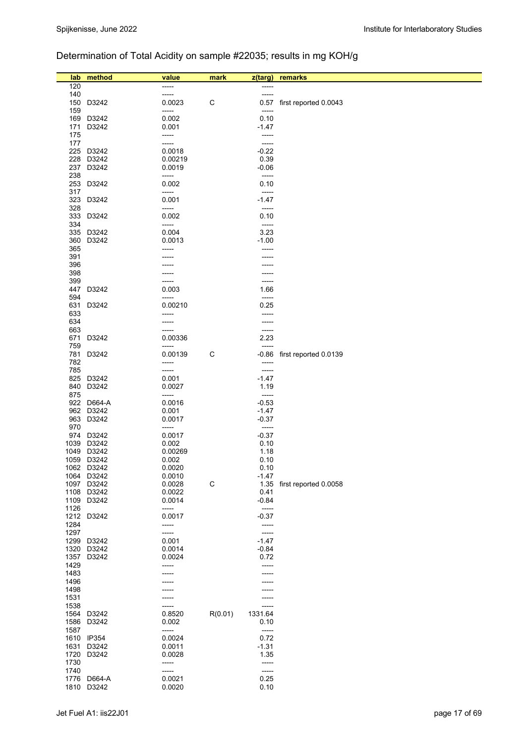## Determination of Total Acidity on sample #22035; results in mg KOH/g

| lab | method | value | mark | z(targ) | remarks |
|---|---|---|---|---|---|
| 120 | | ----- | | ----- | |
| 140 | | ----- | | ----- | |
| 150 | D3242 | 0.0023 | C | 0.57 | first reported 0.0043 |
| 159 | | ----- | | ----- | |
| 169 | D3242 | 0.002 | | 0.10 | |
| 171 | D3242 | 0.001 | | -1.47 | |
| 175 | | ----- | | ----- | |
| 177 | | ----- | | ----- | |
| 225 | D3242 | 0.0018 | | -0.22 | |
| 228 | D3242 | 0.00219 | | 0.39 | |
| 237 | D3242 | 0.0019 | | -0.06 | |
| 238 | | ----- | | ----- | |
| 253 | D3242 | 0.002 | | 0.10 | |
| 317 | | ----- | | ----- | |
| 323 | D3242 | 0.001 | | -1.47 | |
| 328 | | ----- | | ----- | |
| 333 | D3242 | 0.002 | | 0.10 | |
| 334 | | ----- | | ----- | |
| 335 | D3242 | 0.004 | | 3.23 | |
| 360 | D3242 | 0.0013 | | -1.00 | |
| 365 | | ----- | | ----- | |
| 391 | | ----- | | ----- | |
| 396 | | ----- | | ----- | |
| 398 | | ----- | | ----- | |
| 399 | | ----- | | ----- | |
| 447 | D3242 | 0.003 | | 1.66 | |
| 594 | | ----- | | ----- | |
| 631 | D3242 | 0.00210 | | 0.25 | |
| 633 | | ----- | | ----- | |
| 634 | | ----- | | ----- | |
| 663 | | ----- | | ----- | |
| 671 | D3242 | 0.00336 | | 2.23 | |
| 759 | | ----- | | ----- | |
| 781 | D3242 | 0.00139 | C | -0.86 | first reported 0.0139 |
| 782 | | ----- | | ----- | |
| 785 | | ----- | | ----- | |
| 825 | D3242 | 0.001 | | -1.47 | |
| 840 | D3242 | 0.0027 | | 1.19 | |
| 875 | | ----- | | ----- | |
| 922 | D664-A | 0.0016 | | -0.53 | |
| 962 | D3242 | 0.001 | | -1.47 | |
| 963 | D3242 | 0.0017 | | -0.37 | |
| 970 | | ----- | | ----- | |
| 974 | D3242 | 0.0017 | | -0.37 | |
| 1039 | D3242 | 0.002 | | 0.10 | |
| 1049 | D3242 | 0.00269 | | 1.18 | |
| 1059 | D3242 | 0.002 | | 0.10 | |
| 1062 | D3242 | 0.0020 | | 0.10 | |
| 1064 | D3242 | 0.0010 | | -1.47 | |
| 1097 | D3242 | 0.0028 | C | 1.35 | first reported 0.0058 |
| 1108 | D3242 | 0.0022 | | 0.41 | |
| 1109 | D3242 | 0.0014 | | -0.84 | |
| 1126 | | ----- | | ----- | |
| 1212 | D3242 | 0.0017 | | -0.37 | |
| 1284 | | ----- | | ----- | |
| 1297 | | ----- | | ----- | |
| 1299 | D3242 | 0.001 | | -1.47 | |
| 1320 | D3242 | 0.0014 | | -0.84 | |
| 1357 | D3242 | 0.0024 | | 0.72 | |
| 1429 | | ----- | | ----- | |
| 1483 | | ----- | | ----- | |
| 1496 | | ----- | | ----- | |
| 1498 | | ----- | | ----- | |
| 1531 | | ----- | | ----- | |
| 1538 | | ----- | | ----- | |
| 1564 | D3242 | 0.8520 | R(0.01) | 1331.64 | |
| 1586 | D3242 | 0.002 | | 0.10 | |
| 1587 | | ----- | | ----- | |
| 1610 | IP354 | 0.0024 | | 0.72 | |
| 1631 | D3242 | 0.0011 | | -1.31 | |
| 1720 | D3242 | 0.0028 | | 1.35 | |
| 1730 | | ----- | | ----- | |
| 1740 | | ----- | | ----- | |
| 1776 | D664-A | 0.0021 | | 0.25 | |
| 1810 | D3242 | 0.0020 | | 0.10 | |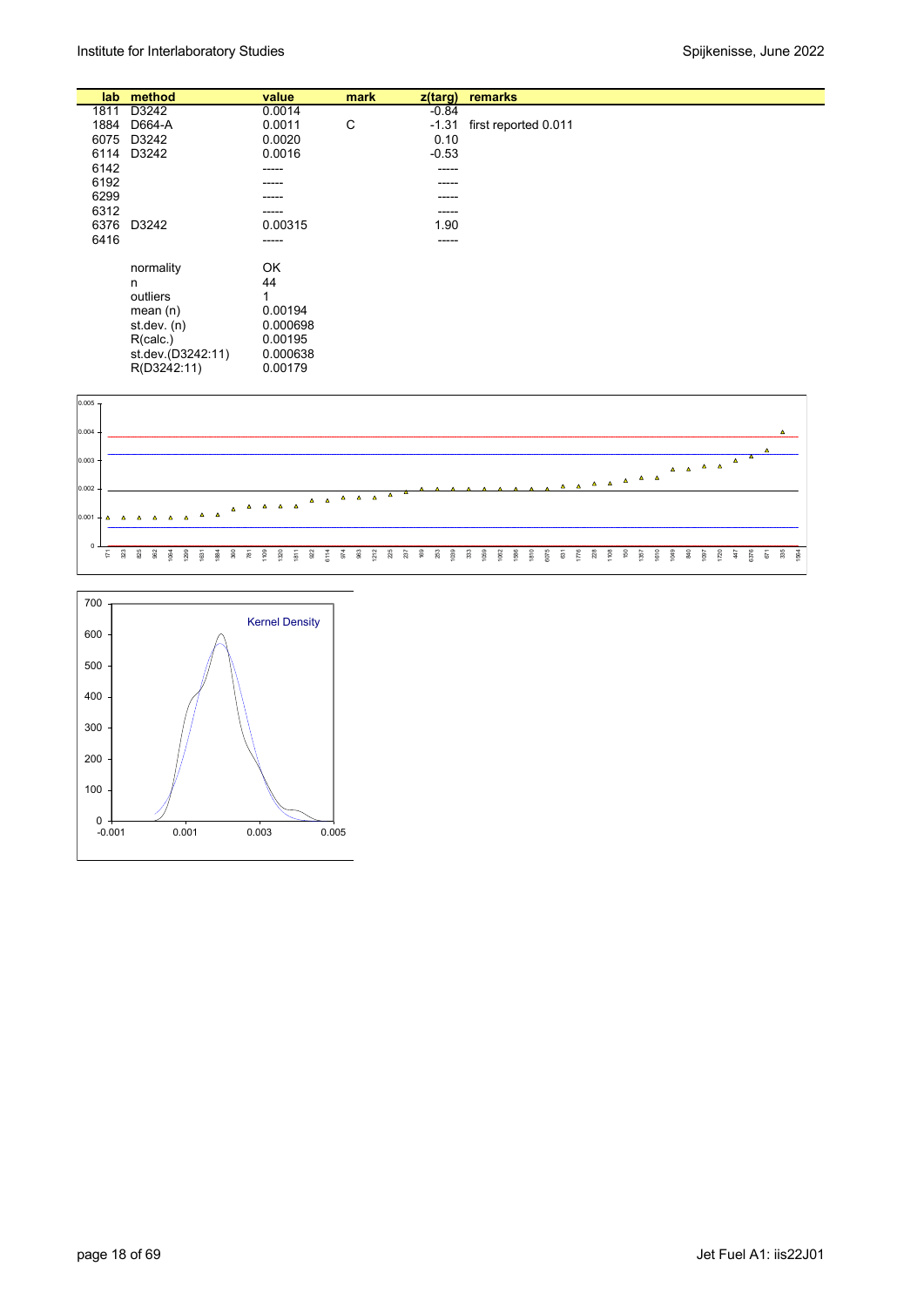| lab | method | value | mark | z(targ) | remarks |
|---|---|---|---|---|---|
| 1811 | D3242 | 0.0014 | | -0.84 | |
| 1884 | D664-A | 0.0011 | C | -1.31 | first reported 0.011 |
| 6075 | D3242 | 0.0020 | | 0.10 | |
| 6114 | D3242 | 0.0016 | | -0.53 | |
| 6142 | | ----- | | ----- | |
| 6192 | | ----- | | ----- | |
| 6299 | | ----- | | ----- | |
| 6312 | | ----- | | ----- | |
| 6376 | D3242 | 0.00315 | | 1.90 | |
| 6416 | | ----- | | ----- | |

| | |
|---|---|
| normality | OK |
| n | 44 |
| outliers | 1 |
| mean (n) | 0.00194 |
| st.dev. (n) | 0.000698 |
| R(calc.) | 0.00195 |
| st.dev.(D3242:11) | 0.000638 |
| R(D3242:11) | 0.00179 |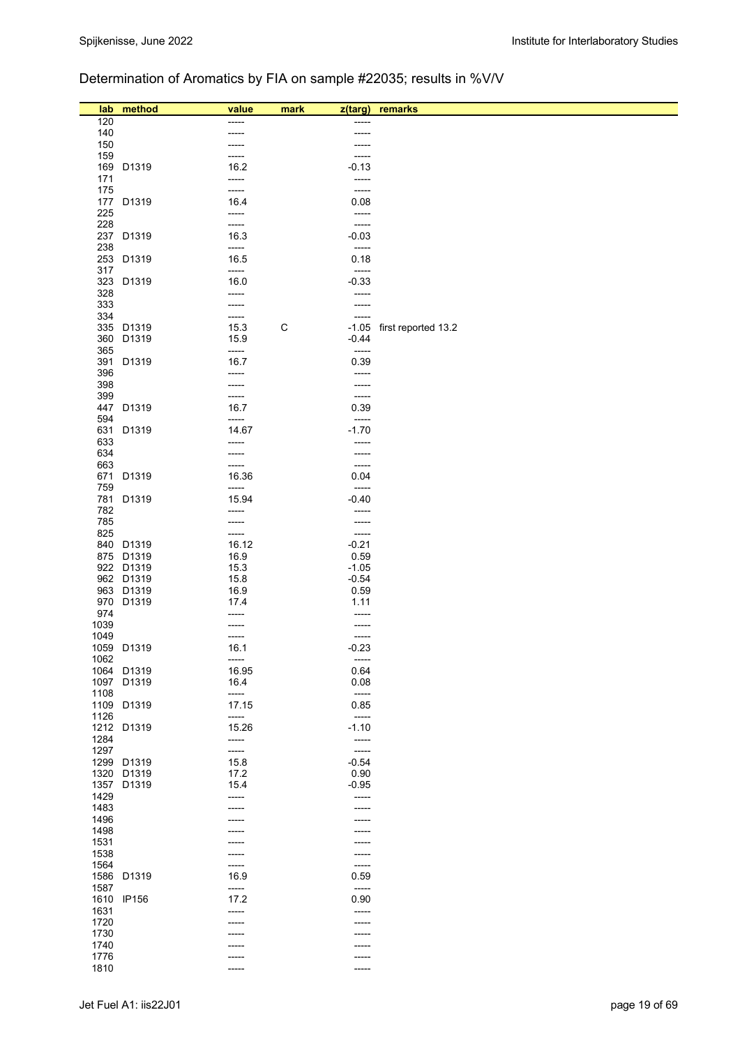## Determination of Aromatics by FIA on sample #22035; results in %V/V

| lab | method | value | mark | z(targ) | remarks |
|---|---|---|---|---|---|
| 120 | | ----- | | ----- | |
| 140 | | ----- | | ----- | |
| 150 | | ----- | | ----- | |
| 159 | | ----- | | ----- | |
| 169 | D1319 | 16.2 | | -0.13 | |
| 171 | | ----- | | ----- | |
| 175 | | ----- | | ----- | |
| 177 | D1319 | 16.4 | | 0.08 | |
| 225 | | ----- | | ----- | |
| 228 | | ----- | | ----- | |
| 237 | D1319 | 16.3 | | -0.03 | |
| 238 | | ----- | | ----- | |
| 253 | D1319 | 16.5 | | 0.18 | |
| 317 | | ----- | | ----- | |
| 323 | D1319 | 16.0 | | -0.33 | |
| 328 | | ----- | | ----- | |
| 333 | | ----- | | ----- | |
| 334 | | ----- | | ----- | |
| 335 | D1319 | 15.3 | C | -1.05 | first reported 13.2 |
| 360 | D1319 | 15.9 | | -0.44 | |
| 365 | | ----- | | ----- | |
| 391 | D1319 | 16.7 | | 0.39 | |
| 396 | | ----- | | ----- | |
| 398 | | ----- | | ----- | |
| 399 | | ----- | | ----- | |
| 447 | D1319 | 16.7 | | 0.39 | |
| 594 | | ----- | | ----- | |
| 631 | D1319 | 14.67 | | -1.70 | |
| 633 | | ----- | | ----- | |
| 634 | | ----- | | ----- | |
| 663 | | ----- | | ----- | |
| 671 | D1319 | 16.36 | | 0.04 | |
| 759 | | ----- | | ----- | |
| 781 | D1319 | 15.94 | | -0.40 | |
| 782 | | ----- | | ----- | |
| 785 | | ----- | | ----- | |
| 825 | | ----- | | ----- | |
| 840 | D1319 | 16.12 | | -0.21 | |
| 875 | D1319 | 16.9 | | 0.59 | |
| 922 | D1319 | 15.3 | | -1.05 | |
| 962 | D1319 | 15.8 | | -0.54 | |
| 963 | D1319 | 16.9 | | 0.59 | |
| 970 | D1319 | 17.4 | | 1.11 | |
| 974 | | ----- | | ----- | |
| 1039 | | ----- | | ----- | |
| 1049 | | ----- | | ----- | |
| 1059 | D1319 | 16.1 | | -0.23 | |
| 1062 | | ----- | | ----- | |
| 1064 | D1319 | 16.95 | | 0.64 | |
| 1097 | D1319 | 16.4 | | 0.08 | |
| 1108 | | ----- | | ----- | |
| 1109 | D1319 | 17.15 | | 0.85 | |
| 1126 | | ----- | | ----- | |
| 1212 | D1319 | 15.26 | | -1.10 | |
| 1284 | | ----- | | ----- | |
| 1297 | | ----- | | ----- | |
| 1299 | D1319 | 15.8 | | -0.54 | |
| 1320 | D1319 | 17.2 | | 0.90 | |
| 1357 | D1319 | 15.4 | | -0.95 | |
| 1429 | | ----- | | ----- | |
| 1483 | | ----- | | ----- | |
| 1496 | | ----- | | ----- | |
| 1498 | | ----- | | ----- | |
| 1531 | | ----- | | ----- | |
| 1538 | | ----- | | ----- | |
| 1564 | | ----- | | ----- | |
| 1586 | D1319 | 16.9 | | 0.59 | |
| 1587 | | ----- | | ----- | |
| 1610 | IP156 | 17.2 | | 0.90 | |
| 1631 | | ----- | | ----- | |
| 1720 | | ----- | | ----- | |
| 1730 | | ----- | | ----- | |
| 1740 | | ----- | | ----- | |
| 1776 | | ----- | | ----- | |
| 1810 | | ----- | | ----- | |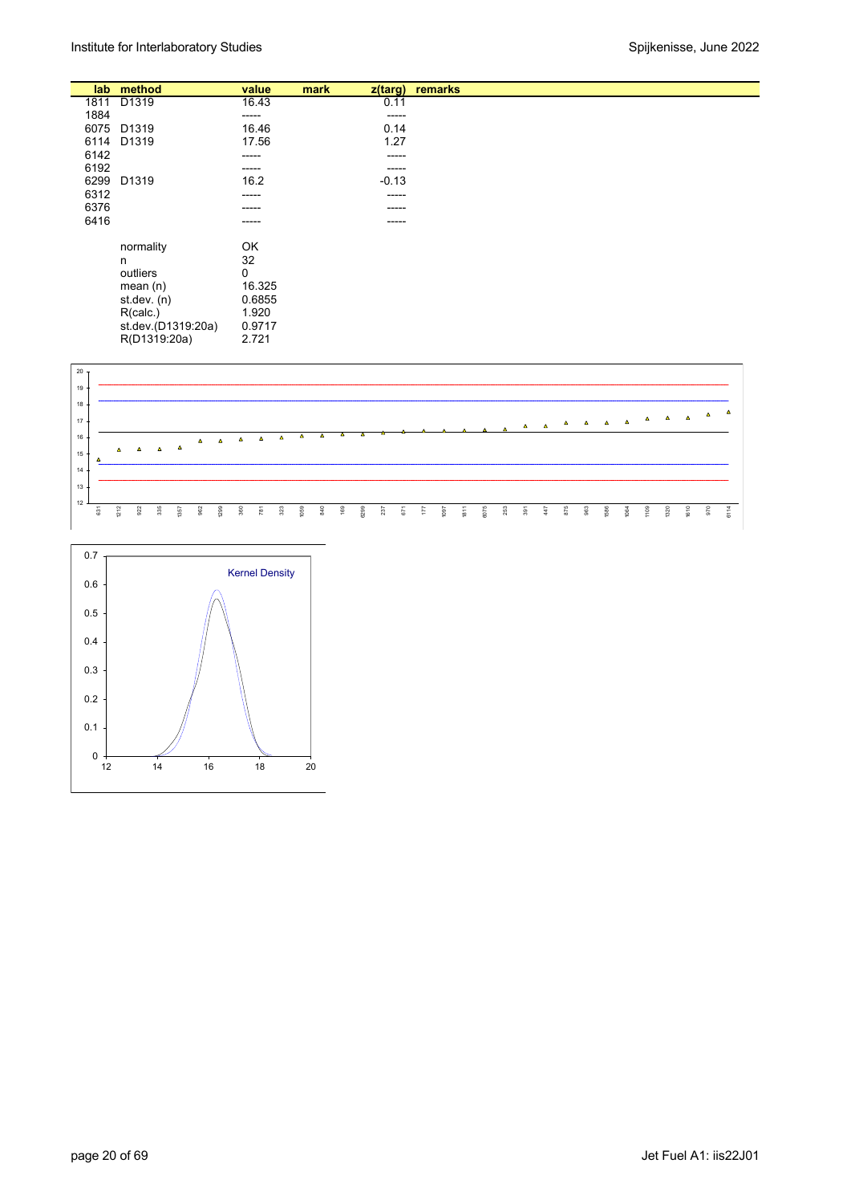| lab | method | value | mark | z(targ) | remarks |
|---|---|---|---|---|---|
| 1811 | D1319 | 16.43 | | 0.11 | |
| 1884 | | ----- | | ----- | |
| 6075 | D1319 | 16.46 | | 0.14 | |
| 6114 | D1319 | 17.56 | | 1.27 | |
| 6142 | | ----- | | ----- | |
| 6192 | | ----- | | ----- | |
| 6299 | D1319 | 16.2 | | -0.13 | |
| 6312 | | ----- | | ----- | |
| 6376 | | ----- | | ----- | |
| 6416 | | ----- | | ----- | |

| | |
|---|---|
| normality | OK |
| n | 32 |
| outliers | 0 |
| mean (n) | 16.325 |
| st.dev. (n) | 0.6855 |
| R(calc.) | 1.920 |
| st.dev.(D1319:20a) | 0.9717 |
| R(D1319:20a) | 2.721 |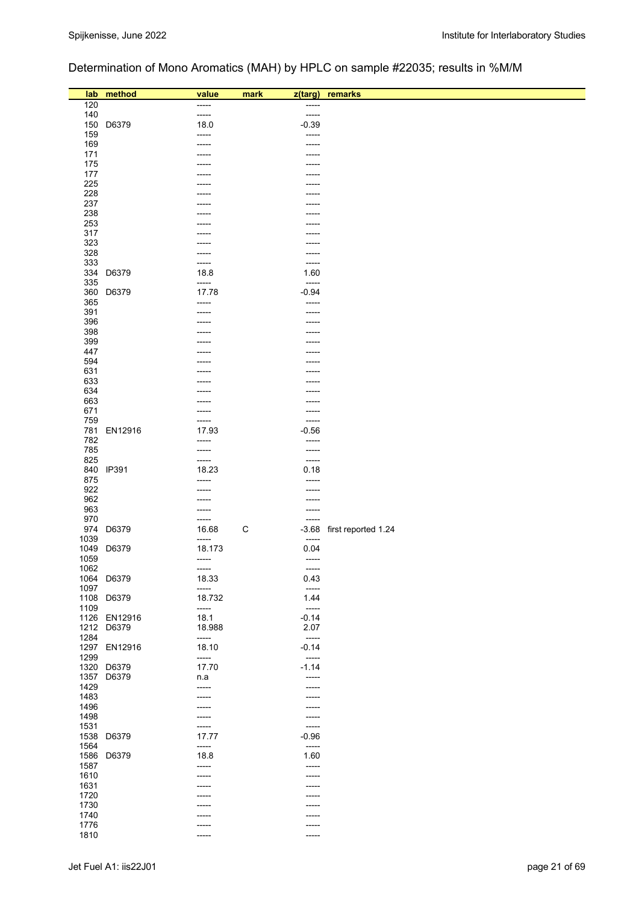Determination of Mono Aromatics (MAH) by HPLC on sample #22035; results in %M/M

| lab | method | value | mark | z(targ) | remarks |
|---|---|---|---|---|---|
| 120 | | ----- | | ----- | |
| 140 | | ----- | | ----- | |
| 150 | D6379 | 18.0 | | -0.39 | |
| 159 | | ----- | | ----- | |
| 169 | | ----- | | ----- | |
| 171 | | ----- | | ----- | |
| 175 | | ----- | | ----- | |
| 177 | | ----- | | ----- | |
| 225 | | ----- | | ----- | |
| 228 | | ----- | | ----- | |
| 237 | | ----- | | ----- | |
| 238 | | ----- | | ----- | |
| 253 | | ----- | | ----- | |
| 317 | | ----- | | ----- | |
| 323 | | ----- | | ----- | |
| 328 | | ----- | | ----- | |
| 333 | | ----- | | ----- | |
| 334 | D6379 | 18.8 | | 1.60 | |
| 335 | | ----- | | ----- | |
| 360 | D6379 | 17.78 | | -0.94 | |
| 365 | | ----- | | ----- | |
| 391 | | ----- | | ----- | |
| 396 | | ----- | | ----- | |
| 398 | | ----- | | ----- | |
| 399 | | ----- | | ----- | |
| 447 | | ----- | | ----- | |
| 594 | | ----- | | ----- | |
| 631 | | ----- | | ----- | |
| 633 | | ----- | | ----- | |
| 634 | | ----- | | ----- | |
| 663 | | ----- | | ----- | |
| 671 | | ----- | | ----- | |
| 759 | | ----- | | ----- | |
| 781 | EN12916 | 17.93 | | -0.56 | |
| 782 | | ----- | | ----- | |
| 785 | | ----- | | ----- | |
| 825 | | ----- | | ----- | |
| 840 | IP391 | 18.23 | | 0.18 | |
| 875 | | ----- | | ----- | |
| 922 | | ----- | | ----- | |
| 962 | | ----- | | ----- | |
| 963 | | ----- | | ----- | |
| 970 | | ----- | | ----- | |
| 974 | D6379 | 16.68 | C | -3.68 | first reported 1.24 |
| 1039 | | ----- | | ----- | |
| 1049 | D6379 | 18.173 | | 0.04 | |
| 1059 | | ----- | | ----- | |
| 1062 | | ----- | | ----- | |
| 1064 | D6379 | 18.33 | | 0.43 | |
| 1097 | | ----- | | ----- | |
| 1108 | D6379 | 18.732 | | 1.44 | |
| 1109 | | ----- | | ----- | |
| 1126 | EN12916 | 18.1 | | -0.14 | |
| 1212 | D6379 | 18.988 | | 2.07 | |
| 1284 | | ----- | | ----- | |
| 1297 | EN12916 | 18.10 | | -0.14 | |
| 1299 | | ----- | | ----- | |
| 1320 | D6379 | 17.70 | | -1.14 | |
| 1357 | D6379 | n.a | | ----- | |
| 1429 | | ----- | | ----- | |
| 1483 | | ----- | | ----- | |
| 1496 | | ----- | | ----- | |
| 1498 | | ----- | | ----- | |
| 1531 | | ----- | | ----- | |
| 1538 | D6379 | 17.77 | | -0.96 | |
| 1564 | | ----- | | ----- | |
| 1586 | D6379 | 18.8 | | 1.60 | |
| 1587 | | ----- | | ----- | |
| 1610 | | ----- | | ----- | |
| 1631 | | ----- | | ----- | |
| 1720 | | ----- | | ----- | |
| 1730 | | ----- | | ----- | |
| 1740 | | ----- | | ----- | |
| 1776 | | ----- | | ----- | |
| 1810 | | ----- | | ----- | |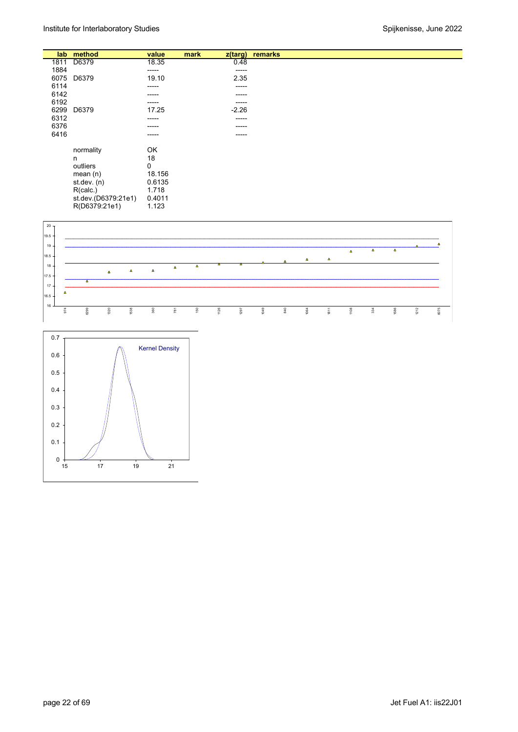| lab | method | value | mark | z(targ) | remarks |
|---|---|---|---|---|---|
| 1811 | D6379 | 18.35 | | 0.48 | |
| 1884 | | ----- | | ----- | |
| 6075 | D6379 | 19.10 | | 2.35 | |
| 6114 | | ----- | | ----- | |
| 6142 | | ----- | | ----- | |
| 6192 | | ----- | | ----- | |
| 6299 | D6379 | 17.25 | | -2.26 | |
| 6312 | | ----- | | ----- | |
| 6376 | | ----- | | ----- | |
| 6416 | | ----- | | ----- | |

| | |
|---|---|
| normality | OK |
| n | 18 |
| outliers | 0 |
| mean (n) | 18.156 |
| st.dev. (n) | 0.6135 |
| R(calc.) | 1.718 |
| st.dev.(D6379:21e1) | 0.4011 |
| R(D6379:21e1) | 1.123 |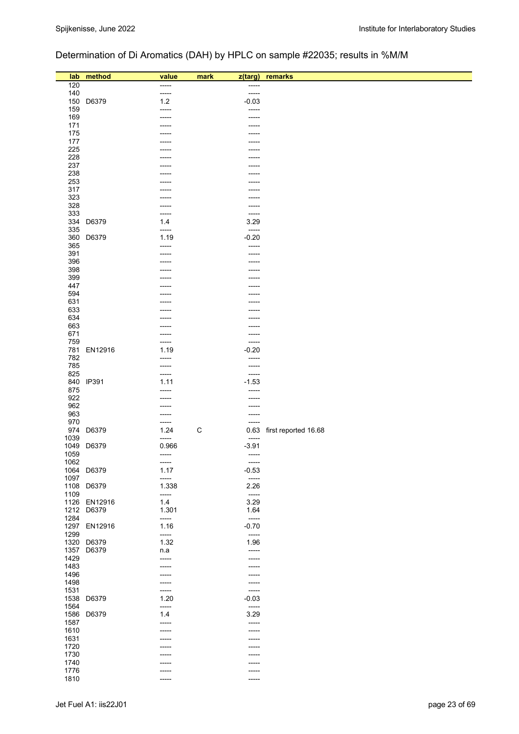## Determination of Di Aromatics (DAH) by HPLC on sample #22035; results in %M/M

| lab | method | value | mark | z(targ) | remarks |
|---|---|---|---|---|---|
| 120 | | ----- | | ----- | |
| 140 | | ----- | | ----- | |
| 150 | D6379 | 1.2 | | -0.03 | |
| 159 | | ----- | | ----- | |
| 169 | | ----- | | ----- | |
| 171 | | ----- | | ----- | |
| 175 | | ----- | | ----- | |
| 177 | | ----- | | ----- | |
| 225 | | ----- | | ----- | |
| 228 | | ----- | | ----- | |
| 237 | | ----- | | ----- | |
| 238 | | ----- | | ----- | |
| 253 | | ----- | | ----- | |
| 317 | | ----- | | ----- | |
| 323 | | ----- | | ----- | |
| 328 | | ----- | | ----- | |
| 333 | | ----- | | ----- | |
| 334 | D6379 | 1.4 | | 3.29 | |
| 335 | | ----- | | ----- | |
| 360 | D6379 | 1.19 | | -0.20 | |
| 365 | | ----- | | ----- | |
| 391 | | ----- | | ----- | |
| 396 | | ----- | | ----- | |
| 398 | | ----- | | ----- | |
| 399 | | ----- | | ----- | |
| 447 | | ----- | | ----- | |
| 594 | | ----- | | ----- | |
| 631 | | ----- | | ----- | |
| 633 | | ----- | | ----- | |
| 634 | | ----- | | ----- | |
| 663 | | ----- | | ----- | |
| 671 | | ----- | | ----- | |
| 759 | | ----- | | ----- | |
| 781 | EN12916 | 1.19 | | -0.20 | |
| 782 | | ----- | | ----- | |
| 785 | | ----- | | ----- | |
| 825 | | ----- | | ----- | |
| 840 | IP391 | 1.11 | | -1.53 | |
| 875 | | ----- | | ----- | |
| 922 | | ----- | | ----- | |
| 962 | | ----- | | ----- | |
| 963 | | ----- | | ----- | |
| 970 | | ----- | | ----- | |
| 974 | D6379 | 1.24 | C | 0.63 | first reported 16.68 |
| 1039 | | ----- | | ----- | |
| 1049 | D6379 | 0.966 | | -3.91 | |
| 1059 | | ----- | | ----- | |
| 1062 | | ----- | | ----- | |
| 1064 | D6379 | 1.17 | | -0.53 | |
| 1097 | | ----- | | ----- | |
| 1108 | D6379 | 1.338 | | 2.26 | |
| 1109 | | ----- | | ----- | |
| 1126 | EN12916 | 1.4 | | 3.29 | |
| 1212 | D6379 | 1.301 | | 1.64 | |
| 1284 | | ----- | | ----- | |
| 1297 | EN12916 | 1.16 | | -0.70 | |
| 1299 | | ----- | | ----- | |
| 1320 | D6379 | 1.32 | | 1.96 | |
| 1357 | D6379 | n.a | | ----- | |
| 1429 | | ----- | | ----- | |
| 1483 | | ----- | | ----- | |
| 1496 | | ----- | | ----- | |
| 1498 | | ----- | | ----- | |
| 1531 | | ----- | | ----- | |
| 1538 | D6379 | 1.20 | | -0.03 | |
| 1564 | | ----- | | ----- | |
| 1586 | D6379 | 1.4 | | 3.29 | |
| 1587 | | ----- | | ----- | |
| 1610 | | ----- | | ----- | |
| 1631 | | ----- | | ----- | |
| 1720 | | ----- | | ----- | |
| 1730 | | ----- | | ----- | |
| 1740 | | ----- | | ----- | |
| 1776 | | ----- | | ----- | |
| 1810 | | ----- | | ----- | |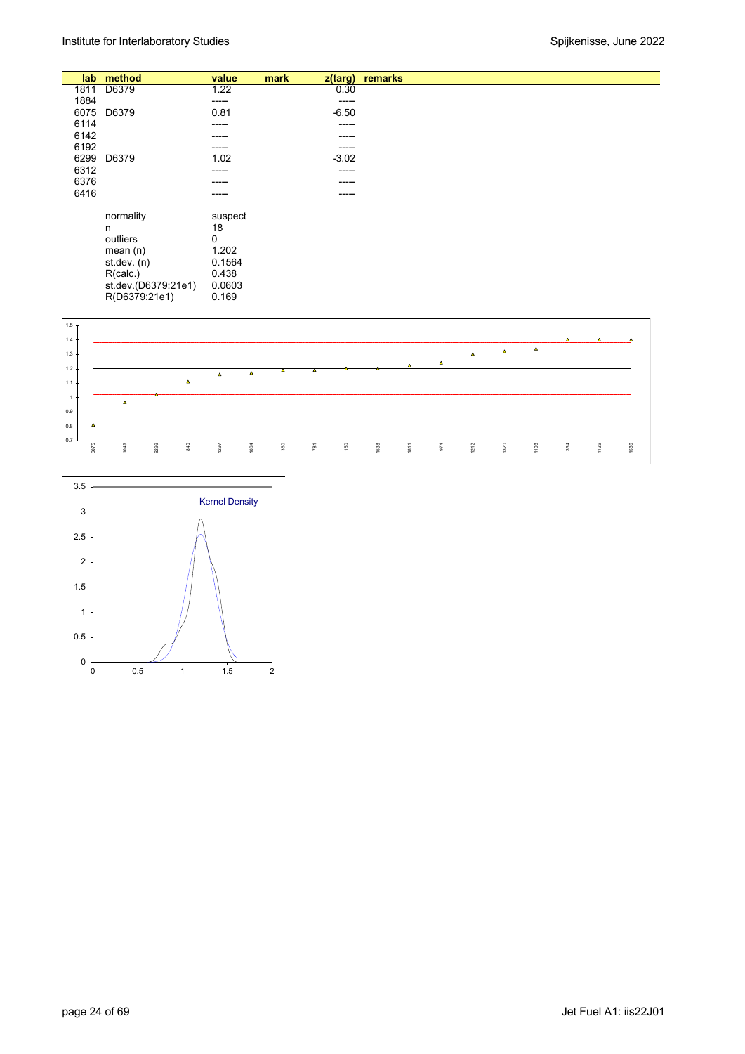| lab | method | value | mark | z(targ) | remarks |
|---|---|---|---|---|---|
| 1811 | D6379 | 1.22 | | 0.30 | |
| 1884 | | ----- | | ----- | |
| 6075 | D6379 | 0.81 | | -6.50 | |
| 6114 | | ----- | | ----- | |
| 6142 | | ----- | | ----- | |
| 6192 | | ----- | | ----- | |
| 6299 | D6379 | 1.02 | | -3.02 | |
| 6312 | | ----- | | ----- | |
| 6376 | | ----- | | ----- | |
| 6416 | | ----- | | ----- | |

| | |
|---|---|
| normality | suspect |
| n | 18 |
| outliers | 0 |
| mean (n) | 1.202 |
| st.dev. (n) | 0.1564 |
| R(calc.) | 0.438 |
| st.dev.(D6379:21e1) | 0.0603 |
| R(D6379:21e1) | 0.169 |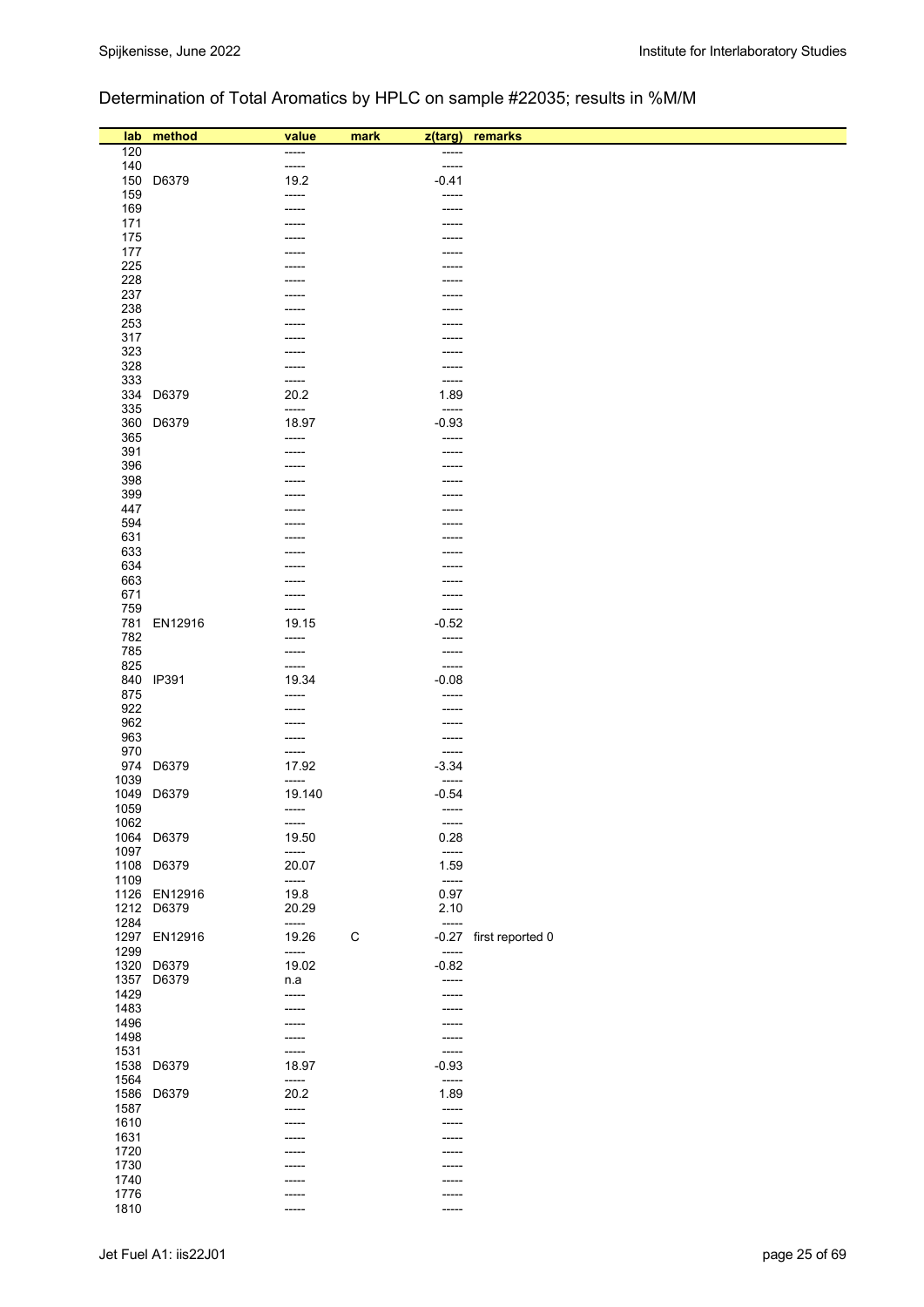# Determination of Total Aromatics by HPLC on sample #22035; results in %M/M

| lab | method | value | mark | z(targ) | remarks |
|---|---|---|---|---|---|
| 120 | | ----- | | ----- | |
| 140 | | ----- | | ----- | |
| 150 | D6379 | 19.2 | | -0.41 | |
| 159 | | ----- | | ----- | |
| 169 | | ----- | | ----- | |
| 171 | | ----- | | ----- | |
| 175 | | ----- | | ----- | |
| 177 | | ----- | | ----- | |
| 225 | | ----- | | ----- | |
| 228 | | ----- | | ----- | |
| 237 | | ----- | | ----- | |
| 238 | | ----- | | ----- | |
| 253 | | ----- | | ----- | |
| 317 | | ----- | | ----- | |
| 323 | | ----- | | ----- | |
| 328 | | ----- | | ----- | |
| 333 | | ----- | | ----- | |
| 334 | D6379 | 20.2 | | 1.89 | |
| 335 | | ----- | | ----- | |
| 360 | D6379 | 18.97 | | -0.93 | |
| 365 | | ----- | | ----- | |
| 391 | | ----- | | ----- | |
| 396 | | ----- | | ----- | |
| 398 | | ----- | | ----- | |
| 399 | | ----- | | ----- | |
| 447 | | ----- | | ----- | |
| 594 | | ----- | | ----- | |
| 631 | | ----- | | ----- | |
| 633 | | ----- | | ----- | |
| 634 | | ----- | | ----- | |
| 663 | | ----- | | ----- | |
| 671 | | ----- | | ----- | |
| 759 | | ----- | | ----- | |
| 781 | EN12916 | 19.15 | | -0.52 | |
| 782 | | ----- | | ----- | |
| 785 | | ----- | | ----- | |
| 825 | | ----- | | ----- | |
| 840 | IP391 | 19.34 | | -0.08 | |
| 875 | | ----- | | ----- | |
| 922 | | ----- | | ----- | |
| 962 | | ----- | | ----- | |
| 963 | | ----- | | ----- | |
| 970 | | ----- | | ----- | |
| 974 | D6379 | 17.92 | | -3.34 | |
| 1039 | | ----- | | ----- | |
| 1049 | D6379 | 19.140 | | -0.54 | |
| 1059 | | ----- | | ----- | |
| 1062 | | ----- | | ----- | |
| 1064 | D6379 | 19.50 | | 0.28 | |
| 1097 | | ----- | | ----- | |
| 1108 | D6379 | 20.07 | | 1.59 | |
| 1109 | | ----- | | ----- | |
| 1126 | EN12916 | 19.8 | | 0.97 | |
| 1212 | D6379 | 20.29 | | 2.10 | |
| 1284 | | ----- | | ----- | |
| 1297 | EN12916 | 19.26 | C | -0.27 | first reported 0 |
| 1299 | | ----- | | ----- | |
| 1320 | D6379 | 19.02 | | -0.82 | |
| 1357 | D6379 | n.a | | ----- | |
| 1429 | | ----- | | ----- | |
| 1483 | | ----- | | ----- | |
| 1496 | | ----- | | ----- | |
| 1498 | | ----- | | ----- | |
| 1531 | | ----- | | ----- | |
| 1538 | D6379 | 18.97 | | -0.93 | |
| 1564 | | ----- | | ----- | |
| 1586 | D6379 | 20.2 | | 1.89 | |
| 1587 | | ----- | | ----- | |
| 1610 | | ----- | | ----- | |
| 1631 | | ----- | | ----- | |
| 1720 | | ----- | | ----- | |
| 1730 | | ----- | | ----- | |
| 1740 | | ----- | | ----- | |
| 1776 | | ----- | | ----- | |
| 1810 | | ----- | | ----- | |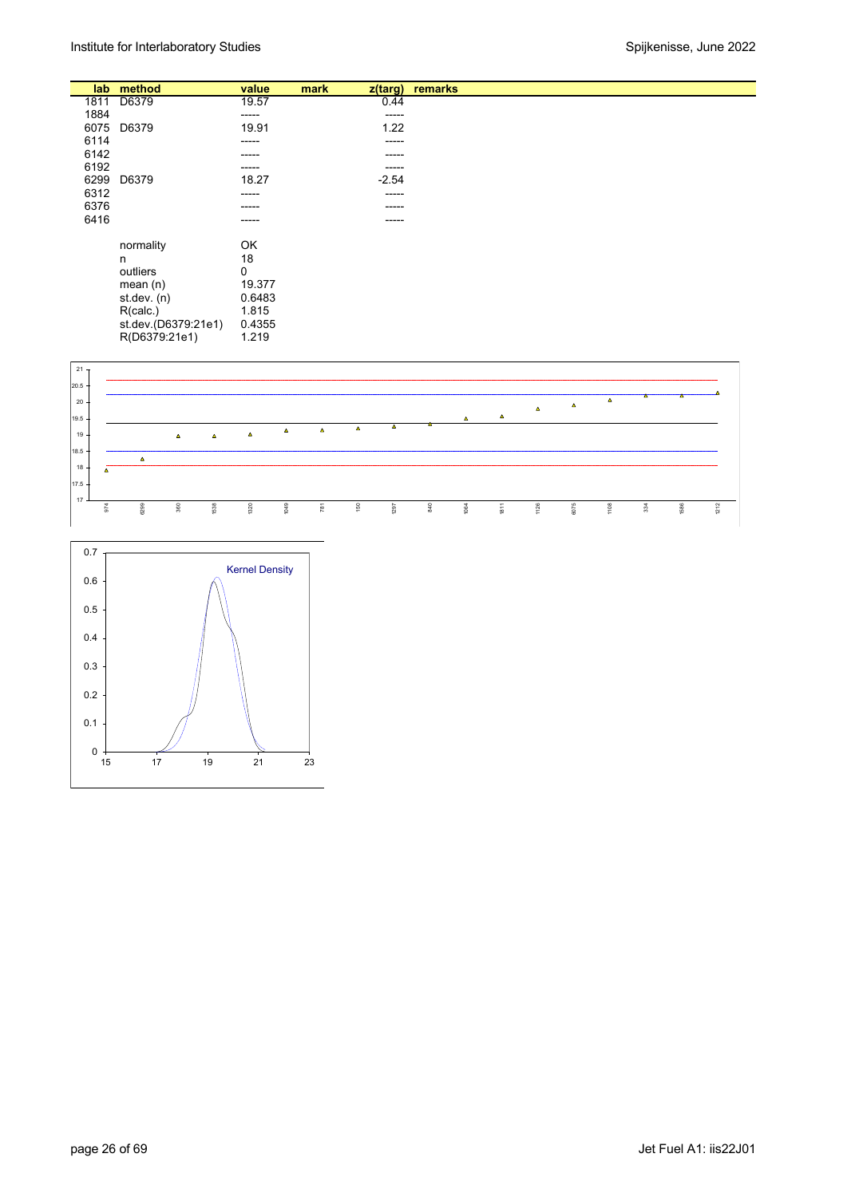| lab | method | value | mark | z(targ) | remarks |
|---|---|---|---|---|---|
| 1811 | D6379 | 19.57 | | 0.44 | |
| 1884 | | ----- | | ----- | |
| 6075 | D6379 | 19.91 | | 1.22 | |
| 6114 | | ----- | | ----- | |
| 6142 | | ----- | | ----- | |
| 6192 | | ----- | | ----- | |
| 6299 | D6379 | 18.27 | | -2.54 | |
| 6312 | | ----- | | ----- | |
| 6376 | | ----- | | ----- | |
| 6416 | | ----- | | ----- | |
| | normality | OK | | | |
| | n | 18 | | | |
| | outliers | 0 | | | |
| | mean (n) | 19.377 | | | |
| | st.dev. (n) | 0.6483 | | | |
| | R(calc.) | 1.815 | | | |
| | st.dev.(D6379:21e1) | 0.4355 | | | |
| | R(D6379:21e1) | 1.219 | | | |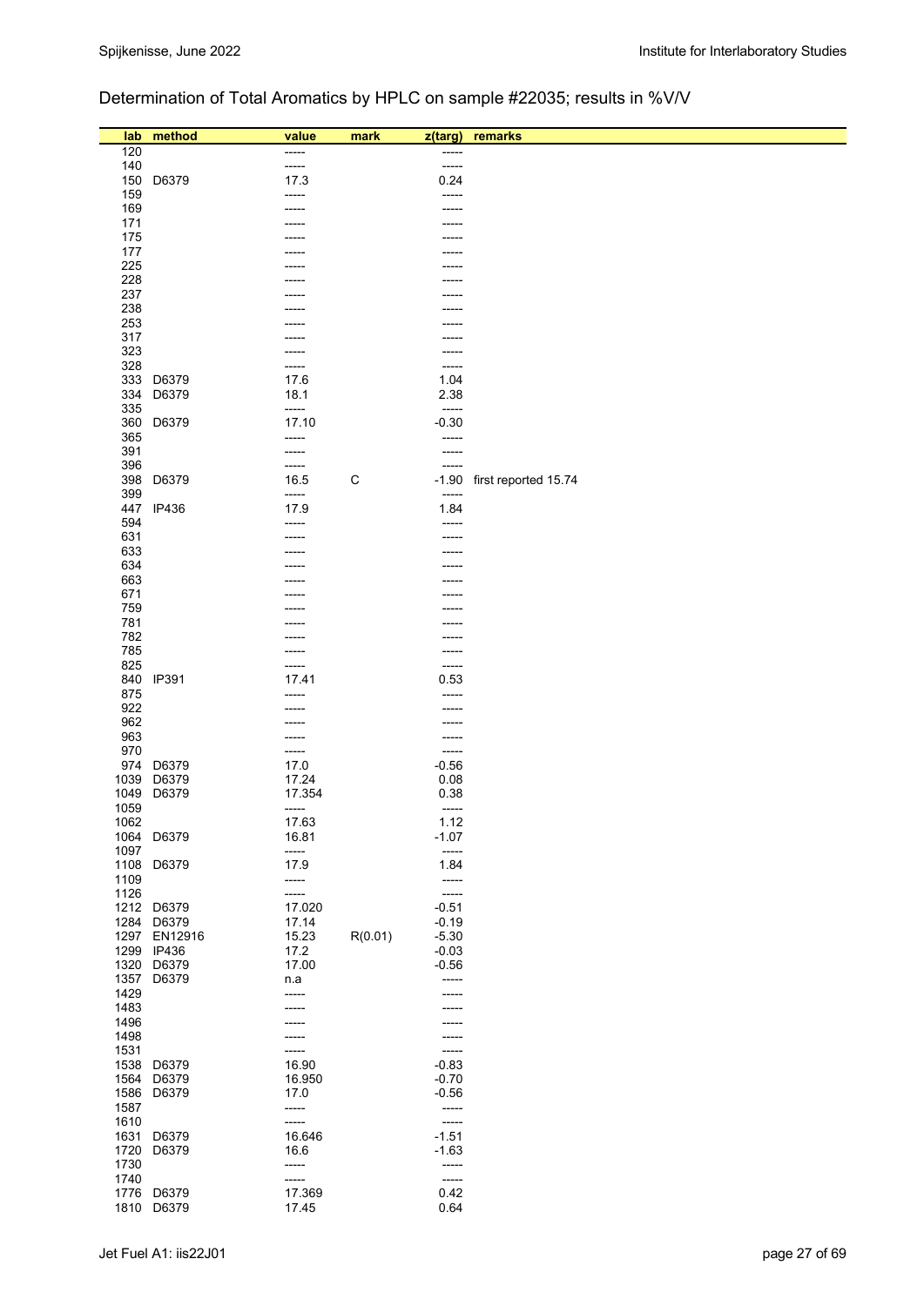## Determination of Total Aromatics by HPLC on sample #22035; results in %V/V

| lab | method | value | mark | z(targ) | remarks |
|---|---|---|---|---|---|
| 120 | | ----- | | ----- | |
| 140 | | ----- | | ----- | |
| 150 | D6379 | 17.3 | | 0.24 | |
| 159 | | ----- | | ----- | |
| 169 | | ----- | | ----- | |
| 171 | | ----- | | ----- | |
| 175 | | ----- | | ----- | |
| 177 | | ----- | | ----- | |
| 225 | | ----- | | ----- | |
| 228 | | ----- | | ----- | |
| 237 | | ----- | | ----- | |
| 238 | | ----- | | ----- | |
| 253 | | ----- | | ----- | |
| 317 | | ----- | | ----- | |
| 323 | | ----- | | ----- | |
| 328 | | ----- | | ----- | |
| 333 | D6379 | 17.6 | | 1.04 | |
| 334 | D6379 | 18.1 | | 2.38 | |
| 335 | | ----- | | ----- | |
| 360 | D6379 | 17.10 | | -0.30 | |
| 365 | | ----- | | ----- | |
| 391 | | ----- | | ----- | |
| 396 | | ----- | | ----- | |
| 398 | D6379 | 16.5 | C | -1.90 | first reported 15.74 |
| 399 | | ----- | | ----- | |
| 447 | IP436 | 17.9 | | 1.84 | |
| 594 | | ----- | | ----- | |
| 631 | | ----- | | ----- | |
| 633 | | ----- | | ----- | |
| 634 | | ----- | | ----- | |
| 663 | | ----- | | ----- | |
| 671 | | ----- | | ----- | |
| 759 | | ----- | | ----- | |
| 781 | | ----- | | ----- | |
| 782 | | ----- | | ----- | |
| 785 | | ----- | | ----- | |
| 825 | | ----- | | ----- | |
| 840 | IP391 | 17.41 | | 0.53 | |
| 875 | | ----- | | ----- | |
| 922 | | ----- | | ----- | |
| 962 | | ----- | | ----- | |
| 963 | | ----- | | ----- | |
| 970 | | ----- | | ----- | |
| 974 | D6379 | 17.0 | | -0.56 | |
| 1039 | D6379 | 17.24 | | 0.08 | |
| 1049 | D6379 | 17.354 | | 0.38 | |
| 1059 | | ----- | | ----- | |
| 1062 | | 17.63 | | 1.12 | |
| 1064 | D6379 | 16.81 | | -1.07 | |
| 1097 | | ----- | | ----- | |
| 1108 | D6379 | 17.9 | | 1.84 | |
| 1109 | | ----- | | ----- | |
| 1126 | | ----- | | ----- | |
| 1212 | D6379 | 17.020 | | -0.51 | |
| 1284 | D6379 | 17.14 | | -0.19 | |
| 1297 | EN12916 | 15.23 | R(0.01) | -5.30 | |
| 1299 | IP436 | 17.2 | | -0.03 | |
| 1320 | D6379 | 17.00 | | -0.56 | |
| 1357 | D6379 | n.a | | ----- | |
| 1429 | | ----- | | ----- | |
| 1483 | | ----- | | ----- | |
| 1496 | | ----- | | ----- | |
| 1498 | | ----- | | ----- | |
| 1531 | | ----- | | ----- | |
| 1538 | D6379 | 16.90 | | -0.83 | |
| 1564 | D6379 | 16.950 | | -0.70 | |
| 1586 | D6379 | 17.0 | | -0.56 | |
| 1587 | | ----- | | ----- | |
| 1610 | | ----- | | ----- | |
| 1631 | D6379 | 16.646 | | -1.51 | |
| 1720 | D6379 | 16.6 | | -1.63 | |
| 1730 | | ----- | | ----- | |
| 1740 | | ----- | | ----- | |
| 1776 | D6379 | 17.369 | | 0.42 | |
| 1810 | D6379 | 17.45 | | 0.64 | |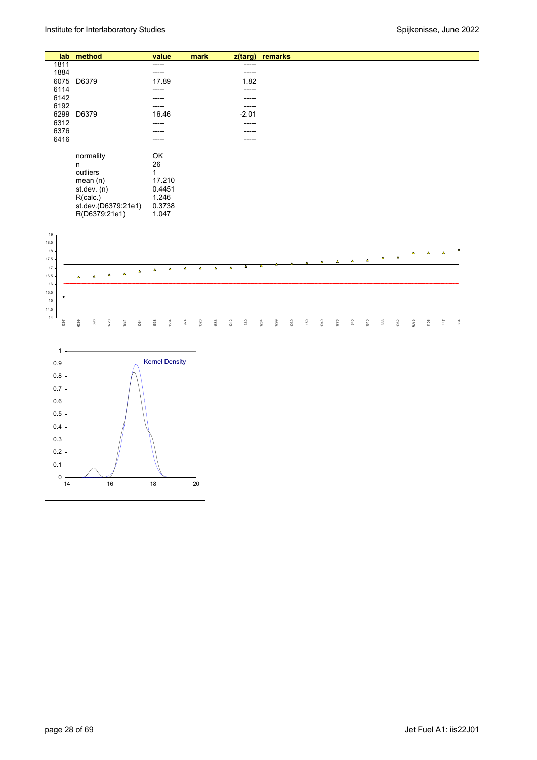| lab | method | value | mark | z(targ) | remarks |
|---|---|---|---|---|---|
| 1811 | | ----- | | ----- | |
| 1884 | | ----- | | ----- | |
| 6075 | D6379 | 17.89 | | 1.82 | |
| 6114 | | ----- | | ----- | |
| 6142 | | ----- | | ----- | |
| 6192 | | ----- | | ----- | |
| 6299 | D6379 | 16.46 | | -2.01 | |
| 6312 | | ----- | | ----- | |
| 6376 | | ----- | | ----- | |
| 6416 | | ----- | | ----- | |
| | normality | OK | | | |
| | n | 26 | | | |
| | outliers | 1 | | | |
| | mean (n) | 17.210 | | | |
| | st.dev. (n) | 0.4451 | | | |
| | R(calc.) | 1.246 | | | |
| | st.dev.(D6379:21e1) | 0.3738 | | | |
| | R(D6379:21e1) | 1.047 | | | |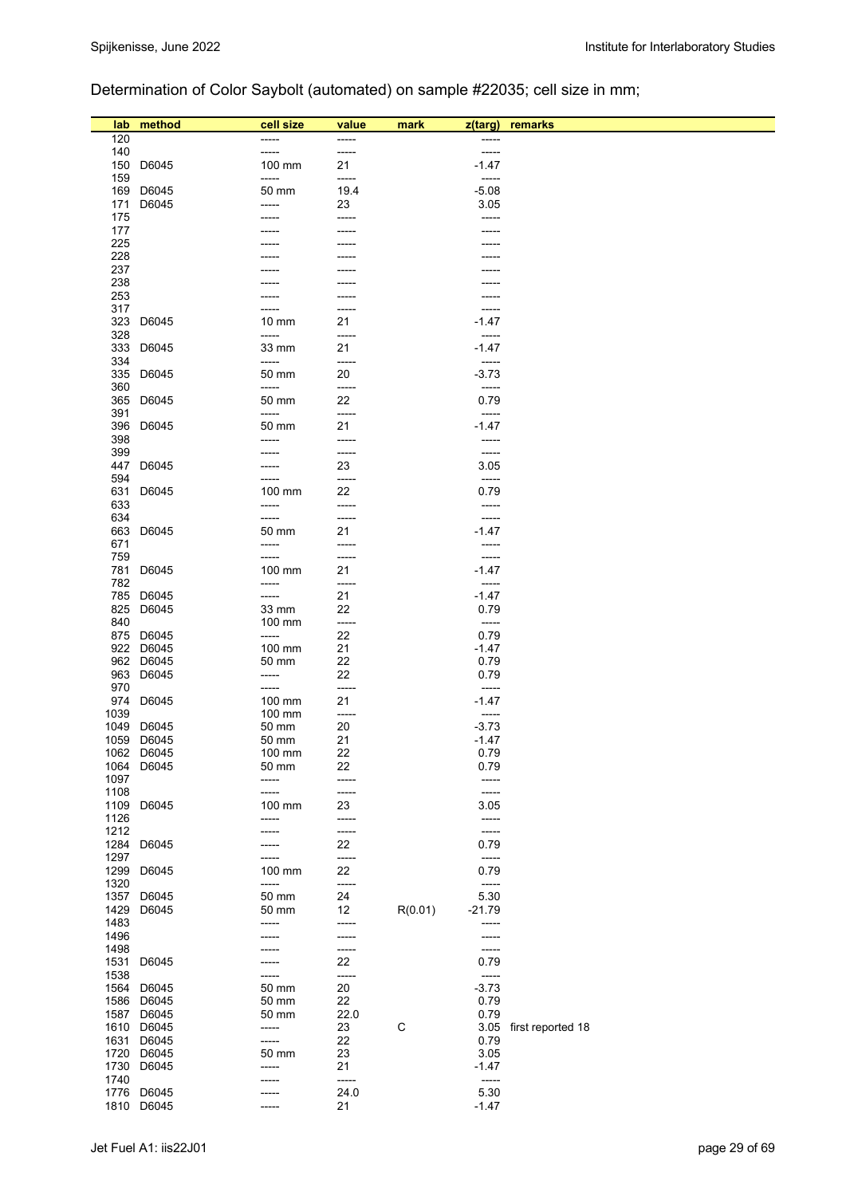Determination of Color Saybolt (automated) on sample #22035; cell size in mm;

| lab | method | cell size | value | mark | z(targ) | remarks |
|---|---|---|---|---|---|---|
| 120 | | ----- | ----- | | ----- | |
| 140 | | ----- | ----- | | ----- | |
| 150 | D6045 | 100 mm | 21 | | -1.47 | |
| 159 | | ----- | ----- | | ----- | |
| 169 | D6045 | 50 mm | 19.4 | | -5.08 | |
| 171 | D6045 | ----- | 23 | | 3.05 | |
| 175 | | ----- | ----- | | ----- | |
| 177 | | ----- | ----- | | ----- | |
| 225 | | ----- | ----- | | ----- | |
| 228 | | ----- | ----- | | ----- | |
| 237 | | ----- | ----- | | ----- | |
| 238 | | ----- | ----- | | ----- | |
| 253 | | ----- | ----- | | ----- | |
| 317 | | ----- | ----- | | ----- | |
| 323 | D6045 | 10 mm | 21 | | -1.47 | |
| 328 | | ----- | ----- | | ----- | |
| 333 | D6045 | 33 mm | 21 | | -1.47 | |
| 334 | | ----- | ----- | | ----- | |
| 335 | D6045 | 50 mm | 20 | | -3.73 | |
| 360 | | ----- | ----- | | ----- | |
| 365 | D6045 | 50 mm | 22 | | 0.79 | |
| 391 | | ----- | ----- | | ----- | |
| 396 | D6045 | 50 mm | 21 | | -1.47 | |
| 398 | | ----- | ----- | | ----- | |
| 399 | | ----- | ----- | | ----- | |
| 447 | D6045 | ----- | 23 | | 3.05 | |
| 594 | | ----- | ----- | | ----- | |
| 631 | D6045 | 100 mm | 22 | | 0.79 | |
| 633 | | ----- | ----- | | ----- | |
| 634 | | ----- | ----- | | ----- | |
| 663 | D6045 | 50 mm | 21 | | -1.47 | |
| 671 | | ----- | ----- | | ----- | |
| 759 | | ----- | ----- | | ----- | |
| 781 | D6045 | 100 mm | 21 | | -1.47 | |
| 782 | | ----- | ----- | | ----- | |
| 785 | D6045 | ----- | 21 | | -1.47 | |
| 825 | D6045 | 33 mm | 22 | | 0.79 | |
| 840 | | 100 mm | ----- | | ----- | |
| 875 | D6045 | ----- | 22 | | 0.79 | |
| 922 | D6045 | 100 mm | 21 | | -1.47 | |
| 962 | D6045 | 50 mm | 22 | | 0.79 | |
| 963 | D6045 | ----- | 22 | | 0.79 | |
| 970 | | ----- | ----- | | ----- | |
| 974 | D6045 | 100 mm | 21 | | -1.47 | |
| 1039 | | 100 mm | ----- | | ----- | |
| 1049 | D6045 | 50 mm | 20 | | -3.73 | |
| 1059 | D6045 | 50 mm | 21 | | -1.47 | |
| 1062 | D6045 | 100 mm | 22 | | 0.79 | |
| 1064 | D6045 | 50 mm | 22 | | 0.79 | |
| 1097 | | ----- | ----- | | ----- | |
| 1108 | | ----- | ----- | | ----- | |
| 1109 | D6045 | 100 mm | 23 | | 3.05 | |
| 1126 | | ----- | ----- | | ----- | |
| 1212 | | ----- | ----- | | ----- | |
| 1284 | D6045 | ----- | 22 | | 0.79 | |
| 1297 | | ----- | ----- | | ----- | |
| 1299 | D6045 | 100 mm | 22 | | 0.79 | |
| 1320 | | ----- | ----- | | ----- | |
| 1357 | D6045 | 50 mm | 24 | | 5.30 | |
| 1429 | D6045 | 50 mm | 12 | R(0.01) | -21.79 | |
| 1483 | | ----- | ----- | | ----- | |
| 1496 | | ----- | ----- | | ----- | |
| 1498 | | ----- | ----- | | ----- | |
| 1531 | D6045 | ----- | 22 | | 0.79 | |
| 1538 | | ----- | ----- | | ----- | |
| 1564 | D6045 | 50 mm | 20 | | -3.73 | |
| 1586 | D6045 | 50 mm | 22 | | 0.79 | |
| 1587 | D6045 | 50 mm | 22.0 | | 0.79 | |
| 1610 | D6045 | ----- | 23 | C | 3.05 | first reported 18 |
| 1631 | D6045 | ----- | 22 | | 0.79 | |
| 1720 | D6045 | 50 mm | 23 | | 3.05 | |
| 1730 | D6045 | ----- | 21 | | -1.47 | |
| 1740 | | ----- | ----- | | ----- | |
| 1776 | D6045 | ----- | 24.0 | | 5.30 | |
| 1810 | D6045 | ----- | 21 | | -1.47 | |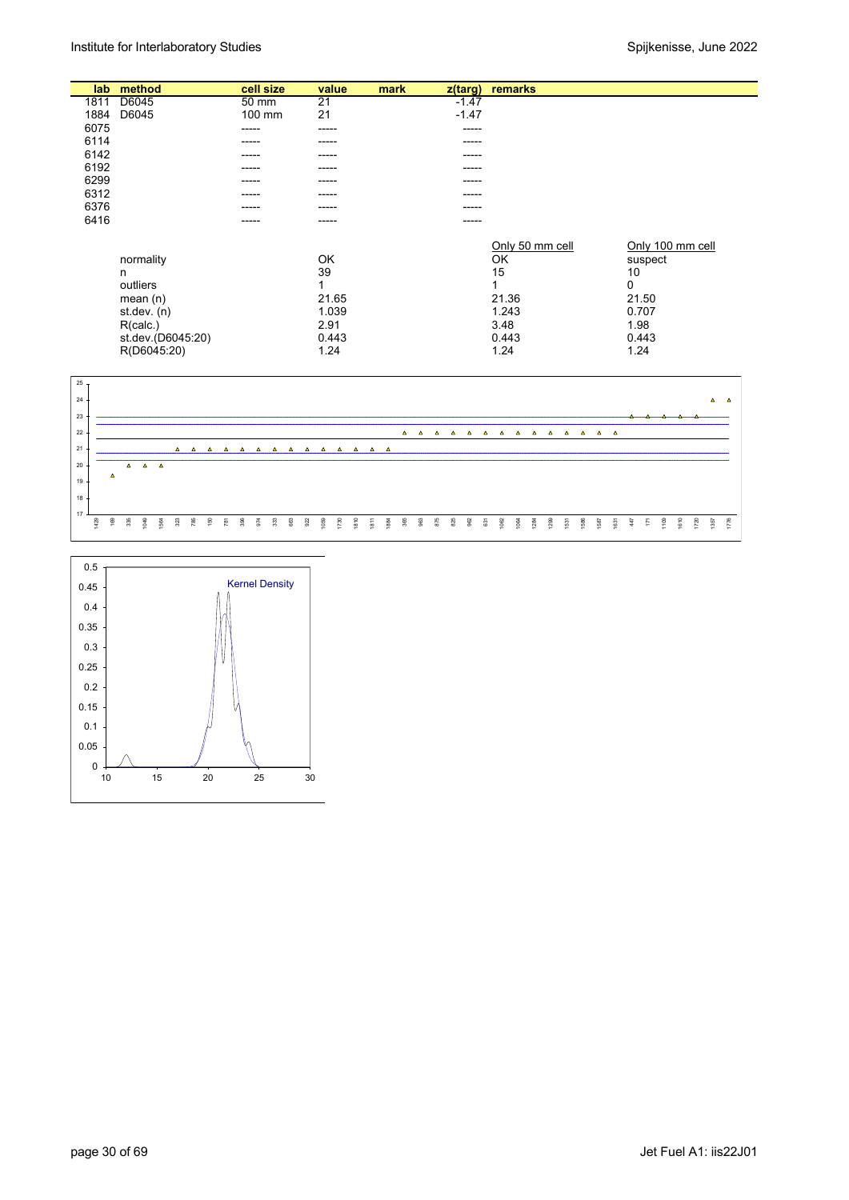| lab | method | cell size | value | mark | z(targ) | remarks |
|---|---|---|---|---|---|---|
| 1811 | D6045 | 50 mm | 21 | | -1.47 | |
| 1884 | D6045 | 100 mm | 21 | | -1.47 | |
| 6075 | | ----- | ----- | | ----- | |
| 6114 | | ----- | ----- | | ----- | |
| 6142 | | ----- | ----- | | ----- | |
| 6192 | | ----- | ----- | | ----- | |
| 6299 | | ----- | ----- | | ----- | |
| 6312 | | ----- | ----- | | ----- | |
| 6376 | | ----- | ----- | | ----- | |
| 6416 | | ----- | ----- | | ----- | |

| | | Only 50 mm cell | Only 100 mm cell |
|---|---|---|---|
| normality | OK | OK | suspect |
| n | 39 | 15 | 10 |
| outliers | 1 | 1 | 0 |
| mean (n) | 21.65 | 21.36 | 21.50 |
| st.dev. (n) | 1.039 | 1.243 | 0.707 |
| R(calc.) | 2.91 | 3.48 | 1.98 |
| st.dev.(D6045:20) | 0.443 | 0.443 | 0.443 |
| R(D6045:20) | 1.24 | 1.24 | 1.24 |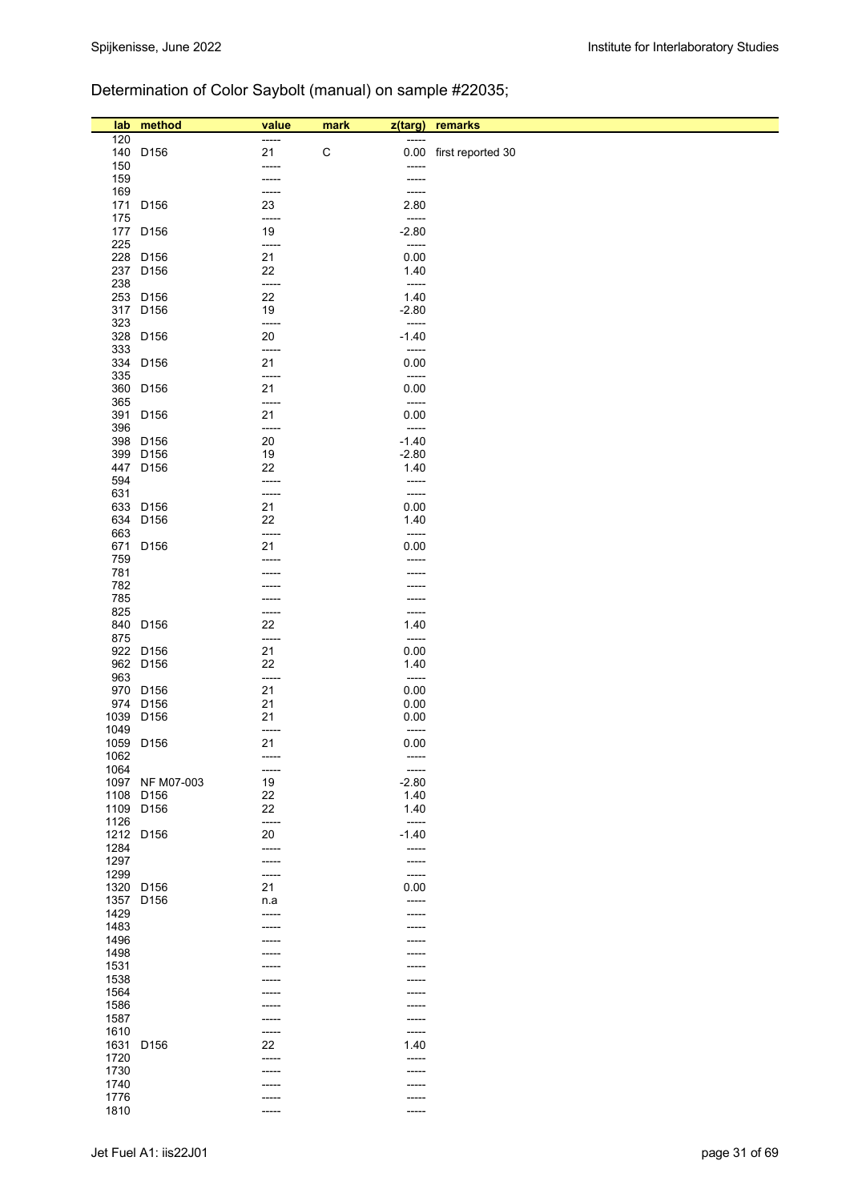Determination of Color Saybolt (manual) on sample #22035;

| lab | method | value | mark | z(targ) | remarks |
|---|---|---|---|---|---|
| 120 | | ----- | | ----- | |
| 140 | D156 | 21 | C | 0.00 | first reported 30 |
| 150 | | ----- | | ----- | |
| 159 | | ----- | | ----- | |
| 169 | | ----- | | ----- | |
| 171 | D156 | 23 | | 2.80 | |
| 175 | | ----- | | ----- | |
| 177 | D156 | 19 | | -2.80 | |
| 225 | | ----- | | ----- | |
| 228 | D156 | 21 | | 0.00 | |
| 237 | D156 | 22 | | 1.40 | |
| 238 | | ----- | | ----- | |
| 253 | D156 | 22 | | 1.40 | |
| 317 | D156 | 19 | | -2.80 | |
| 323 | | ----- | | ----- | |
| 328 | D156 | 20 | | -1.40 | |
| 333 | | ----- | | ----- | |
| 334 | D156 | 21 | | 0.00 | |
| 335 | | ----- | | ----- | |
| 360 | D156 | 21 | | 0.00 | |
| 365 | | ----- | | ----- | |
| 391 | D156 | 21 | | 0.00 | |
| 396 | | ----- | | ----- | |
| 398 | D156 | 20 | | -1.40 | |
| 399 | D156 | 19 | | -2.80 | |
| 447 | D156 | 22 | | 1.40 | |
| 594 | | ----- | | ----- | |
| 631 | | ----- | | ----- | |
| 633 | D156 | 21 | | 0.00 | |
| 634 | D156 | 22 | | 1.40 | |
| 663 | | ----- | | ----- | |
| 671 | D156 | 21 | | 0.00 | |
| 759 | | ----- | | ----- | |
| 781 | | ----- | | ----- | |
| 782 | | ----- | | ----- | |
| 785 | | ----- | | ----- | |
| 825 | | ----- | | ----- | |
| 840 | D156 | 22 | | 1.40 | |
| 875 | | ----- | | ----- | |
| 922 | D156 | 21 | | 0.00 | |
| 962 | D156 | 22 | | 1.40 | |
| 963 | | ----- | | ----- | |
| 970 | D156 | 21 | | 0.00 | |
| 974 | D156 | 21 | | 0.00 | |
| 1039 | D156 | 21 | | 0.00 | |
| 1049 | | ----- | | ----- | |
| 1059 | D156 | 21 | | 0.00 | |
| 1062 | | ----- | | ----- | |
| 1064 | | ----- | | ----- | |
| 1097 | NF M07-003 | 19 | | -2.80 | |
| 1108 | D156 | 22 | | 1.40 | |
| 1109 | D156 | 22 | | 1.40 | |
| 1126 | | ----- | | ----- | |
| 1212 | D156 | 20 | | -1.40 | |
| 1284 | | ----- | | ----- | |
| 1297 | | ----- | | ----- | |
| 1299 | | ----- | | ----- | |
| 1320 | D156 | 21 | | 0.00 | |
| 1357 | D156 | n.a | | ----- | |
| 1429 | | ----- | | ----- | |
| 1483 | | ----- | | ----- | |
| 1496 | | ----- | | ----- | |
| 1498 | | ----- | | ----- | |
| 1531 | | ----- | | ----- | |
| 1538 | | ----- | | ----- | |
| 1564 | | ----- | | ----- | |
| 1586 | | ----- | | ----- | |
| 1587 | | ----- | | ----- | |
| 1610 | | ----- | | ----- | |
| 1631 | D156 | 22 | | 1.40 | |
| 1720 | | ----- | | ----- | |
| 1730 | | ----- | | ----- | |
| 1740 | | ----- | | ----- | |
| 1776 | | ----- | | ----- | |
| 1810 | | ----- | | ----- | |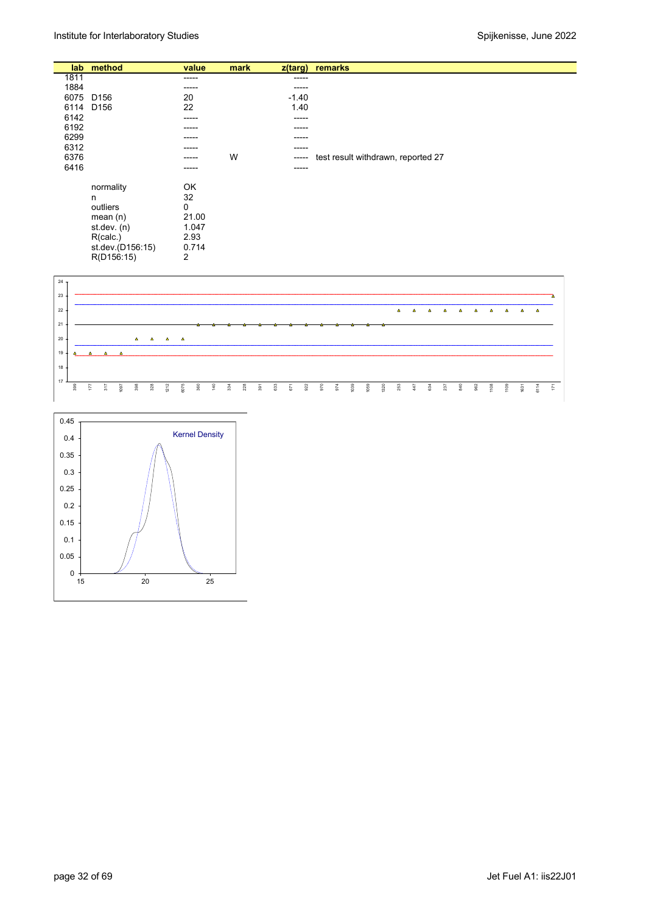| lab | method | value | mark | z(targ) | remarks |
|---|---|---|---|---|---|
| 1811 | | ----- | | ----- | |
| 1884 | | ----- | | ----- | |
| 6075 | D156 | 20 | | -1.40 | |
| 6114 | D156 | 22 | | 1.40 | |
| 6142 | | ----- | | ----- | |
| 6192 | | ----- | | ----- | |
| 6299 | | ----- | | ----- | |
| 6312 | | ----- | | ----- | |
| 6376 | | ----- | W | ----- | test result withdrawn, reported 27 |
| 6416 | | ----- | | ----- | |

| | |
|---|---|
| normality | OK |
| n | 32 |
| outliers | 0 |
| mean (n) | 21.00 |
| st.dev. (n) | 1.047 |
| R(calc.) | 2.93 |
| st.dev.(D156:15) | 0.714 |
| R(D156:15) | 2 |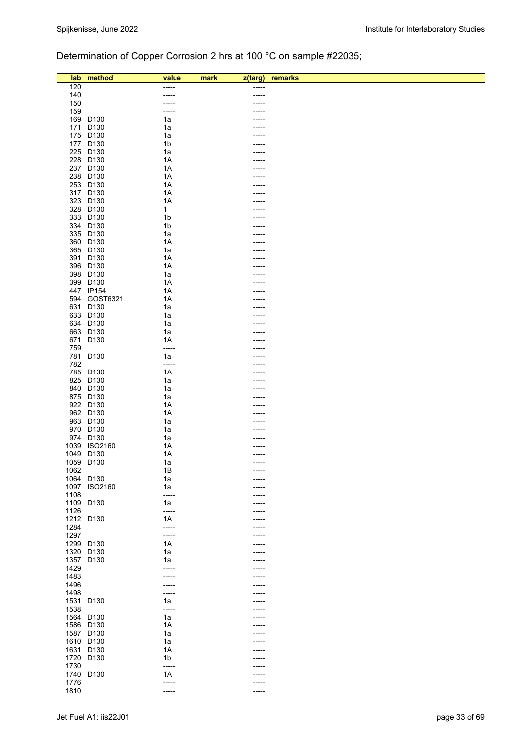Determination of Copper Corrosion 2 hrs at 100 °C on sample #22035;

| lab | method | value | mark | z(targ) | remarks |
|---|---|---|---|---|---|
| 120 | | ----- | | ----- | |
| 140 | | ----- | | ----- | |
| 150 | | ----- | | ----- | |
| 159 | | ----- | | ----- | |
| 169 | D130 | 1a | | ----- | |
| 171 | D130 | 1a | | ----- | |
| 175 | D130 | 1a | | ----- | |
| 177 | D130 | 1b | | ----- | |
| 225 | D130 | 1a | | ----- | |
| 228 | D130 | 1A | | ----- | |
| 237 | D130 | 1A | | ----- | |
| 238 | D130 | 1A | | ----- | |
| 253 | D130 | 1A | | ----- | |
| 317 | D130 | 1A | | ----- | |
| 323 | D130 | 1A | | ----- | |
| 328 | D130 | 1 | | ----- | |
| 333 | D130 | 1b | | ----- | |
| 334 | D130 | 1b | | ----- | |
| 335 | D130 | 1a | | ----- | |
| 360 | D130 | 1A | | ----- | |
| 365 | D130 | 1a | | ----- | |
| 391 | D130 | 1A | | ----- | |
| 396 | D130 | 1A | | ----- | |
| 398 | D130 | 1a | | ----- | |
| 399 | D130 | 1A | | ----- | |
| 447 | IP154 | 1A | | ----- | |
| 594 | GOST6321 | 1A | | ----- | |
| 631 | D130 | 1a | | ----- | |
| 633 | D130 | 1a | | ----- | |
| 634 | D130 | 1a | | ----- | |
| 663 | D130 | 1a | | ----- | |
| 671 | D130 | 1A | | ----- | |
| 759 | | ----- | | ----- | |
| 781 | D130 | 1a | | ----- | |
| 782 | | ----- | | ----- | |
| 785 | D130 | 1A | | ----- | |
| 825 | D130 | 1a | | ----- | |
| 840 | D130 | 1a | | ----- | |
| 875 | D130 | 1a | | ----- | |
| 922 | D130 | 1A | | ----- | |
| 962 | D130 | 1A | | ----- | |
| 963 | D130 | 1a | | ----- | |
| 970 | D130 | 1a | | ----- | |
| 974 | D130 | 1a | | ----- | |
| 1039 | ISO2160 | 1A | | ----- | |
| 1049 | D130 | 1A | | ----- | |
| 1059 | D130 | 1a | | ----- | |
| 1062 | | 1B | | ----- | |
| 1064 | D130 | 1a | | ----- | |
| 1097 | ISO2160 | 1a | | ----- | |
| 1108 | | ----- | | ----- | |
| 1109 | D130 | 1a | | ----- | |
| 1126 | | ----- | | ----- | |
| 1212 | D130 | 1A | | ----- | |
| 1284 | | ----- | | ----- | |
| 1297 | | ----- | | ----- | |
| 1299 | D130 | 1A | | ----- | |
| 1320 | D130 | 1a | | ----- | |
| 1357 | D130 | 1a | | ----- | |
| 1429 | | ----- | | ----- | |
| 1483 | | ----- | | ----- | |
| 1496 | | ----- | | ----- | |
| 1498 | | ----- | | ----- | |
| 1531 | D130 | 1a | | ----- | |
| 1538 | | ----- | | ----- | |
| 1564 | D130 | 1a | | ----- | |
| 1586 | D130 | 1A | | ----- | |
| 1587 | D130 | 1a | | ----- | |
| 1610 | D130 | 1a | | ----- | |
| 1631 | D130 | 1A | | ----- | |
| 1720 | D130 | 1b | | ----- | |
| 1730 | | ----- | | ----- | |
| 1740 | D130 | 1A | | ----- | |
| 1776 | | ----- | | ----- | |
| 1810 | | ----- | | ----- | |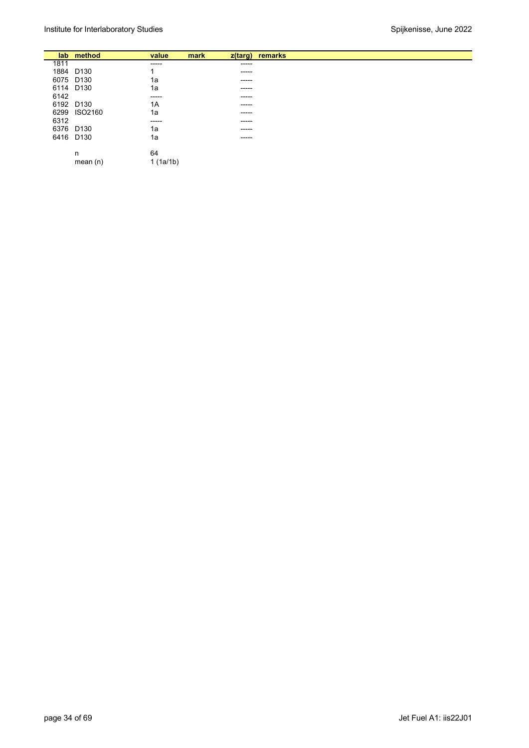| lab | method | value | mark | z(targ) | remarks |
|---|---|---|---|---|---|
| 1811 | | ----- | | ----- | |
| 1884 | D130 | 1 | | ----- | |
| 6075 | D130 | 1a | | ----- | |
| 6114 | D130 | 1a | | ----- | |
| 6142 | | ----- | | ----- | |
| 6192 | D130 | 1A | | ----- | |
| 6299 | ISO2160 | 1a | | ----- | |
| 6312 | | ----- | | ----- | |
| 6376 | D130 | 1a | | ----- | |
| 6416 | D130 | 1a | | ----- | |
| | | | | | |
| | n | 64 | | | |
| | mean (n) | 1 (1a/1b) | | | |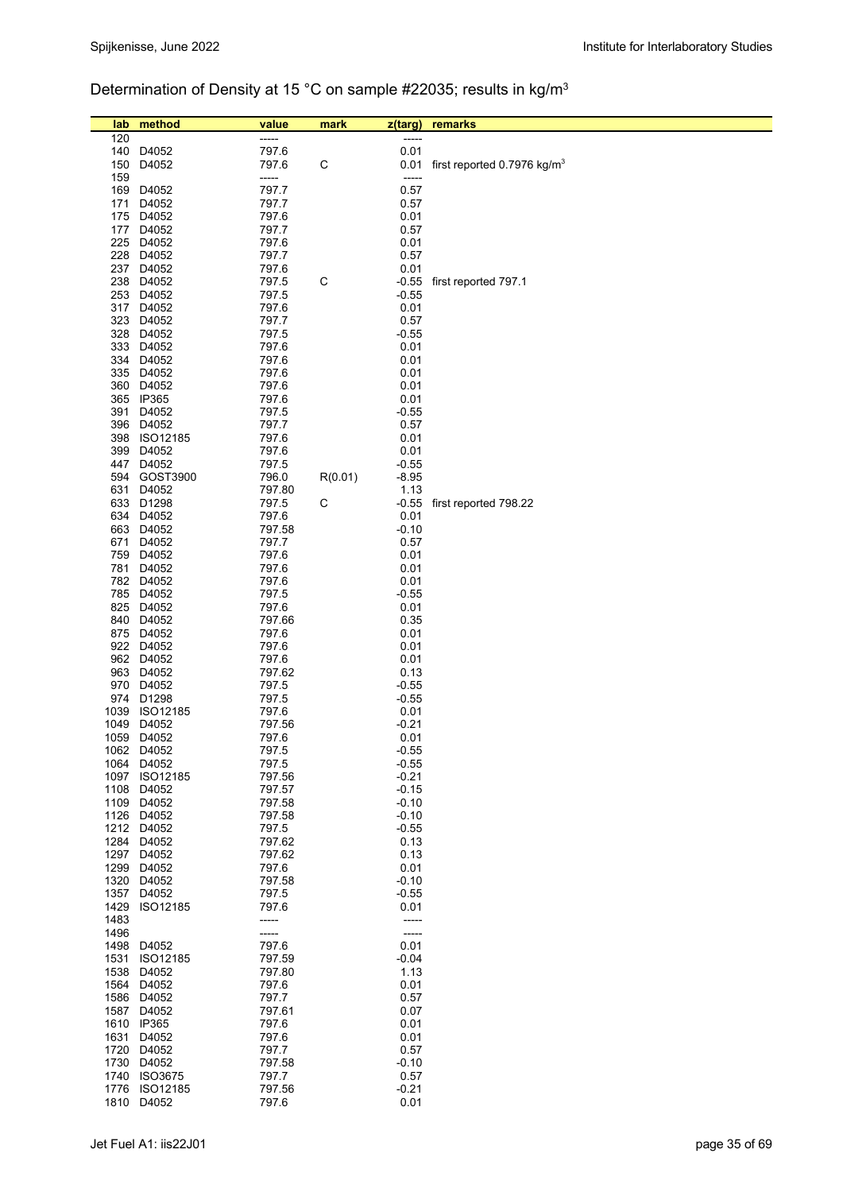Determination of Density at 15 °C on sample #22035; results in kg/m$^3$

| lab | method | value | mark | z(targ) | remarks |
|---|---|---|---|---|---|
| 120 | | ----- | | ----- | |
| 140 | D4052 | 797.6 | | 0.01 | |
| 150 | D4052 | 797.6 | C | 0.01 | first reported 0.7976 kg/m$^3$ |
| 159 | | ----- | | ----- | |
| 169 | D4052 | 797.7 | | 0.57 | |
| 171 | D4052 | 797.7 | | 0.57 | |
| 175 | D4052 | 797.6 | | 0.01 | |
| 177 | D4052 | 797.7 | | 0.57 | |
| 225 | D4052 | 797.6 | | 0.01 | |
| 228 | D4052 | 797.7 | | 0.57 | |
| 237 | D4052 | 797.6 | | 0.01 | |
| 238 | D4052 | 797.5 | C | -0.55 | first reported 797.1 |
| 253 | D4052 | 797.5 | | -0.55 | |
| 317 | D4052 | 797.6 | | 0.01 | |
| 323 | D4052 | 797.7 | | 0.57 | |
| 328 | D4052 | 797.5 | | -0.55 | |
| 333 | D4052 | 797.6 | | 0.01 | |
| 334 | D4052 | 797.6 | | 0.01 | |
| 335 | D4052 | 797.6 | | 0.01 | |
| 360 | D4052 | 797.6 | | 0.01 | |
| 365 | IP365 | 797.6 | | 0.01 | |
| 391 | D4052 | 797.5 | | -0.55 | |
| 396 | D4052 | 797.7 | | 0.57 | |
| 398 | ISO12185 | 797.6 | | 0.01 | |
| 399 | D4052 | 797.6 | | 0.01 | |
| 447 | D4052 | 797.5 | | -0.55 | |
| 594 | GOST3900 | 796.0 | R(0.01) | -8.95 | |
| 631 | D4052 | 797.80 | | 1.13 | |
| 633 | D1298 | 797.5 | C | -0.55 | first reported 798.22 |
| 634 | D4052 | 797.6 | | 0.01 | |
| 663 | D4052 | 797.58 | | -0.10 | |
| 671 | D4052 | 797.7 | | 0.57 | |
| 759 | D4052 | 797.6 | | 0.01 | |
| 781 | D4052 | 797.6 | | 0.01 | |
| 782 | D4052 | 797.6 | | 0.01 | |
| 785 | D4052 | 797.5 | | -0.55 | |
| 825 | D4052 | 797.6 | | 0.01 | |
| 840 | D4052 | 797.66 | | 0.35 | |
| 875 | D4052 | 797.6 | | 0.01 | |
| 922 | D4052 | 797.6 | | 0.01 | |
| 962 | D4052 | 797.6 | | 0.01 | |
| 963 | D4052 | 797.62 | | 0.13 | |
| 970 | D4052 | 797.5 | | -0.55 | |
| 974 | D1298 | 797.5 | | -0.55 | |
| 1039 | ISO12185 | 797.6 | | 0.01 | |
| 1049 | D4052 | 797.56 | | -0.21 | |
| 1059 | D4052 | 797.6 | | 0.01 | |
| 1062 | D4052 | 797.5 | | -0.55 | |
| 1064 | D4052 | 797.5 | | -0.55 | |
| 1097 | ISO12185 | 797.56 | | -0.21 | |
| 1108 | D4052 | 797.57 | | -0.15 | |
| 1109 | D4052 | 797.58 | | -0.10 | |
| 1126 | D4052 | 797.58 | | -0.10 | |
| 1212 | D4052 | 797.5 | | -0.55 | |
| 1284 | D4052 | 797.62 | | 0.13 | |
| 1297 | D4052 | 797.62 | | 0.13 | |
| 1299 | D4052 | 797.6 | | 0.01 | |
| 1320 | D4052 | 797.58 | | -0.10 | |
| 1357 | D4052 | 797.5 | | -0.55 | |
| 1429 | ISO12185 | 797.6 | | 0.01 | |
| 1483 | | ----- | | ----- | |
| 1496 | | ----- | | ----- | |
| 1498 | D4052 | 797.6 | | 0.01 | |
| 1531 | ISO12185 | 797.59 | | -0.04 | |
| 1538 | D4052 | 797.80 | | 1.13 | |
| 1564 | D4052 | 797.6 | | 0.01 | |
| 1586 | D4052 | 797.7 | | 0.57 | |
| 1587 | D4052 | 797.61 | | 0.07 | |
| 1610 | IP365 | 797.6 | | 0.01 | |
| 1631 | D4052 | 797.6 | | 0.01 | |
| 1720 | D4052 | 797.7 | | 0.57 | |
| 1730 | D4052 | 797.58 | | -0.10 | |
| 1740 | ISO3675 | 797.7 | | 0.57 | |
| 1776 | ISO12185 | 797.56 | | -0.21 | |
| 1810 | D4052 | 797.6 | | 0.01 | |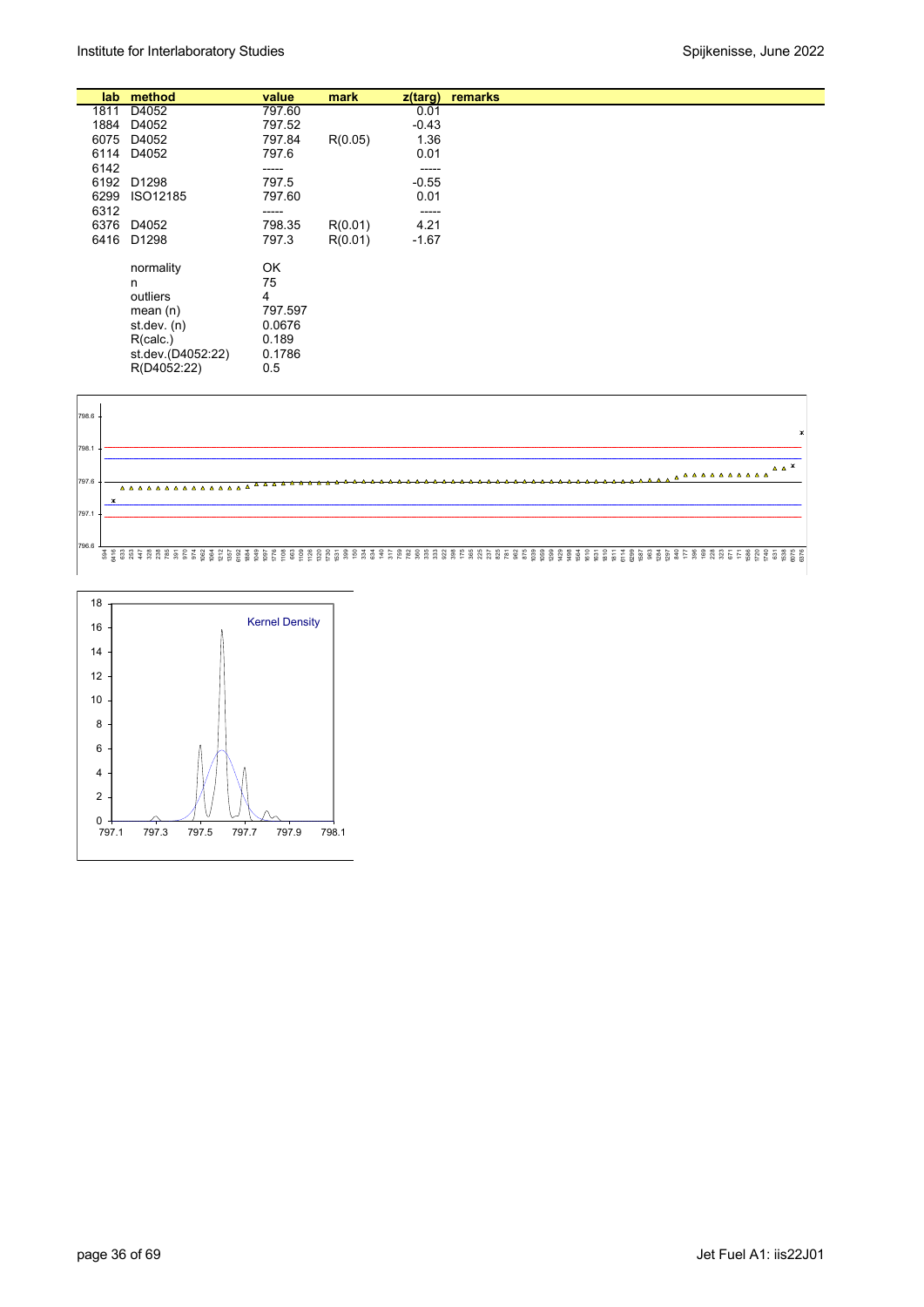| lab | method | value | mark | z(targ) | remarks |
|---|---|---|---|---|---|
| 1811 | D4052 | 797.60 | | 0.01 | |
| 1884 | D4052 | 797.52 | | -0.43 | |
| 6075 | D4052 | 797.84 | R(0.05) | 1.36 | |
| 6114 | D4052 | 797.6 | | 0.01 | |
| 6142 | | ----- | | ----- | |
| 6192 | D1298 | 797.5 | | -0.55 | |
| 6299 | ISO12185 | 797.60 | | 0.01 | |
| 6312 | | ----- | | ----- | |
| 6376 | D4052 | 798.35 | R(0.01) | 4.21 | |
| 6416 | D1298 | 797.3 | R(0.01) | -1.67 | |
| | normality | OK | | | |
| | n | 75 | | | |
| | outliers | 4 | | | |
| | mean (n) | 797.597 | | | |
| | st.dev. (n) | 0.0676 | | | |
| | R(calc.) | 0.189 | | | |
| | st.dev.(D4052:22) | 0.1786 | | | |
| | R(D4052:22) | 0.5 | | | |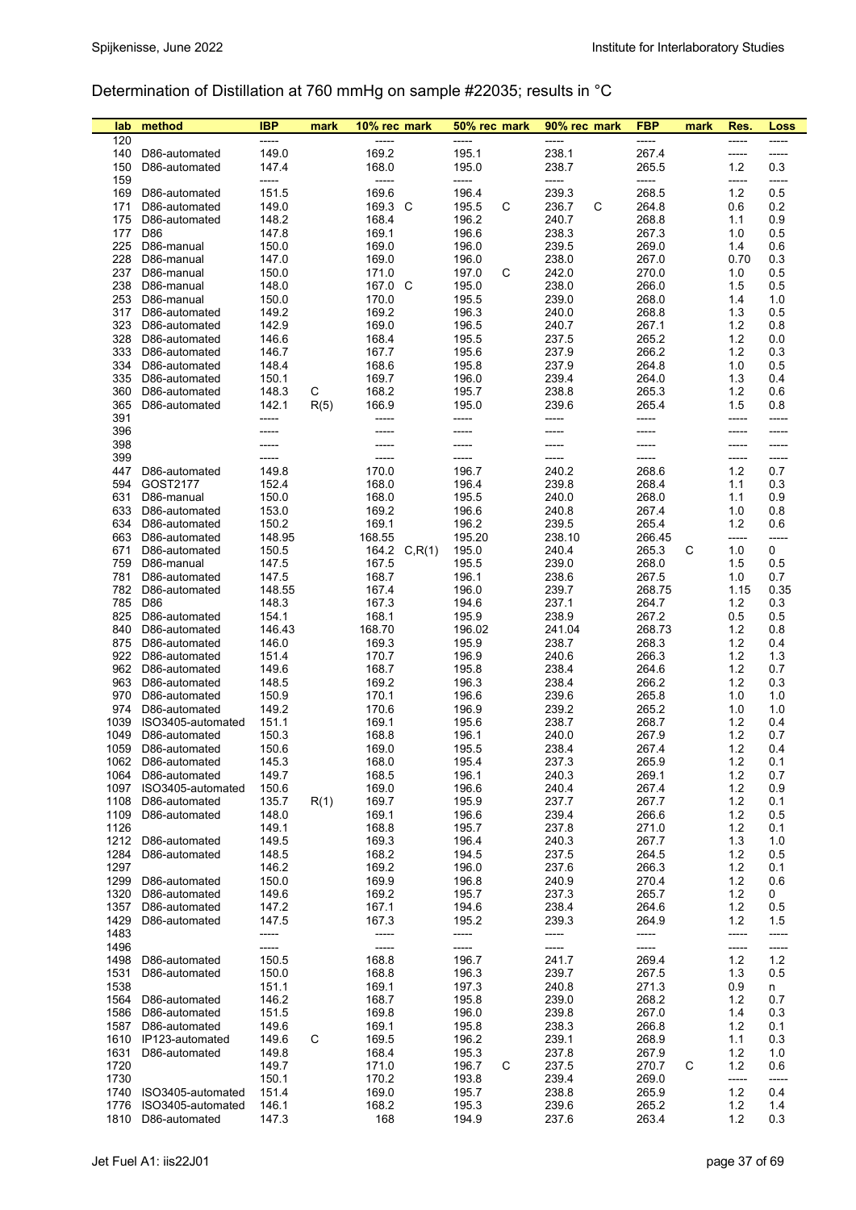## Determination of Distillation at 760 mmHg on sample #22035; results in °C

| lab | method | IBP | mark | 10% rec | mark | 50% rec | mark | 90% rec | mark | FBP | mark | Res. | Loss |
|---|---|---|---|---|---|---|---|---|---|---|---|---|---|
| 120 | | ----- | | ----- | | ----- | | ----- | | ----- | | ----- | ----- |
| 140 | D86-automated | 149.0 | | 169.2 | | 195.1 | | 238.1 | | 267.4 | | ----- | ----- |
| 150 | D86-automated | 147.4 | | 168.0 | | 195.0 | | 238.7 | | 265.5 | | 1.2 | 0.3 |
| 159 | | ----- | | ----- | | ----- | | ----- | | ----- | | ----- | ----- |
| 169 | D86-automated | 151.5 | | 169.6 | | 196.4 | | 239.3 | | 268.5 | | 1.2 | 0.5 |
| 171 | D86-automated | 149.0 | | 169.3 | C | 195.5 | C | 236.7 | C | 264.8 | | 0.6 | 0.2 |
| 175 | D86-automated | 148.2 | | 168.4 | | 196.2 | | 240.7 | | 268.8 | | 1.1 | 0.9 |
| 177 | D86 | 147.8 | | 169.1 | | 196.6 | | 238.3 | | 267.3 | | 1.0 | 0.5 |
| 225 | D86-manual | 150.0 | | 169.0 | | 196.0 | | 239.5 | | 269.0 | | 1.4 | 0.6 |
| 228 | D86-manual | 147.0 | | 169.0 | | 196.0 | | 238.0 | | 267.0 | | 0.70 | 0.3 |
| 237 | D86-manual | 150.0 | | 171.0 | | 197.0 | C | 242.0 | | 270.0 | | 1.0 | 0.5 |
| 238 | D86-manual | 148.0 | | 167.0 | C | 195.0 | | 238.0 | | 266.0 | | 1.5 | 0.5 |
| 253 | D86-manual | 150.0 | | 170.0 | | 195.5 | | 239.0 | | 268.0 | | 1.4 | 1.0 |
| 317 | D86-automated | 149.2 | | 169.2 | | 196.3 | | 240.0 | | 268.8 | | 1.3 | 0.5 |
| 323 | D86-automated | 142.9 | | 169.0 | | 196.5 | | 240.7 | | 267.1 | | 1.2 | 0.8 |
| 328 | D86-automated | 146.6 | | 168.4 | | 195.5 | | 237.5 | | 265.2 | | 1.2 | 0.0 |
| 333 | D86-automated | 146.7 | | 167.7 | | 195.6 | | 237.9 | | 266.2 | | 1.2 | 0.3 |
| 334 | D86-automated | 148.4 | | 168.6 | | 195.8 | | 237.9 | | 264.8 | | 1.0 | 0.5 |
| 335 | D86-automated | 150.1 | | 169.7 | | 196.0 | | 239.4 | | 264.0 | | 1.3 | 0.4 |
| 360 | D86-automated | 148.3 | C | 168.2 | | 195.7 | | 238.8 | | 265.3 | | 1.2 | 0.6 |
| 365 | D86-automated | 142.1 | R(5) | 166.9 | | 195.0 | | 239.6 | | 265.4 | | 1.5 | 0.8 |
| 391 | | ----- | | ----- | | ----- | | ----- | | ----- | | ----- | ----- |
| 396 | | ----- | | ----- | | ----- | | ----- | | ----- | | ----- | ----- |
| 398 | | ----- | | ----- | | ----- | | ----- | | ----- | | ----- | ----- |
| 399 | | ----- | | ----- | | ----- | | ----- | | ----- | | ----- | ----- |
| 447 | D86-automated | 149.8 | | 170.0 | | 196.7 | | 240.2 | | 268.6 | | 1.2 | 0.7 |
| 594 | GOST2177 | 152.4 | | 168.0 | | 196.4 | | 239.8 | | 268.4 | | 1.1 | 0.3 |
| 631 | D86-manual | 150.0 | | 168.0 | | 195.5 | | 240.0 | | 268.0 | | 1.1 | 0.9 |
| 633 | D86-automated | 153.0 | | 169.2 | | 196.6 | | 240.8 | | 267.4 | | 1.0 | 0.8 |
| 634 | D86-automated | 150.2 | | 169.1 | | 196.2 | | 239.5 | | 265.4 | | 1.2 | 0.6 |
| 663 | D86-automated | 148.95 | | 168.55 | | 195.20 | | 238.10 | | 266.45 | | ----- | ----- |
| 671 | D86-automated | 150.5 | | 164.2 | C,R(1) | 195.0 | | 240.4 | | 265.3 | C | 1.0 | 0 |
| 759 | D86-manual | 147.5 | | 167.5 | | 195.5 | | 239.0 | | 268.0 | | 1.5 | 0.5 |
| 781 | D86-automated | 147.5 | | 168.7 | | 196.1 | | 238.6 | | 267.5 | | 1.0 | 0.7 |
| 782 | D86-automated | 148.55 | | 167.4 | | 196.0 | | 239.7 | | 268.75 | | 1.15 | 0.35 |
| 785 | D86 | 148.3 | | 167.3 | | 194.6 | | 237.1 | | 264.7 | | 1.2 | 0.3 |
| 825 | D86-automated | 154.1 | | 168.1 | | 195.9 | | 238.9 | | 267.2 | | 0.5 | 0.5 |
| 840 | D86-automated | 146.43 | | 168.70 | | 196.02 | | 241.04 | | 268.73 | | 1.2 | 0.8 |
| 875 | D86-automated | 146.0 | | 169.3 | | 195.9 | | 238.7 | | 268.3 | | 1.2 | 0.4 |
| 922 | D86-automated | 151.4 | | 170.7 | | 196.9 | | 240.6 | | 266.3 | | 1.2 | 1.3 |
| 962 | D86-automated | 149.6 | | 168.7 | | 195.8 | | 238.4 | | 264.6 | | 1.2 | 0.7 |
| 963 | D86-automated | 148.5 | | 169.2 | | 196.3 | | 238.4 | | 266.2 | | 1.2 | 0.3 |
| 970 | D86-automated | 150.9 | | 170.1 | | 196.6 | | 239.6 | | 265.8 | | 1.0 | 1.0 |
| 974 | D86-automated | 149.2 | | 170.6 | | 196.9 | | 239.2 | | 265.2 | | 1.0 | 1.0 |
| 1039 | ISO3405-automated | 151.1 | | 169.1 | | 195.6 | | 238.7 | | 268.7 | | 1.2 | 0.4 |
| 1049 | D86-automated | 150.3 | | 168.8 | | 196.1 | | 240.0 | | 267.9 | | 1.2 | 0.7 |
| 1059 | D86-automated | 150.6 | | 169.0 | | 195.5 | | 238.4 | | 267.4 | | 1.2 | 0.4 |
| 1062 | D86-automated | 145.3 | | 168.0 | | 195.4 | | 237.3 | | 265.9 | | 1.2 | 0.1 |
| 1064 | D86-automated | 149.7 | | 168.5 | | 196.1 | | 240.3 | | 269.1 | | 1.2 | 0.7 |
| 1097 | ISO3405-automated | 150.6 | | 169.0 | | 196.6 | | 240.4 | | 267.4 | | 1.2 | 0.9 |
| 1108 | D86-automated | 135.7 | R(1) | 169.7 | | 195.9 | | 237.7 | | 267.7 | | 1.2 | 0.1 |
| 1109 | D86-automated | 148.0 | | 169.1 | | 196.6 | | 239.4 | | 266.6 | | 1.2 | 0.5 |
| 1126 | | 149.1 | | 168.8 | | 195.7 | | 237.8 | | 271.0 | | 1.2 | 0.1 |
| 1212 | D86-automated | 149.5 | | 169.3 | | 196.4 | | 240.3 | | 267.7 | | 1.3 | 1.0 |
| 1284 | D86-automated | 148.5 | | 168.2 | | 194.5 | | 237.5 | | 264.5 | | 1.2 | 0.5 |
| 1297 | | 146.2 | | 169.2 | | 196.0 | | 237.6 | | 266.3 | | 1.2 | 0.1 |
| 1299 | D86-automated | 150.0 | | 169.9 | | 196.8 | | 240.9 | | 270.4 | | 1.2 | 0.6 |
| 1320 | D86-automated | 149.6 | | 169.2 | | 195.7 | | 237.3 | | 265.7 | | 1.2 | 0 |
| 1357 | D86-automated | 147.2 | | 167.1 | | 194.6 | | 238.4 | | 264.6 | | 1.2 | 0.5 |
| 1429 | D86-automated | 147.5 | | 167.3 | | 195.2 | | 239.3 | | 264.9 | | 1.2 | 1.5 |
| 1483 | | ----- | | ----- | | ----- | | ----- | | ----- | | ----- | ----- |
| 1496 | | ----- | | ----- | | ----- | | ----- | | ----- | | ----- | ----- |
| 1498 | D86-automated | 150.5 | | 168.8 | | 196.7 | | 241.7 | | 269.4 | | 1.2 | 1.2 |
| 1531 | D86-automated | 150.0 | | 168.8 | | 196.3 | | 239.7 | | 267.5 | | 1.3 | 0.5 |
| 1538 | | 151.1 | | 169.1 | | 197.3 | | 240.8 | | 271.3 | | 0.9 | n |
| 1564 | D86-automated | 146.2 | | 168.7 | | 195.8 | | 239.0 | | 268.2 | | 1.2 | 0.7 |
| 1586 | D86-automated | 151.5 | | 169.8 | | 196.0 | | 239.8 | | 267.0 | | 1.4 | 0.3 |
| 1587 | D86-automated | 149.6 | | 169.1 | | 195.8 | | 238.3 | | 266.8 | | 1.2 | 0.1 |
| 1610 | IP123-automated | 149.6 | C | 169.5 | | 196.2 | | 239.1 | | 268.9 | | 1.1 | 0.3 |
| 1631 | D86-automated | 149.8 | | 168.4 | | 195.3 | | 237.8 | | 267.9 | | 1.2 | 1.0 |
| 1720 | | 149.7 | | 171.0 | | 196.7 | C | 237.5 | | 270.7 | C | 1.2 | 0.6 |
| 1730 | | 150.1 | | 170.2 | | 193.8 | | 239.4 | | 269.0 | | ----- | ----- |
| 1740 | ISO3405-automated | 151.4 | | 169.0 | | 195.7 | | 238.8 | | 265.9 | | 1.2 | 0.4 |
| 1776 | ISO3405-automated | 146.1 | | 168.2 | | 195.3 | | 239.6 | | 265.2 | | 1.2 | 1.4 |
| 1810 | D86-automated | 147.3 | | 168 | | 194.9 | | 237.6 | | 263.4 | | 1.2 | 0.3 |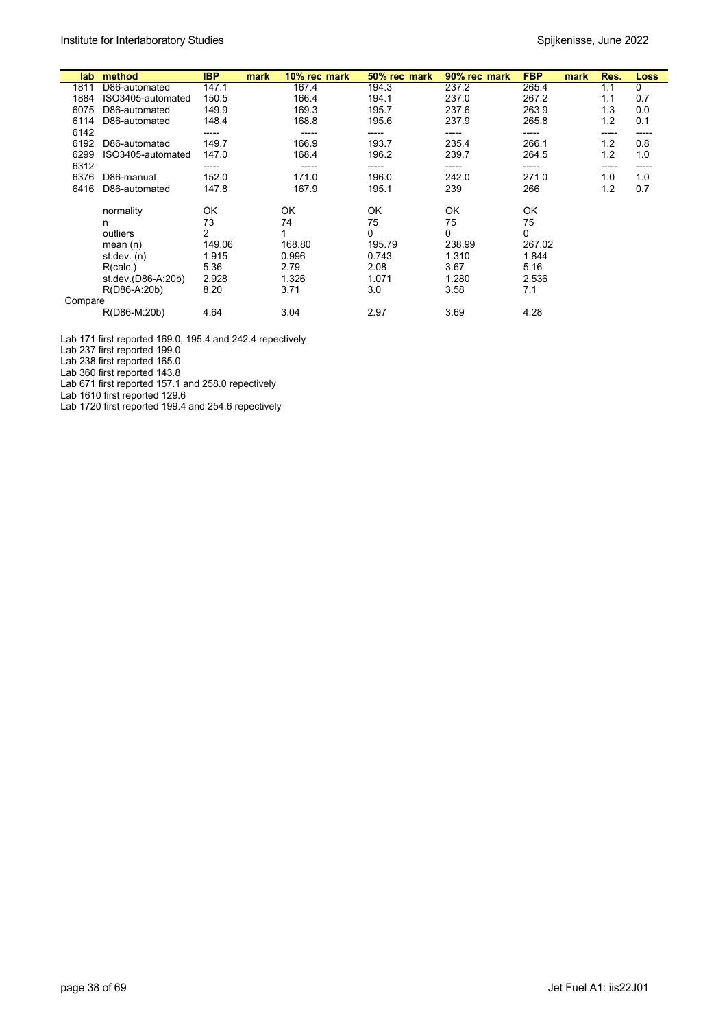| lab | method | IBP | mark | 10% rec | mark | 50% rec | mark | 90% rec | mark | FBP | mark | Res. | Loss |
|---|---|---|---|---|---|---|---|---|---|---|---|---|---|
| 1811 | D86-automated | 147.1 | | 167.4 | | 194.3 | | 237.2 | | 265.4 | | 1.1 | 0 |
| 1884 | ISO3405-automated | 150.5 | | 166.4 | | 194.1 | | 237.0 | | 267.2 | | 1.1 | 0.7 |
| 6075 | D86-automated | 149.9 | | 169.3 | | 195.7 | | 237.6 | | 263.9 | | 1.3 | 0.0 |
| 6114 | D86-automated | 148.4 | | 168.8 | | 195.6 | | 237.9 | | 265.8 | | 1.2 | 0.1 |
| 6142 | | ----- | | ----- | | ----- | | ----- | | ----- | | ----- | ----- |
| 6192 | D86-automated | 149.7 | | 166.9 | | 193.7 | | 235.4 | | 266.1 | | 1.2 | 0.8 |
| 6299 | ISO3405-automated | 147.0 | | 168.4 | | 196.2 | | 239.7 | | 264.5 | | 1.2 | 1.0 |
| 6312 | | ----- | | ----- | | ----- | | ----- | | ----- | | ----- | ----- |
| 6376 | D86-manual | 152.0 | | 171.0 | | 196.0 | | 242.0 | | 271.0 | | 1.0 | 1.0 |
| 6416 | D86-automated | 147.8 | | 167.9 | | 195.1 | | 239 | | 266 | | 1.2 | 0.7 |
| | | | | | | | | | | | | | |
| | normality | OK | | OK | | OK | | OK | | OK | | | |
| | n | 73 | | 74 | | 75 | | 75 | | 75 | | | |
| | outliers | 2 | | 1 | | 0 | | 0 | | 0 | | | |
| | mean (n) | 149.06 | | 168.80 | | 195.79 | | 238.99 | | 267.02 | | | |
| | st.dev. (n) | 1.915 | | 0.996 | | 0.743 | | 1.310 | | 1.844 | | | |
| | R(calc.) | 5.36 | | 2.79 | | 2.08 | | 3.67 | | 5.16 | | | |
| | st.dev.(D86-A:20b) | 2.928 | | 1.326 | | 1.071 | | 1.280 | | 2.536 | | | |
| | R(D86-A:20b) | 8.20 | | 3.71 | | 3.0 | | 3.58 | | 7.1 | | | |
| Compare | | | | | | | | | | | | | |
| | R(D86-M:20b) | 4.64 | | 3.04 | | 2.97 | | 3.69 | | 4.28 | | | |

Lab 171 first reported 169.0, 195.4 and 242.4 repectively

Lab 237 first reported 199.0

Lab 238 first reported 165.0

Lab 360 first reported 143.8

Lab 671 first reported 157.1 and 258.0 repectively

Lab 1610 first reported 129.6

Lab 1720 first reported 199.4 and 254.6 repectively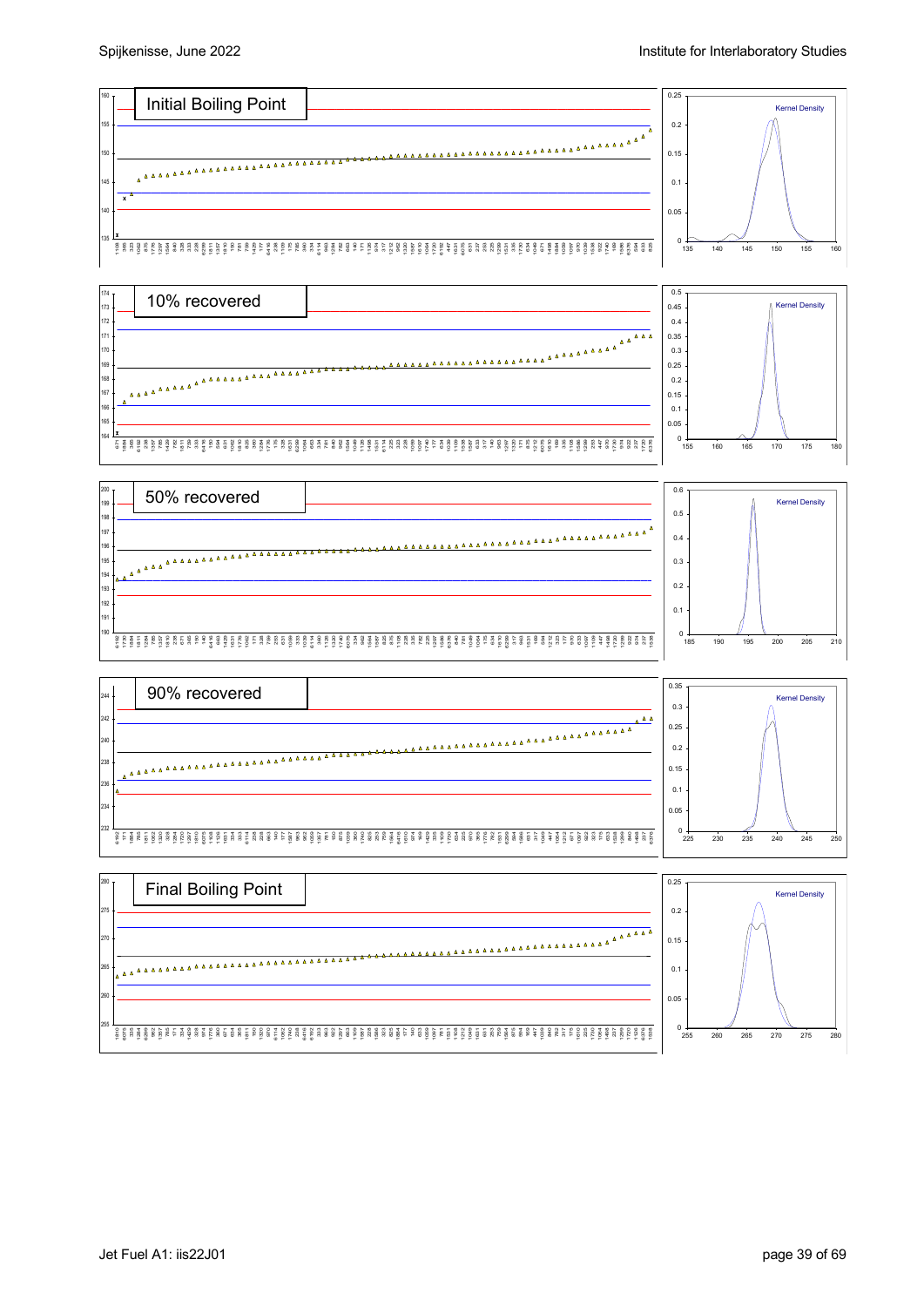Initial Boiling Point

10% recovered

50% recovered

90% recovered

Final Boiling Point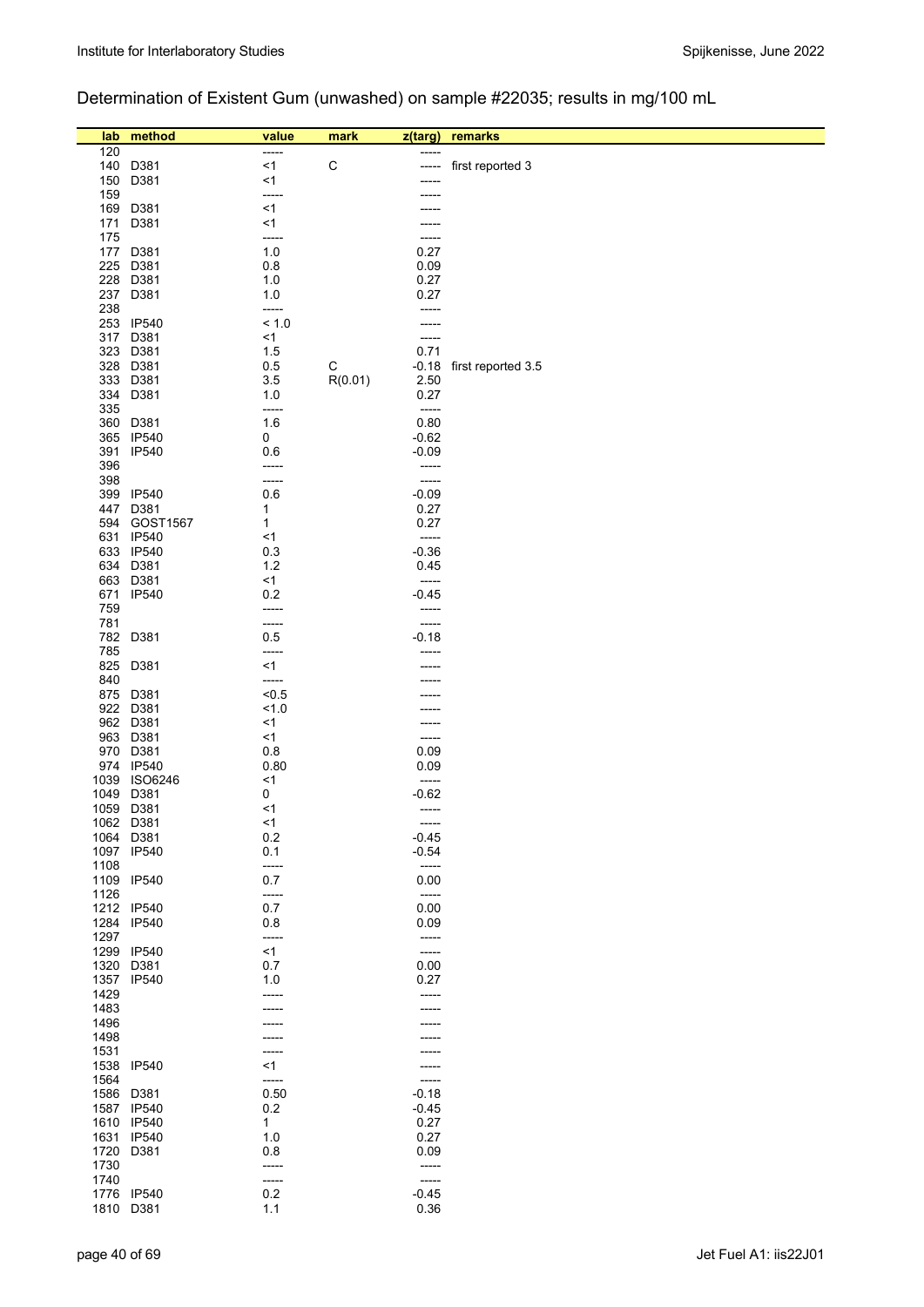## Determination of Existent Gum (unwashed) on sample #22035; results in mg/100 mL

| lab | method | value | mark | z(targ) | remarks |
|---|---|---|---|---|---|
| 120 | | ----- | | ----- | |
| 140 | D381 | <1 | C | ----- | first reported 3 |
| 150 | D381 | <1 | | ----- | |
| 159 | | ----- | | ----- | |
| 169 | D381 | <1 | | ----- | |
| 171 | D381 | <1 | | ----- | |
| 175 | | ----- | | ----- | |
| 177 | D381 | 1.0 | | 0.27 | |
| 225 | D381 | 0.8 | | 0.09 | |
| 228 | D381 | 1.0 | | 0.27 | |
| 237 | D381 | 1.0 | | 0.27 | |
| 238 | | ----- | | ----- | |
| 253 | IP540 | < 1.0 | | ----- | |
| 317 | D381 | <1 | | ----- | |
| 323 | D381 | 1.5 | | 0.71 | |
| 328 | D381 | 0.5 | C | -0.18 | first reported 3.5 |
| 333 | D381 | 3.5 | R(0.01) | 2.50 | |
| 334 | D381 | 1.0 | | 0.27 | |
| 335 | | ----- | | ----- | |
| 360 | D381 | 1.6 | | 0.80 | |
| 365 | IP540 | 0 | | -0.62 | |
| 391 | IP540 | 0.6 | | -0.09 | |
| 396 | | ----- | | ----- | |
| 398 | | ----- | | ----- | |
| 399 | IP540 | 0.6 | | -0.09 | |
| 447 | D381 | 1 | | 0.27 | |
| 594 | GOST1567 | 1 | | 0.27 | |
| 631 | IP540 | <1 | | ----- | |
| 633 | IP540 | 0.3 | | -0.36 | |
| 634 | D381 | 1.2 | | 0.45 | |
| 663 | D381 | <1 | | ----- | |
| 671 | IP540 | 0.2 | | -0.45 | |
| 759 | | ----- | | ----- | |
| 781 | | ----- | | ----- | |
| 782 | D381 | 0.5 | | -0.18 | |
| 785 | | ----- | | ----- | |
| 825 | D381 | <1 | | ----- | |
| 840 | | ----- | | ----- | |
| 875 | D381 | <0.5 | | ----- | |
| 922 | D381 | <1.0 | | ----- | |
| 962 | D381 | <1 | | ----- | |
| 963 | D381 | <1 | | ----- | |
| 970 | D381 | 0.8 | | 0.09 | |
| 974 | IP540 | 0.80 | | 0.09 | |
| 1039 | ISO6246 | <1 | | ----- | |
| 1049 | D381 | 0 | | -0.62 | |
| 1059 | D381 | <1 | | ----- | |
| 1062 | D381 | <1 | | ----- | |
| 1064 | D381 | 0.2 | | -0.45 | |
| 1097 | IP540 | 0.1 | | -0.54 | |
| 1108 | | ----- | | ----- | |
| 1109 | IP540 | 0.7 | | 0.00 | |
| 1126 | | ----- | | ----- | |
| 1212 | IP540 | 0.7 | | 0.00 | |
| 1284 | IP540 | 0.8 | | 0.09 | |
| 1297 | | ----- | | ----- | |
| 1299 | IP540 | <1 | | ----- | |
| 1320 | D381 | 0.7 | | 0.00 | |
| 1357 | IP540 | 1.0 | | 0.27 | |
| 1429 | | ----- | | ----- | |
| 1483 | | ----- | | ----- | |
| 1496 | | ----- | | ----- | |
| 1498 | | ----- | | ----- | |
| 1531 | | ----- | | ----- | |
| 1538 | IP540 | <1 | | ----- | |
| 1564 | | ----- | | ----- | |
| 1586 | D381 | 0.50 | | -0.18 | |
| 1587 | IP540 | 0.2 | | -0.45 | |
| 1610 | IP540 | 1 | | 0.27 | |
| 1631 | IP540 | 1.0 | | 0.27 | |
| 1720 | D381 | 0.8 | | 0.09 | |
| 1730 | | ----- | | ----- | |
| 1740 | | ----- | | ----- | |
| 1776 | IP540 | 0.2 | | -0.45 | |
| 1810 | D381 | 1.1 | | 0.36 | |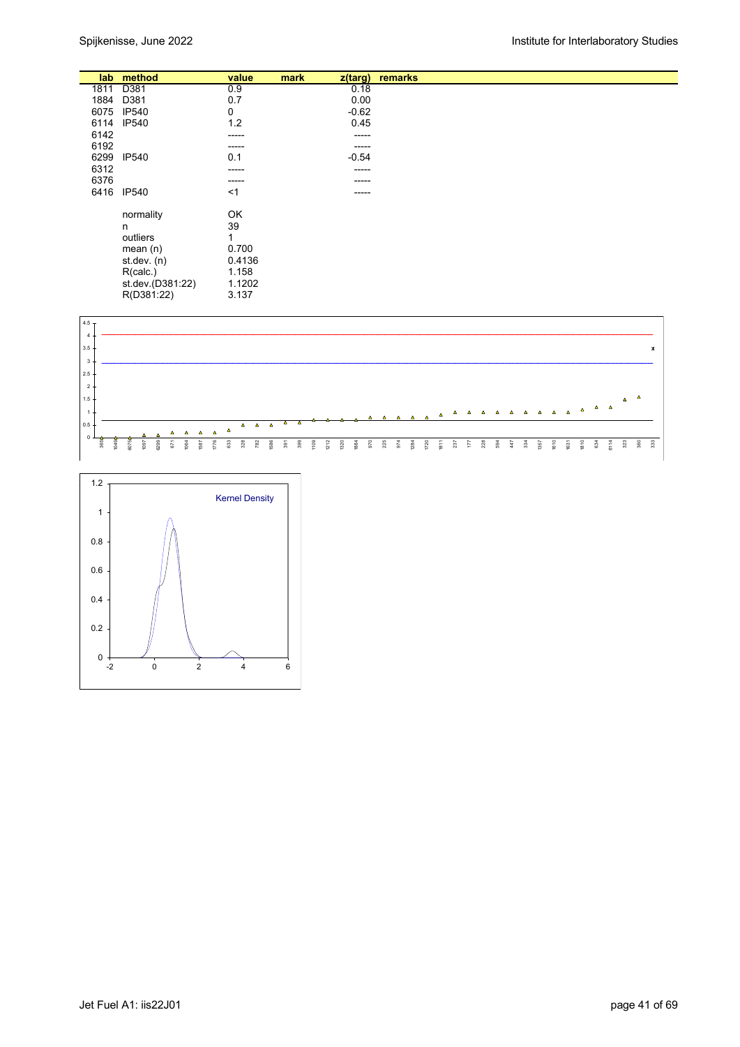| lab | method | value | mark | z(targ) | remarks |
|---|---|---|---|---|---|
| 1811 | D381 | 0.9 | | 0.18 | |
| 1884 | D381 | 0.7 | | 0.00 | |
| 6075 | IP540 | 0 | | -0.62 | |
| 6114 | IP540 | 1.2 | | 0.45 | |
| 6142 | | ----- | | ----- | |
| 6192 | | ----- | | ----- | |
| 6299 | IP540 | 0.1 | | -0.54 | |
| 6312 | | ----- | | ----- | |
| 6376 | | ----- | | ----- | |
| 6416 | IP540 | <1 | | ----- | |
| | normality | OK | | | |
| | n | 39 | | | |
| | outliers | 1 | | | |
| | mean (n) | 0.700 | | | |
| | st.dev. (n) | 0.4136 | | | |
| | R(calc.) | 1.158 | | | |
| | st.dev.(D381:22) | 1.1202 | | | |
| | R(D381:22) | 3.137 | | | |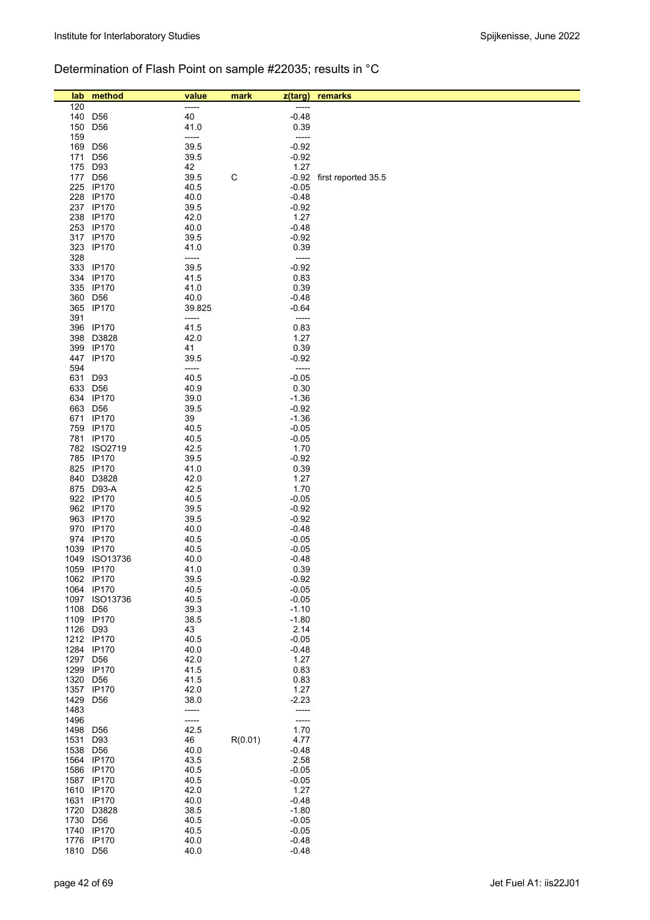Determination of Flash Point on sample #22035; results in °C

| lab | method | value | mark | z(targ) | remarks |
|---|---|---|---|---|---|
| 120 | | ----- | | ----- | |
| 140 | D56 | 40 | | -0.48 | |
| 150 | D56 | 41.0 | | 0.39 | |
| 159 | | ----- | | ----- | |
| 169 | D56 | 39.5 | | -0.92 | |
| 171 | D56 | 39.5 | | -0.92 | |
| 175 | D93 | 42 | | 1.27 | |
| 177 | D56 | 39.5 | C | -0.92 | first reported 35.5 |
| 225 | IP170 | 40.5 | | -0.05 | |
| 228 | IP170 | 40.0 | | -0.48 | |
| 237 | IP170 | 39.5 | | -0.92 | |
| 238 | IP170 | 42.0 | | 1.27 | |
| 253 | IP170 | 40.0 | | -0.48 | |
| 317 | IP170 | 39.5 | | -0.92 | |
| 323 | IP170 | 41.0 | | 0.39 | |
| 328 | | ----- | | ----- | |
| 333 | IP170 | 39.5 | | -0.92 | |
| 334 | IP170 | 41.5 | | 0.83 | |
| 335 | IP170 | 41.0 | | 0.39 | |
| 360 | D56 | 40.0 | | -0.48 | |
| 365 | IP170 | 39.825 | | -0.64 | |
| 391 | | ----- | | ----- | |
| 396 | IP170 | 41.5 | | 0.83 | |
| 398 | D3828 | 42.0 | | 1.27 | |
| 399 | IP170 | 41 | | 0.39 | |
| 447 | IP170 | 39.5 | | -0.92 | |
| 594 | | ----- | | ----- | |
| 631 | D93 | 40.5 | | -0.05 | |
| 633 | D56 | 40.9 | | 0.30 | |
| 634 | IP170 | 39.0 | | -1.36 | |
| 663 | D56 | 39.5 | | -0.92 | |
| 671 | IP170 | 39 | | -1.36 | |
| 759 | IP170 | 40.5 | | -0.05 | |
| 781 | IP170 | 40.5 | | -0.05 | |
| 782 | ISO2719 | 42.5 | | 1.70 | |
| 785 | IP170 | 39.5 | | -0.92 | |
| 825 | IP170 | 41.0 | | 0.39 | |
| 840 | D3828 | 42.0 | | 1.27 | |
| 875 | D93-A | 42.5 | | 1.70 | |
| 922 | IP170 | 40.5 | | -0.05 | |
| 962 | IP170 | 39.5 | | -0.92 | |
| 963 | IP170 | 39.5 | | -0.92 | |
| 970 | IP170 | 40.0 | | -0.48 | |
| 974 | IP170 | 40.5 | | -0.05 | |
| 1039 | IP170 | 40.5 | | -0.05 | |
| 1049 | ISO13736 | 40.0 | | -0.48 | |
| 1059 | IP170 | 41.0 | | 0.39 | |
| 1062 | IP170 | 39.5 | | -0.92 | |
| 1064 | IP170 | 40.5 | | -0.05 | |
| 1097 | ISO13736 | 40.5 | | -0.05 | |
| 1108 | D56 | 39.3 | | -1.10 | |
| 1109 | IP170 | 38.5 | | -1.80 | |
| 1126 | D93 | 43 | | 2.14 | |
| 1212 | IP170 | 40.5 | | -0.05 | |
| 1284 | IP170 | 40.0 | | -0.48 | |
| 1297 | D56 | 42.0 | | 1.27 | |
| 1299 | IP170 | 41.5 | | 0.83 | |
| 1320 | D56 | 41.5 | | 0.83 | |
| 1357 | IP170 | 42.0 | | 1.27 | |
| 1429 | D56 | 38.0 | | -2.23 | |
| 1483 | | ----- | | ----- | |
| 1496 | | ----- | | ----- | |
| 1498 | D56 | 42.5 | | 1.70 | |
| 1531 | D93 | 46 | R(0.01) | 4.77 | |
| 1538 | D56 | 40.0 | | -0.48 | |
| 1564 | IP170 | 43.5 | | 2.58 | |
| 1586 | IP170 | 40.5 | | -0.05 | |
| 1587 | IP170 | 40.5 | | -0.05 | |
| 1610 | IP170 | 42.0 | | 1.27 | |
| 1631 | IP170 | 40.0 | | -0.48 | |
| 1720 | D3828 | 38.5 | | -1.80 | |
| 1730 | D56 | 40.5 | | -0.05 | |
| 1740 | IP170 | 40.5 | | -0.05 | |
| 1776 | IP170 | 40.0 | | -0.48 | |
| 1810 | D56 | 40.0 | | -0.48 | |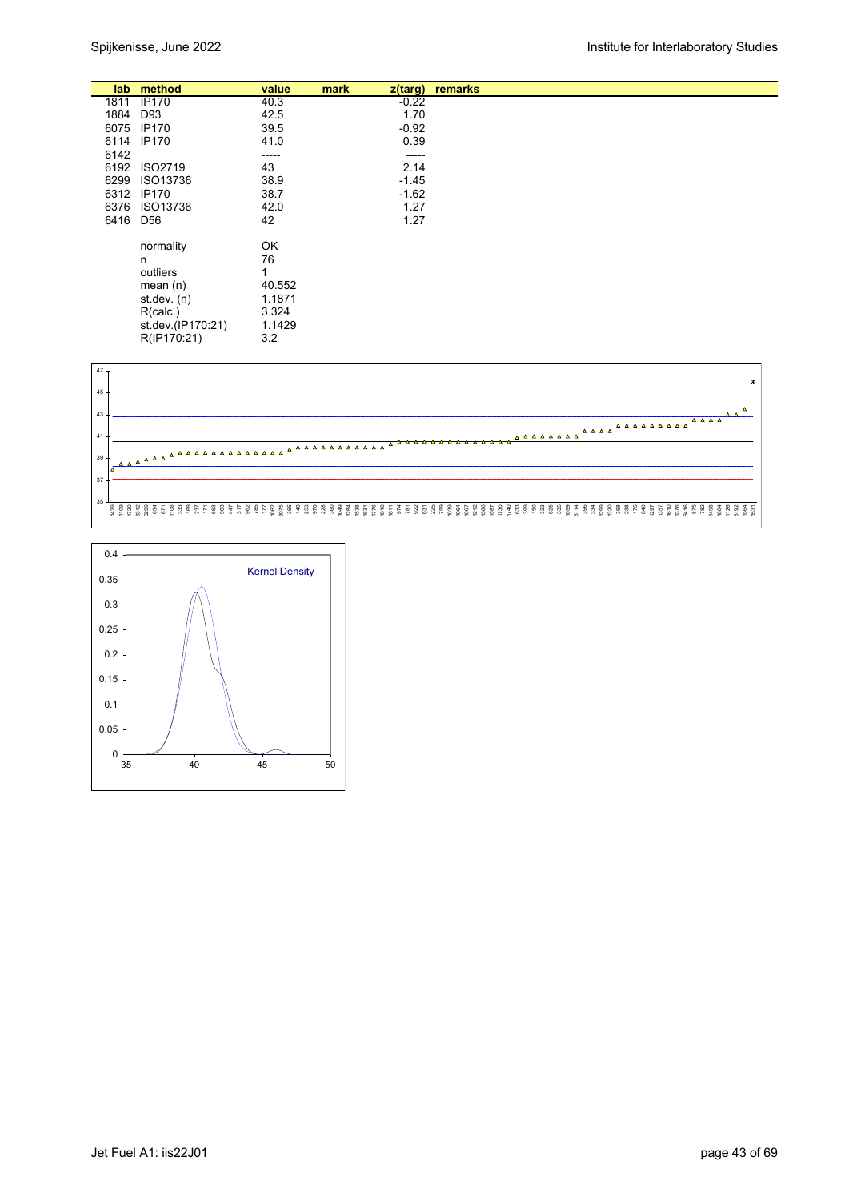| lab | method | value | mark | z(targ) | remarks |
|---|---|---|---|---|---|
| 1811 | IP170 | 40.3 | | -0.22 | |
| 1884 | D93 | 42.5 | | 1.70 | |
| 6075 | IP170 | 39.5 | | -0.92 | |
| 6114 | IP170 | 41.0 | | 0.39 | |
| 6142 | | ----- | | ----- | |
| 6192 | ISO2719 | 43 | | 2.14 | |
| 6299 | ISO13736 | 38.9 | | -1.45 | |
| 6312 | IP170 | 38.7 | | -1.62 | |
| 6376 | ISO13736 | 42.0 | | 1.27 | |
| 6416 | D56 | 42 | | 1.27 | |
| | normality | OK | | | |
| | n | 76 | | | |
| | outliers | 1 | | | |
| | mean (n) | 40.552 | | | |
| | st.dev. (n) | 1.1871 | | | |
| | R(calc.) | 3.324 | | | |
| | st.dev.(IP170:21) | 1.1429 | | | |
| | R(IP170:21) | 3.2 | | | |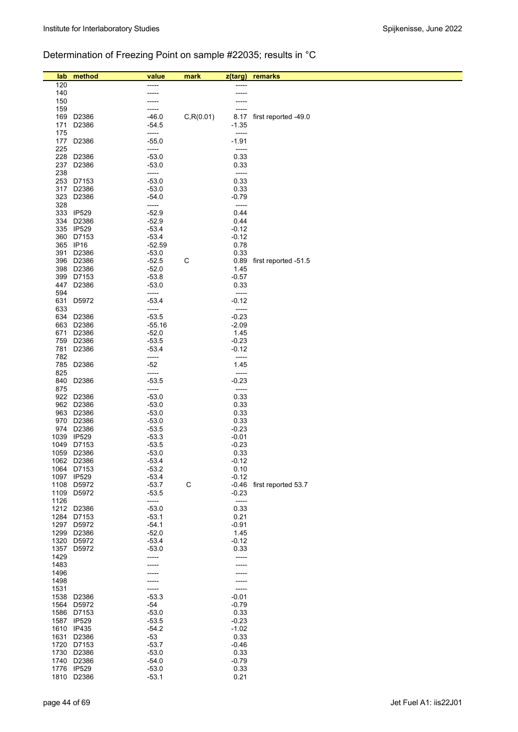## Determination of Freezing Point on sample #22035; results in °C

| lab | method | value | mark | z(targ) | remarks |
|---|---|---|---|---|---|
| 120 | | ----- | | ----- | |
| 140 | | ----- | | ----- | |
| 150 | | ----- | | ----- | |
| 159 | | ----- | | ----- | |
| 169 | D2386 | -46.0 | C,R(0.01) | 8.17 | first reported -49.0 |
| 171 | D2386 | -54.5 | | -1.35 | |
| 175 | | ----- | | ----- | |
| 177 | D2386 | -55.0 | | -1.91 | |
| 225 | | ----- | | ----- | |
| 228 | D2386 | -53.0 | | 0.33 | |
| 237 | D2386 | -53.0 | | 0.33 | |
| 238 | | ----- | | ----- | |
| 253 | D7153 | -53.0 | | 0.33 | |
| 317 | D2386 | -53.0 | | 0.33 | |
| 323 | D2386 | -54.0 | | -0.79 | |
| 328 | | ----- | | ----- | |
| 333 | IP529 | -52.9 | | 0.44 | |
| 334 | D2386 | -52.9 | | 0.44 | |
| 335 | IP529 | -53.4 | | -0.12 | |
| 360 | D7153 | -53.4 | | -0.12 | |
| 365 | IP16 | -52.59 | | 0.78 | |
| 391 | D2386 | -53.0 | | 0.33 | |
| 396 | D2386 | -52.5 | C | 0.89 | first reported -51.5 |
| 398 | D2386 | -52.0 | | 1.45 | |
| 399 | D7153 | -53.8 | | -0.57 | |
| 447 | D2386 | -53.0 | | 0.33 | |
| 594 | | ----- | | ----- | |
| 631 | D5972 | -53.4 | | -0.12 | |
| 633 | | ----- | | ----- | |
| 634 | D2386 | -53.5 | | -0.23 | |
| 663 | D2386 | -55.16 | | -2.09 | |
| 671 | D2386 | -52.0 | | 1.45 | |
| 759 | D2386 | -53.5 | | -0.23 | |
| 781 | D2386 | -53.4 | | -0.12 | |
| 782 | | ----- | | ----- | |
| 785 | D2386 | -52 | | 1.45 | |
| 825 | | ----- | | ----- | |
| 840 | D2386 | -53.5 | | -0.23 | |
| 875 | | ----- | | ----- | |
| 922 | D2386 | -53.0 | | 0.33 | |
| 962 | D2386 | -53.0 | | 0.33 | |
| 963 | D2386 | -53.0 | | 0.33 | |
| 970 | D2386 | -53.0 | | 0.33 | |
| 974 | D2386 | -53.5 | | -0.23 | |
| 1039 | IP529 | -53.3 | | -0.01 | |
| 1049 | D7153 | -53.5 | | -0.23 | |
| 1059 | D2386 | -53.0 | | 0.33 | |
| 1062 | D2386 | -53.4 | | -0.12 | |
| 1064 | D7153 | -53.2 | | 0.10 | |
| 1097 | IP529 | -53.4 | | -0.12 | |
| 1108 | D5972 | -53.7 | C | -0.46 | first reported 53.7 |
| 1109 | D5972 | -53.5 | | -0.23 | |
| 1126 | | ----- | | ----- | |
| 1212 | D2386 | -53.0 | | 0.33 | |
| 1284 | D7153 | -53.1 | | 0.21 | |
| 1297 | D5972 | -54.1 | | -0.91 | |
| 1299 | D2386 | -52.0 | | 1.45 | |
| 1320 | D5972 | -53.4 | | -0.12 | |
| 1357 | D5972 | -53.0 | | 0.33 | |
| 1429 | | ----- | | ----- | |
| 1483 | | ----- | | ----- | |
| 1496 | | ----- | | ----- | |
| 1498 | | ----- | | ----- | |
| 1531 | | ----- | | ----- | |
| 1538 | D2386 | -53.3 | | -0.01 | |
| 1564 | D5972 | -54 | | -0.79 | |
| 1586 | D7153 | -53.0 | | 0.33 | |
| 1587 | IP529 | -53.5 | | -0.23 | |
| 1610 | IP435 | -54.2 | | -1.02 | |
| 1631 | D2386 | -53 | | 0.33 | |
| 1720 | D7153 | -53.7 | | -0.46 | |
| 1730 | D2386 | -53.0 | | 0.33 | |
| 1740 | D2386 | -54.0 | | -0.79 | |
| 1776 | IP529 | -53.0 | | 0.33 | |
| 1810 | D2386 | -53.1 | | 0.21 | |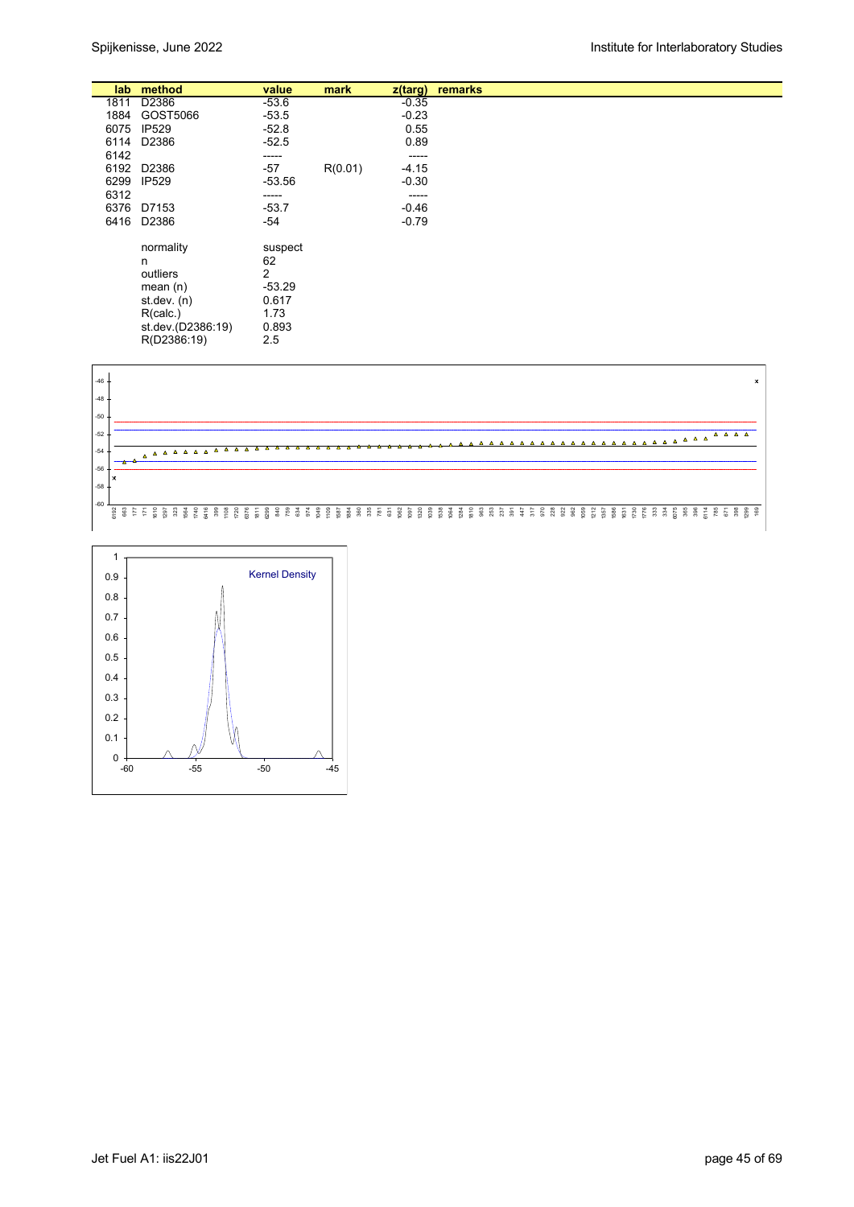| lab | method | value | mark | z(targ) | remarks |
|---|---|---|---|---|---|
| 1811 | D2386 | -53.6 | | -0.35 | |
| 1884 | GOST5066 | -53.5 | | -0.23 | |
| 6075 | IP529 | -52.8 | | 0.55 | |
| 6114 | D2386 | -52.5 | | 0.89 | |
| 6142 | | ----- | | ----- | |
| 6192 | D2386 | -57 | R(0.01) | -4.15 | |
| 6299 | IP529 | -53.56 | | -0.30 | |
| 6312 | | ----- | | ----- | |
| 6376 | D7153 | -53.7 | | -0.46 | |
| 6416 | D2386 | -54 | | -0.79 | |

| | |
|---|---|
| normality | suspect |
| n | 62 |
| outliers | 2 |
| mean (n) | -53.29 |
| st.dev. (n) | 0.617 |
| R(calc.) | 1.73 |
| st.dev.(D2386:19) | 0.893 |
| R(D2386:19) | 2.5 |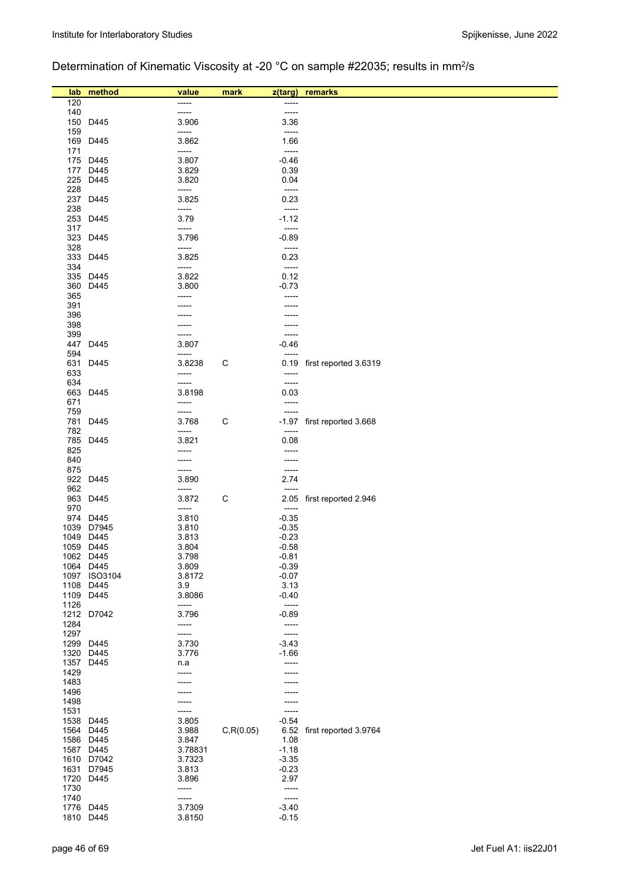## Determination of Kinematic Viscosity at -20 °C on sample #22035; results in $mm^2/s$

| lab | method | value | mark | z(targ) | remarks |
|---|---|---|---|---|---|
| 120 | | ----- | | ----- | |
| 140 | | ----- | | ----- | |
| 150 | D445 | 3.906 | | 3.36 | |
| 159 | | ----- | | ----- | |
| 169 | D445 | 3.862 | | 1.66 | |
| 171 | | ----- | | ----- | |
| 175 | D445 | 3.807 | | -0.46 | |
| 177 | D445 | 3.829 | | 0.39 | |
| 225 | D445 | 3.820 | | 0.04 | |
| 228 | | ----- | | ----- | |
| 237 | D445 | 3.825 | | 0.23 | |
| 238 | | ----- | | ----- | |
| 253 | D445 | 3.79 | | -1.12 | |
| 317 | | ----- | | ----- | |
| 323 | D445 | 3.796 | | -0.89 | |
| 328 | | ----- | | ----- | |
| 333 | D445 | 3.825 | | 0.23 | |
| 334 | | ----- | | ----- | |
| 335 | D445 | 3.822 | | 0.12 | |
| 360 | D445 | 3.800 | | -0.73 | |
| 365 | | ----- | | ----- | |
| 391 | | ----- | | ----- | |
| 396 | | ----- | | ----- | |
| 398 | | ----- | | ----- | |
| 399 | | ----- | | ----- | |
| 447 | D445 | 3.807 | | -0.46 | |
| 594 | | ----- | | ----- | |
| 631 | D445 | 3.8238 | C | 0.19 | first reported 3.6319 |
| 633 | | ----- | | ----- | |
| 634 | | ----- | | ----- | |
| 663 | D445 | 3.8198 | | 0.03 | |
| 671 | | ----- | | ----- | |
| 759 | | ----- | | ----- | |
| 781 | D445 | 3.768 | C | -1.97 | first reported 3.668 |
| 782 | | ----- | | ----- | |
| 785 | D445 | 3.821 | | 0.08 | |
| 825 | | ----- | | ----- | |
| 840 | | ----- | | ----- | |
| 875 | | ----- | | ----- | |
| 922 | D445 | 3.890 | | 2.74 | |
| 962 | | ----- | | ----- | |
| 963 | D445 | 3.872 | C | 2.05 | first reported 2.946 |
| 970 | | ----- | | ----- | |
| 974 | D445 | 3.810 | | -0.35 | |
| 1039 | D7945 | 3.810 | | -0.35 | |
| 1049 | D445 | 3.813 | | -0.23 | |
| 1059 | D445 | 3.804 | | -0.58 | |
| 1062 | D445 | 3.798 | | -0.81 | |
| 1064 | D445 | 3.809 | | -0.39 | |
| 1097 | ISO3104 | 3.8172 | | -0.07 | |
| 1108 | D445 | 3.9 | | 3.13 | |
| 1109 | D445 | 3.8086 | | -0.40 | |
| 1126 | | ----- | | ----- | |
| 1212 | D7042 | 3.796 | | -0.89 | |
| 1284 | | ----- | | ----- | |
| 1297 | | ----- | | ----- | |
| 1299 | D445 | 3.730 | | -3.43 | |
| 1320 | D445 | 3.776 | | -1.66 | |
| 1357 | D445 | n.a | | ----- | |
| 1429 | | ----- | | ----- | |
| 1483 | | ----- | | ----- | |
| 1496 | | ----- | | ----- | |
| 1498 | | ----- | | ----- | |
| 1531 | | ----- | | ----- | |
| 1538 | D445 | 3.805 | | -0.54 | |
| 1564 | D445 | 3.988 | C,R(0.05) | 6.52 | first reported 3.9764 |
| 1586 | D445 | 3.847 | | 1.08 | |
| 1587 | D445 | 3.78831 | | -1.18 | |
| 1610 | D7042 | 3.7323 | | -3.35 | |
| 1631 | D7945 | 3.813 | | -0.23 | |
| 1720 | D445 | 3.896 | | 2.97 | |
| 1730 | | ----- | | ----- | |
| 1740 | | ----- | | ----- | |
| 1776 | D445 | 3.7309 | | -3.40 | |
| 1810 | D445 | 3.8150 | | -0.15 | |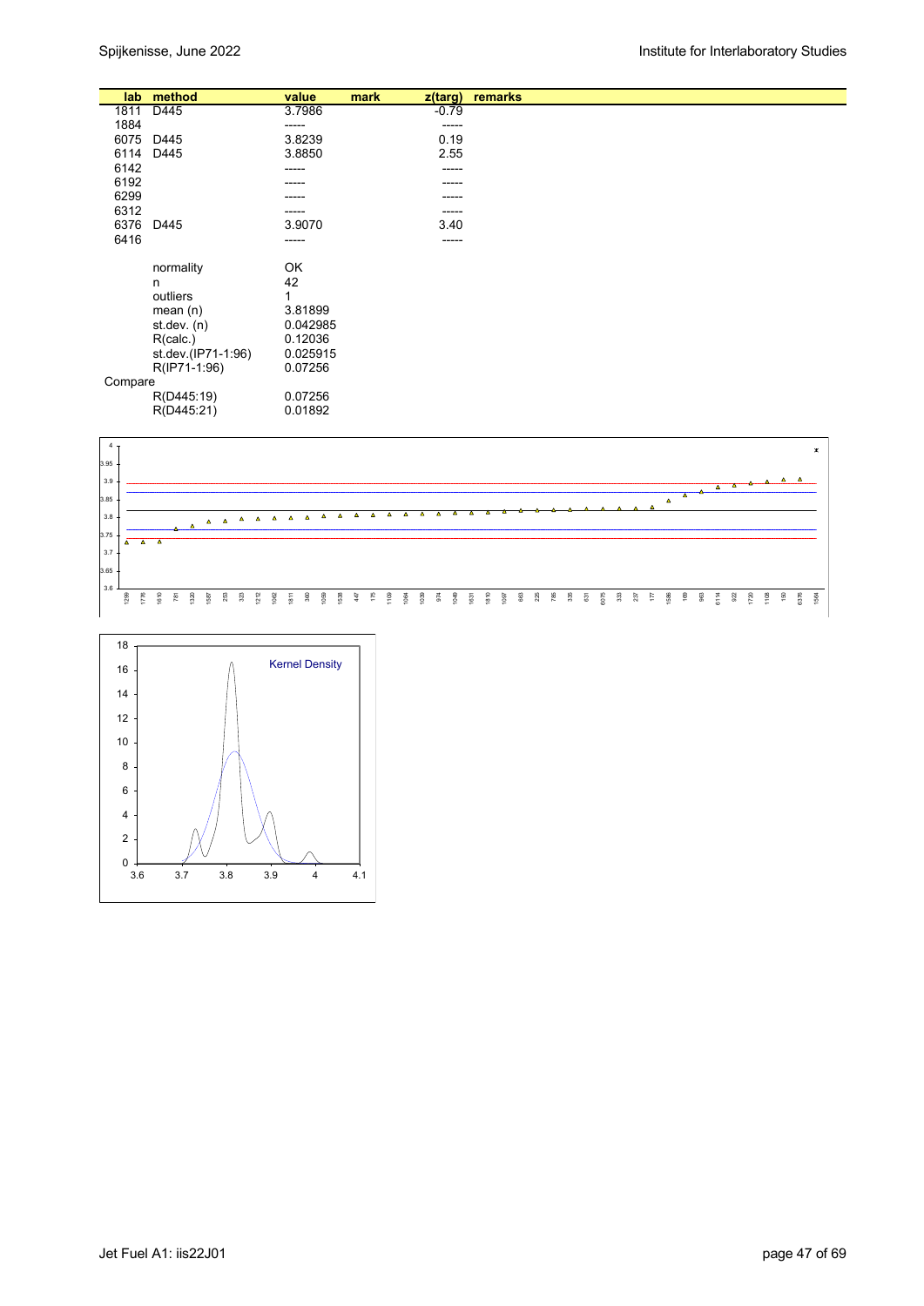| lab | method | value | mark | z(targ) | remarks |
|---|---|---|---|---|---|
| 1811 | D445 | 3.7986 | | -0.79 | |
| 1884 | | ----- | | ----- | |
| 6075 | D445 | 3.8239 | | 0.19 | |
| 6114 | D445 | 3.8850 | | 2.55 | |
| 6142 | | ----- | | ----- | |
| 6192 | | ----- | | ----- | |
| 6299 | | ----- | | ----- | |
| 6312 | | ----- | | ----- | |
| 6376 | D445 | 3.9070 | | 3.40 | |
| 6416 | | ----- | | ----- | |
| | normality | OK | | | |
| | n | 42 | | | |
| | outliers | 1 | | | |
| | mean (n) | 3.81899 | | | |
| | st.dev. (n) | 0.042985 | | | |
| | R(calc.) | 0.12036 | | | |
| | st.dev.(IP71-1:96) | 0.025915 | | | |
| | R(IP71-1:96) | 0.07256 | | | |
| Compare | | | | | |
| | R(D445:19) | 0.07256 | | | |
| | R(D445:21) | 0.01892 | | | |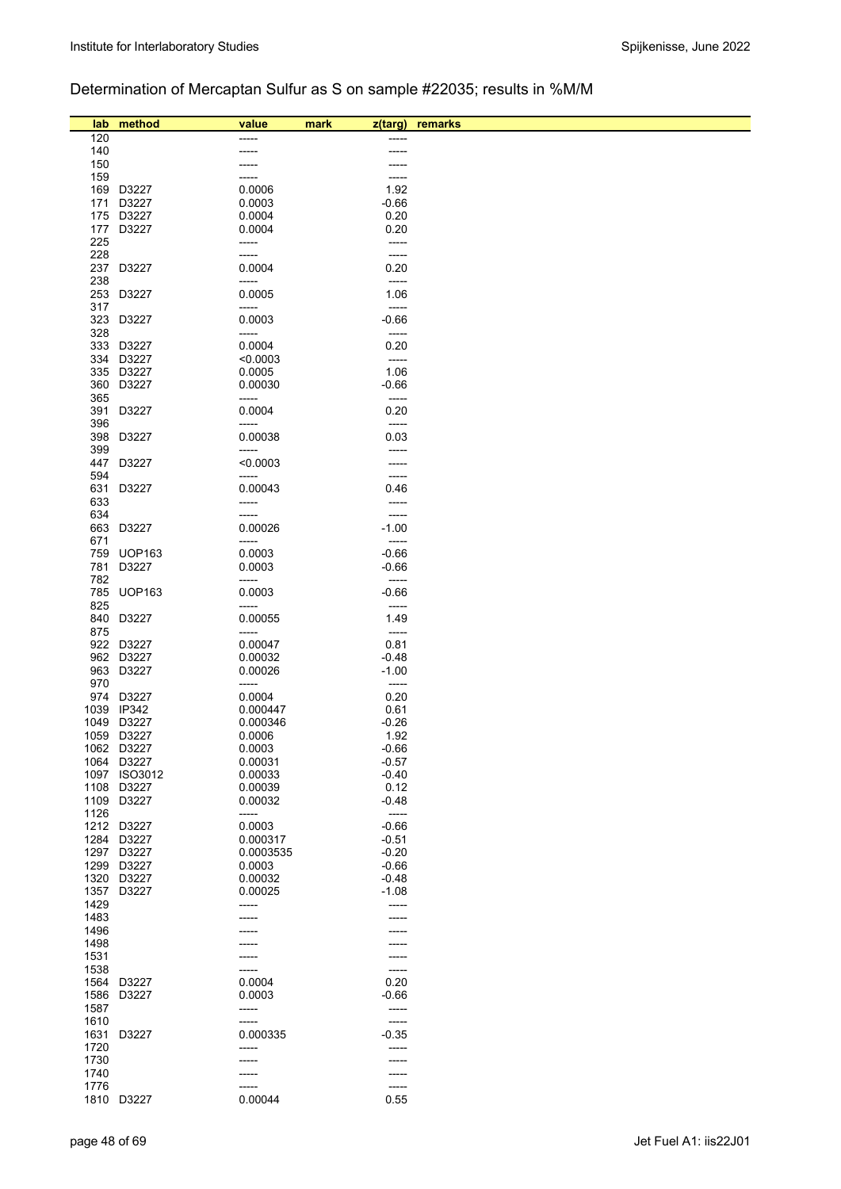Determination of Mercaptan Sulfur as S on sample #22035; results in %M/M

| lab | method | value | mark | z(targ) | remarks |
|---|---|---|---|---|---|
| 120 | | ----- | | ----- | |
| 140 | | ----- | | ----- | |
| 150 | | ----- | | ----- | |
| 159 | | ----- | | ----- | |
| 169 | D3227 | 0.0006 | | 1.92 | |
| 171 | D3227 | 0.0003 | | -0.66 | |
| 175 | D3227 | 0.0004 | | 0.20 | |
| 177 | D3227 | 0.0004 | | 0.20 | |
| 225 | | ----- | | ----- | |
| 228 | | ----- | | ----- | |
| 237 | D3227 | 0.0004 | | 0.20 | |
| 238 | | ----- | | ----- | |
| 253 | D3227 | 0.0005 | | 1.06 | |
| 317 | | ----- | | ----- | |
| 323 | D3227 | 0.0003 | | -0.66 | |
| 328 | | ----- | | ----- | |
| 333 | D3227 | 0.0004 | | 0.20 | |
| 334 | D3227 | <0.0003 | | ----- | |
| 335 | D3227 | 0.0005 | | 1.06 | |
| 360 | D3227 | 0.00030 | | -0.66 | |
| 365 | | ----- | | ----- | |
| 391 | D3227 | 0.0004 | | 0.20 | |
| 396 | | ----- | | ----- | |
| 398 | D3227 | 0.00038 | | 0.03 | |
| 399 | | ----- | | ----- | |
| 447 | D3227 | <0.0003 | | ----- | |
| 594 | | ----- | | ----- | |
| 631 | D3227 | 0.00043 | | 0.46 | |
| 633 | | ----- | | ----- | |
| 634 | | ----- | | ----- | |
| 663 | D3227 | 0.00026 | | -1.00 | |
| 671 | | ----- | | ----- | |
| 759 | UOP163 | 0.0003 | | -0.66 | |
| 781 | D3227 | 0.0003 | | -0.66 | |
| 782 | | ----- | | ----- | |
| 785 | UOP163 | 0.0003 | | -0.66 | |
| 825 | | ----- | | ----- | |
| 840 | D3227 | 0.00055 | | 1.49 | |
| 875 | | ----- | | ----- | |
| 922 | D3227 | 0.00047 | | 0.81 | |
| 962 | D3227 | 0.00032 | | -0.48 | |
| 963 | D3227 | 0.00026 | | -1.00 | |
| 970 | | ----- | | ----- | |
| 974 | D3227 | 0.0004 | | 0.20 | |
| 1039 | IP342 | 0.000447 | | 0.61 | |
| 1049 | D3227 | 0.000346 | | -0.26 | |
| 1059 | D3227 | 0.0006 | | 1.92 | |
| 1062 | D3227 | 0.0003 | | -0.66 | |
| 1064 | D3227 | 0.00031 | | -0.57 | |
| 1097 | ISO3012 | 0.00033 | | -0.40 | |
| 1108 | D3227 | 0.00039 | | 0.12 | |
| 1109 | D3227 | 0.00032 | | -0.48 | |
| 1126 | | ----- | | ----- | |
| 1212 | D3227 | 0.0003 | | -0.66 | |
| 1284 | D3227 | 0.000317 | | -0.51 | |
| 1297 | D3227 | 0.0003535 | | -0.20 | |
| 1299 | D3227 | 0.0003 | | -0.66 | |
| 1320 | D3227 | 0.00032 | | -0.48 | |
| 1357 | D3227 | 0.00025 | | -1.08 | |
| 1429 | | ----- | | ----- | |
| 1483 | | ----- | | ----- | |
| 1496 | | ----- | | ----- | |
| 1498 | | ----- | | ----- | |
| 1531 | | ----- | | ----- | |
| 1538 | | ----- | | ----- | |
| 1564 | D3227 | 0.0004 | | 0.20 | |
| 1586 | D3227 | 0.0003 | | -0.66 | |
| 1587 | | ----- | | ----- | |
| 1610 | | ----- | | ----- | |
| 1631 | D3227 | 0.000335 | | -0.35 | |
| 1720 | | ----- | | ----- | |
| 1730 | | ----- | | ----- | |
| 1740 | | ----- | | ----- | |
| 1776 | | ----- | | ----- | |
| 1810 | D3227 | 0.00044 | | 0.55 | |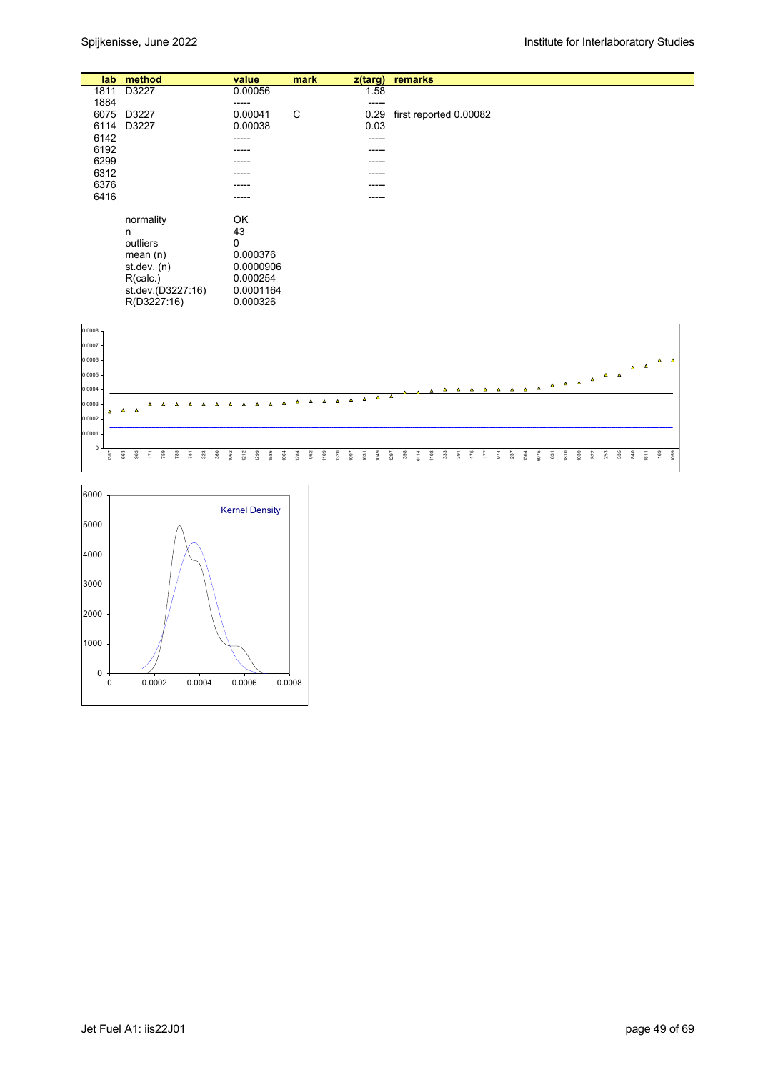| lab | method | value | mark | z(targ) | remarks |
|---|---|---|---|---|---|
| 1811 | D3227 | 0.00056 | | 1.58 | |
| 1884 | | ----- | | ----- | |
| 6075 | D3227 | 0.00041 | C | 0.29 | first reported 0.00082 |
| 6114 | D3227 | 0.00038 | | 0.03 | |
| 6142 | | ----- | | ----- | |
| 6192 | | ----- | | ----- | |
| 6299 | | ----- | | ----- | |
| 6312 | | ----- | | ----- | |
| 6376 | | ----- | | ----- | |
| 6416 | | ----- | | ----- | |

| | |
|---|---|
| normality | OK |
| n | 43 |
| outliers | 0 |
| mean (n) | 0.000376 |
| st.dev. (n) | 0.0000906 |
| R(calc.) | 0.000254 |
| st.dev.(D3227:16) | 0.0001164 |
| R(D3227:16) | 0.000326 |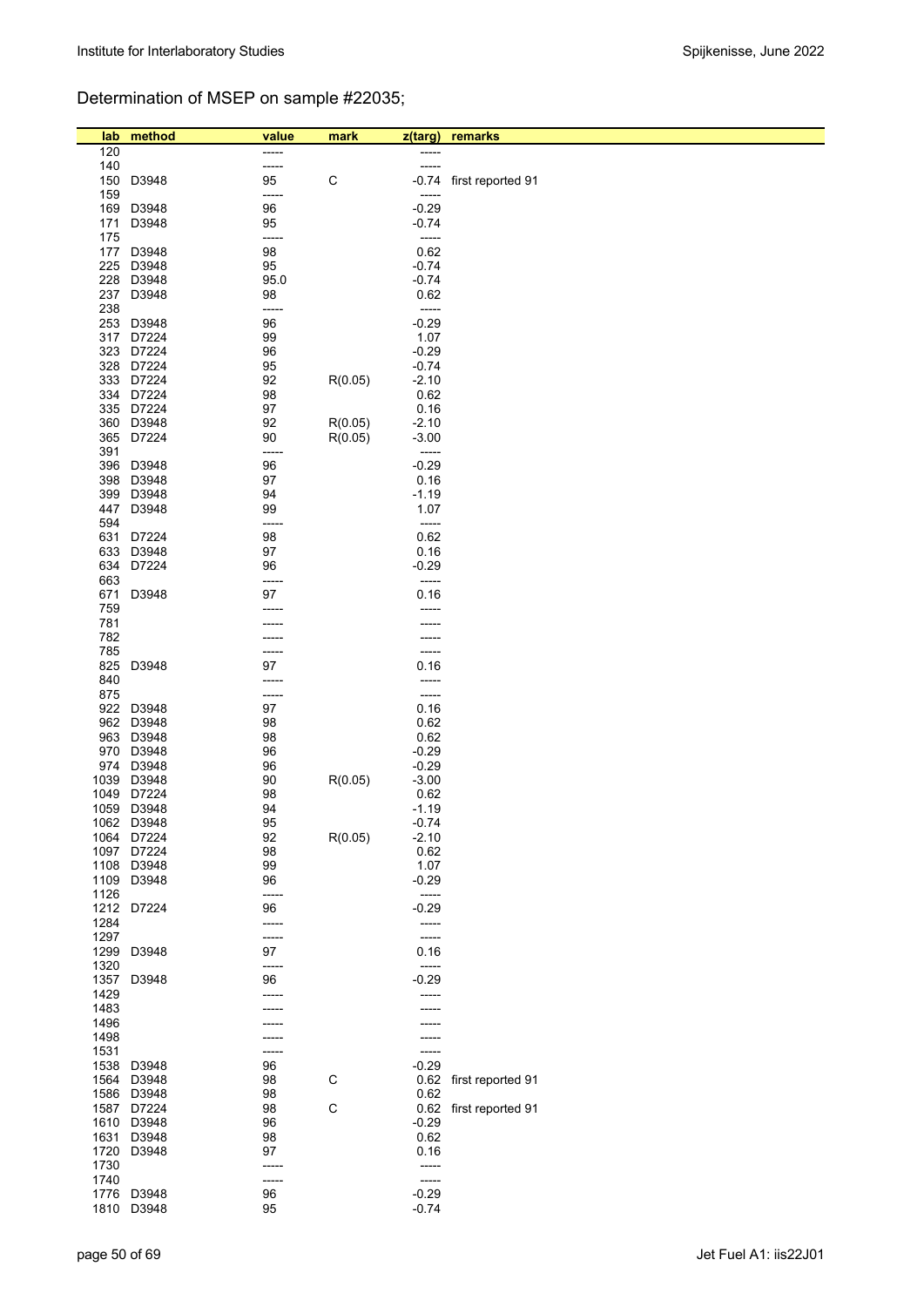## Determination of MSEP on sample #22035;

| lab | method | value | mark | z(targ) | remarks |
|---|---|---|---|---|---|
| 120 | | ----- | | ----- | |
| 140 | | ----- | | ----- | |
| 150 | D3948 | 95 | C | -0.74 | first reported 91 |
| 159 | | ----- | | ----- | |
| 169 | D3948 | 96 | | -0.29 | |
| 171 | D3948 | 95 | | -0.74 | |
| 175 | | ----- | | ----- | |
| 177 | D3948 | 98 | | 0.62 | |
| 225 | D3948 | 95 | | -0.74 | |
| 228 | D3948 | 95.0 | | -0.74 | |
| 237 | D3948 | 98 | | 0.62 | |
| 238 | | ----- | | ----- | |
| 253 | D3948 | 96 | | -0.29 | |
| 317 | D7224 | 99 | | 1.07 | |
| 323 | D7224 | 96 | | -0.29 | |
| 328 | D7224 | 95 | | -0.74 | |
| 333 | D7224 | 92 | R(0.05) | -2.10 | |
| 334 | D7224 | 98 | | 0.62 | |
| 335 | D7224 | 97 | | 0.16 | |
| 360 | D3948 | 92 | R(0.05) | -2.10 | |
| 365 | D7224 | 90 | R(0.05) | -3.00 | |
| 391 | | ----- | | ----- | |
| 396 | D3948 | 96 | | -0.29 | |
| 398 | D3948 | 97 | | 0.16 | |
| 399 | D3948 | 94 | | -1.19 | |
| 447 | D3948 | 99 | | 1.07 | |
| 594 | | ----- | | ----- | |
| 631 | D7224 | 98 | | 0.62 | |
| 633 | D3948 | 97 | | 0.16 | |
| 634 | D7224 | 96 | | -0.29 | |
| 663 | | ----- | | ----- | |
| 671 | D3948 | 97 | | 0.16 | |
| 759 | | ----- | | ----- | |
| 781 | | ----- | | ----- | |
| 782 | | ----- | | ----- | |
| 785 | | ----- | | ----- | |
| 825 | D3948 | 97 | | 0.16 | |
| 840 | | ----- | | ----- | |
| 875 | | ----- | | ----- | |
| 922 | D3948 | 97 | | 0.16 | |
| 962 | D3948 | 98 | | 0.62 | |
| 963 | D3948 | 98 | | 0.62 | |
| 970 | D3948 | 96 | | -0.29 | |
| 974 | D3948 | 96 | | -0.29 | |
| 1039 | D3948 | 90 | R(0.05) | -3.00 | |
| 1049 | D7224 | 98 | | 0.62 | |
| 1059 | D3948 | 94 | | -1.19 | |
| 1062 | D3948 | 95 | | -0.74 | |
| 1064 | D7224 | 92 | R(0.05) | -2.10 | |
| 1097 | D7224 | 98 | | 0.62 | |
| 1108 | D3948 | 99 | | 1.07 | |
| 1109 | D3948 | 96 | | -0.29 | |
| 1126 | | ----- | | ----- | |
| 1212 | D7224 | 96 | | -0.29 | |
| 1284 | | ----- | | ----- | |
| 1297 | | ----- | | ----- | |
| 1299 | D3948 | 97 | | 0.16 | |
| 1320 | | ----- | | ----- | |
| 1357 | D3948 | 96 | | -0.29 | |
| 1429 | | ----- | | ----- | |
| 1483 | | ----- | | ----- | |
| 1496 | | ----- | | ----- | |
| 1498 | | ----- | | ----- | |
| 1531 | | ----- | | ----- | |
| 1538 | D3948 | 96 | | -0.29 | |
| 1564 | D3948 | 98 | C | 0.62 | first reported 91 |
| 1586 | D3948 | 98 | | 0.62 | |
| 1587 | D7224 | 98 | C | 0.62 | first reported 91 |
| 1610 | D3948 | 96 | | -0.29 | |
| 1631 | D3948 | 98 | | 0.62 | |
| 1720 | D3948 | 97 | | 0.16 | |
| 1730 | | ----- | | ----- | |
| 1740 | | ----- | | ----- | |
| 1776 | D3948 | 96 | | -0.29 | |
| 1810 | D3948 | 95 | | -0.74 | |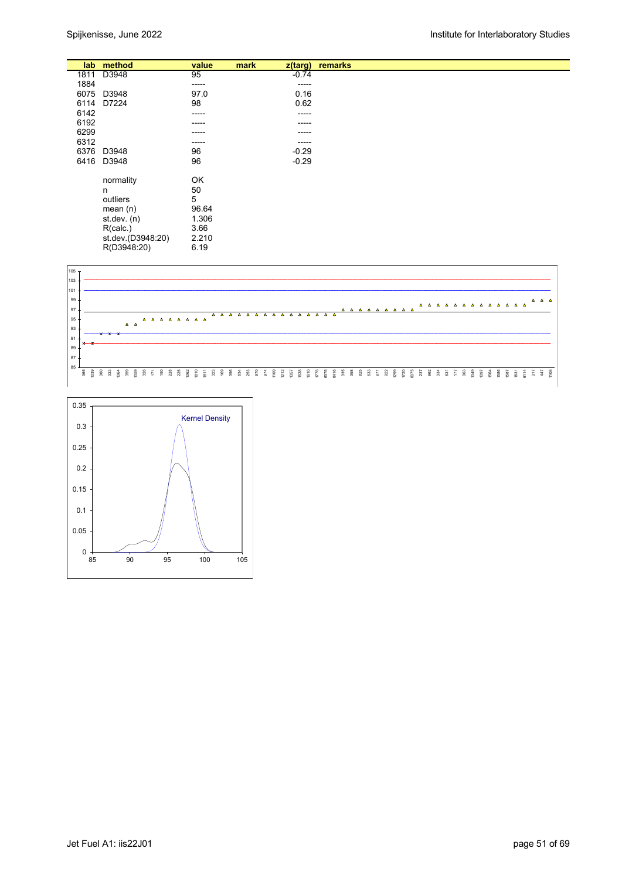| lab | method | value | mark | z(targ) | remarks |
|---|---|---|---|---|---|
| 1811 | D3948 | 95 | | -0.74 | |
| 1884 | | ----- | | ----- | |
| 6075 | D3948 | 97.0 | | 0.16 | |
| 6114 | D7224 | 98 | | 0.62 | |
| 6142 | | ----- | | ----- | |
| 6192 | | ----- | | ----- | |
| 6299 | | ----- | | ----- | |
| 6312 | | ----- | | ----- | |
| 6376 | D3948 | 96 | | -0.29 | |
| 6416 | D3948 | 96 | | -0.29 | |
| | normality | OK | | | |
| | n | 50 | | | |
| | outliers | 5 | | | |
| | mean (n) | 96.64 | | | |
| | st.dev. (n) | 1.306 | | | |
| | R(calc.) | 3.66 | | | |
| | st.dev.(D3948:20) | 2.210 | | | |
| | R(D3948:20) | 6.19 | | | |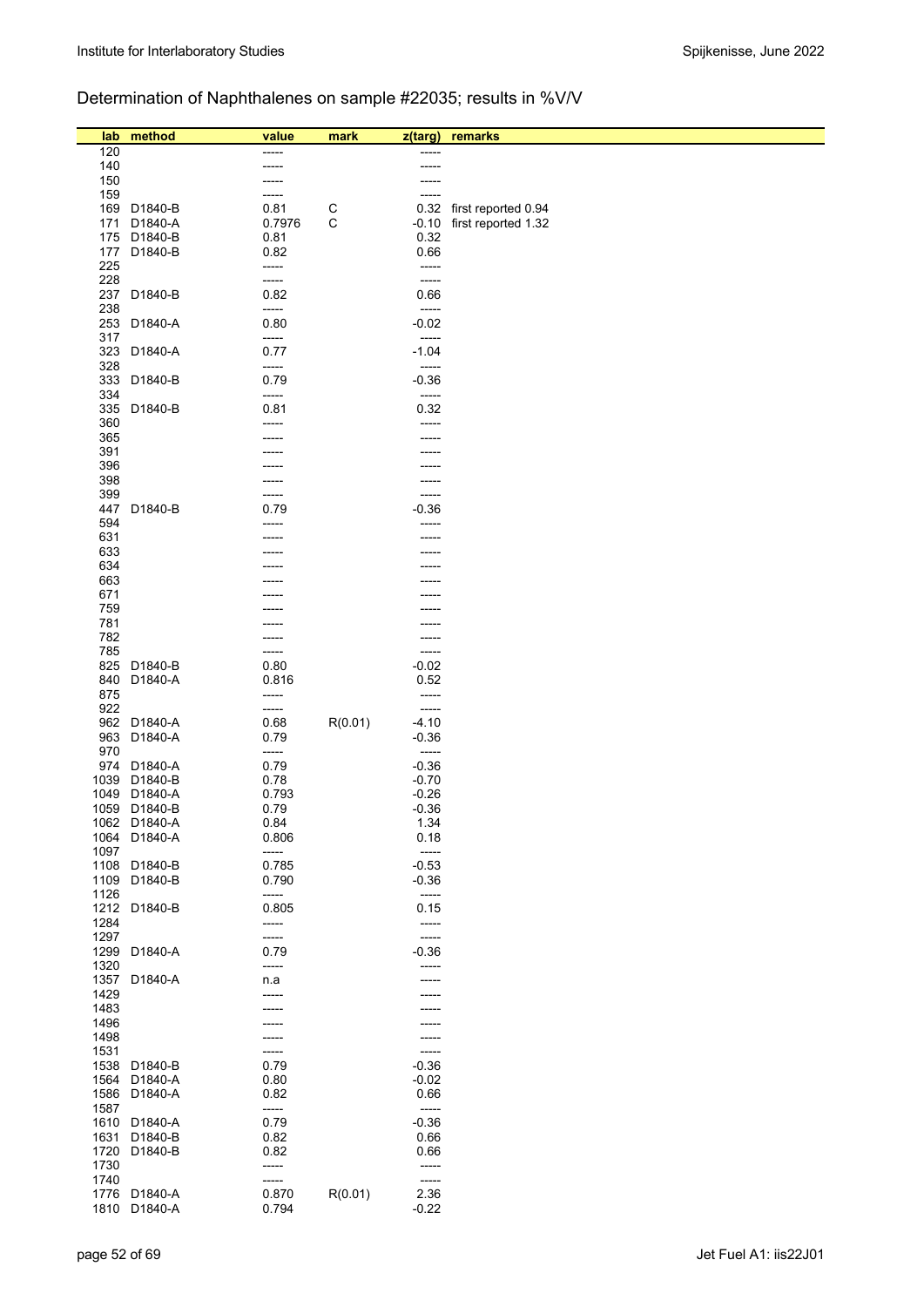## Determination of Naphthalenes on sample #22035; results in %V/V

| lab | method | value | mark | z(targ) | remarks |
|---|---|---|---|---|---|
| 120 | | ----- | | ----- | |
| 140 | | ----- | | ----- | |
| 150 | | ----- | | ----- | |
| 159 | | ----- | | ----- | |
| 169 | D1840-B | 0.81 | C | 0.32 | first reported 0.94 |
| 171 | D1840-A | 0.7976 | C | -0.10 | first reported 1.32 |
| 175 | D1840-B | 0.81 | | 0.32 | |
| 177 | D1840-B | 0.82 | | 0.66 | |
| 225 | | ----- | | ----- | |
| 228 | | ----- | | ----- | |
| 237 | D1840-B | 0.82 | | 0.66 | |
| 238 | | ----- | | ----- | |
| 253 | D1840-A | 0.80 | | -0.02 | |
| 317 | | ----- | | ----- | |
| 323 | D1840-A | 0.77 | | -1.04 | |
| 328 | | ----- | | ----- | |
| 333 | D1840-B | 0.79 | | -0.36 | |
| 334 | | ----- | | ----- | |
| 335 | D1840-B | 0.81 | | 0.32 | |
| 360 | | ----- | | ----- | |
| 365 | | ----- | | ----- | |
| 391 | | ----- | | ----- | |
| 396 | | ----- | | ----- | |
| 398 | | ----- | | ----- | |
| 399 | | ----- | | ----- | |
| 447 | D1840-B | 0.79 | | -0.36 | |
| 594 | | ----- | | ----- | |
| 631 | | ----- | | ----- | |
| 633 | | ----- | | ----- | |
| 634 | | ----- | | ----- | |
| 663 | | ----- | | ----- | |
| 671 | | ----- | | ----- | |
| 759 | | ----- | | ----- | |
| 781 | | ----- | | ----- | |
| 782 | | ----- | | ----- | |
| 785 | | ----- | | ----- | |
| 825 | D1840-B | 0.80 | | -0.02 | |
| 840 | D1840-A | 0.816 | | 0.52 | |
| 875 | | ----- | | ----- | |
| 922 | | ----- | | ----- | |
| 962 | D1840-A | 0.68 | R(0.01) | -4.10 | |
| 963 | D1840-A | 0.79 | | -0.36 | |
| 970 | | ----- | | ----- | |
| 974 | D1840-A | 0.79 | | -0.36 | |
| 1039 | D1840-B | 0.78 | | -0.70 | |
| 1049 | D1840-A | 0.793 | | -0.26 | |
| 1059 | D1840-B | 0.79 | | -0.36 | |
| 1062 | D1840-A | 0.84 | | 1.34 | |
| 1064 | D1840-A | 0.806 | | 0.18 | |
| 1097 | | ----- | | ----- | |
| 1108 | D1840-B | 0.785 | | -0.53 | |
| 1109 | D1840-B | 0.790 | | -0.36 | |
| 1126 | | ----- | | ----- | |
| 1212 | D1840-B | 0.805 | | 0.15 | |
| 1284 | | ----- | | ----- | |
| 1297 | | ----- | | ----- | |
| 1299 | D1840-A | 0.79 | | -0.36 | |
| 1320 | | ----- | | ----- | |
| 1357 | D1840-A | n.a | | ----- | |
| 1429 | | ----- | | ----- | |
| 1483 | | ----- | | ----- | |
| 1496 | | ----- | | ----- | |
| 1498 | | ----- | | ----- | |
| 1531 | | ----- | | ----- | |
| 1538 | D1840-B | 0.79 | | -0.36 | |
| 1564 | D1840-A | 0.80 | | -0.02 | |
| 1586 | D1840-A | 0.82 | | 0.66 | |
| 1587 | | ----- | | ----- | |
| 1610 | D1840-A | 0.79 | | -0.36 | |
| 1631 | D1840-B | 0.82 | | 0.66 | |
| 1720 | D1840-B | 0.82 | | 0.66 | |
| 1730 | | ----- | | ----- | |
| 1740 | | ----- | | ----- | |
| 1776 | D1840-A | 0.870 | R(0.01) | 2.36 | |
| 1810 | D1840-A | 0.794 | | -0.22 | |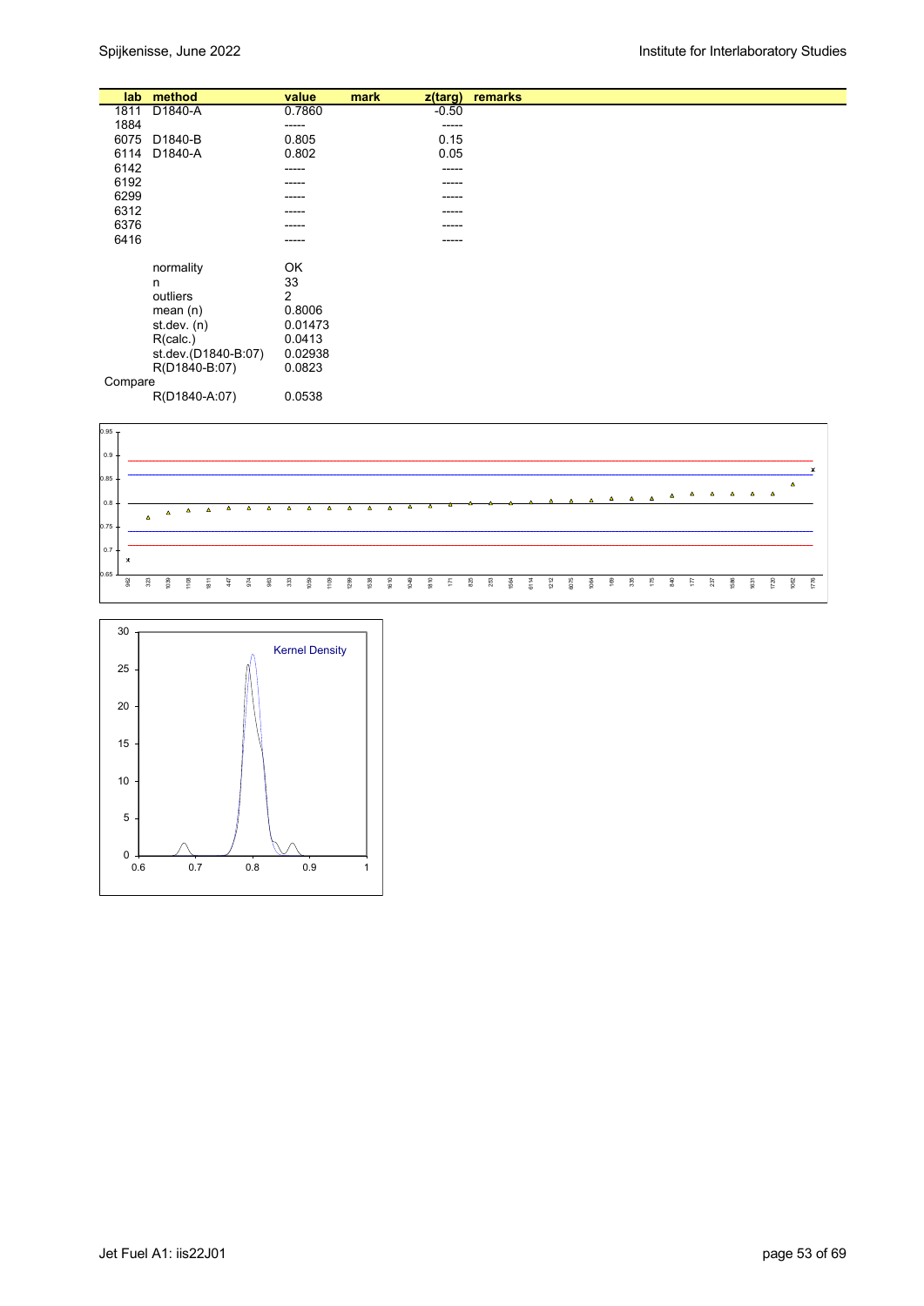| lab | method | value | mark | z(targ) | remarks |
|---|---|---|---|---|---|
| 1811 | D1840-A | 0.7860 | | -0.50 | |
| 1884 | | ----- | | ----- | |
| 6075 | D1840-B | 0.805 | | 0.15 | |
| 6114 | D1840-A | 0.802 | | 0.05 | |
| 6142 | | ----- | | ----- | |
| 6192 | | ----- | | ----- | |
| 6299 | | ----- | | ----- | |
| 6312 | | ----- | | ----- | |
| 6376 | | ----- | | ----- | |
| 6416 | | ----- | | ----- | |
| | normality | OK | | | |
| | n | 33 | | | |
| | outliers | 2 | | | |
| | mean (n) | 0.8006 | | | |
| | st.dev. (n) | 0.01473 | | | |
| | R(calc.) | 0.0413 | | | |
| | st.dev.(D1840-B:07) | 0.02938 | | | |
| | R(D1840-B:07) | 0.0823 | | | |
| Compare | | | | | |
| | R(D1840-A:07) | 0.0538 | | | |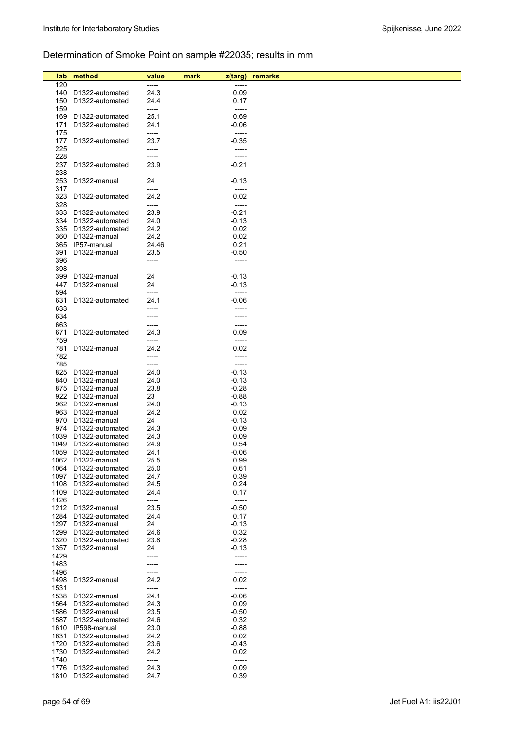## Determination of Smoke Point on sample #22035; results in mm

| lab | method | value | mark | z(targ) | remarks |
|---|---|---|---|---|---|
| 120 | | ----- | | ----- | |
| 140 | D1322-automated | 24.3 | | 0.09 | |
| 150 | D1322-automated | 24.4 | | 0.17 | |
| 159 | | ----- | | ----- | |
| 169 | D1322-automated | 25.1 | | 0.69 | |
| 171 | D1322-automated | 24.1 | | -0.06 | |
| 175 | | ----- | | ----- | |
| 177 | D1322-automated | 23.7 | | -0.35 | |
| 225 | | ----- | | ----- | |
| 228 | | ----- | | ----- | |
| 237 | D1322-automated | 23.9 | | -0.21 | |
| 238 | | ----- | | ----- | |
| 253 | D1322-manual | 24 | | -0.13 | |
| 317 | | ----- | | ----- | |
| 323 | D1322-automated | 24.2 | | 0.02 | |
| 328 | | ----- | | ----- | |
| 333 | D1322-automated | 23.9 | | -0.21 | |
| 334 | D1322-automated | 24.0 | | -0.13 | |
| 335 | D1322-automated | 24.2 | | 0.02 | |
| 360 | D1322-manual | 24.2 | | 0.02 | |
| 365 | IP57-manual | 24.46 | | 0.21 | |
| 391 | D1322-manual | 23.5 | | -0.50 | |
| 396 | | ----- | | ----- | |
| 398 | | ----- | | ----- | |
| 399 | D1322-manual | 24 | | -0.13 | |
| 447 | D1322-manual | 24 | | -0.13 | |
| 594 | | ----- | | ----- | |
| 631 | D1322-automated | 24.1 | | -0.06 | |
| 633 | | ----- | | ----- | |
| 634 | | ----- | | ----- | |
| 663 | | ----- | | ----- | |
| 671 | D1322-automated | 24.3 | | 0.09 | |
| 759 | | ----- | | ----- | |
| 781 | D1322-manual | 24.2 | | 0.02 | |
| 782 | | ----- | | ----- | |
| 785 | | ----- | | ----- | |
| 825 | D1322-manual | 24.0 | | -0.13 | |
| 840 | D1322-manual | 24.0 | | -0.13 | |
| 875 | D1322-manual | 23.8 | | -0.28 | |
| 922 | D1322-manual | 23 | | -0.88 | |
| 962 | D1322-manual | 24.0 | | -0.13 | |
| 963 | D1322-manual | 24.2 | | 0.02 | |
| 970 | D1322-manual | 24 | | -0.13 | |
| 974 | D1322-automated | 24.3 | | 0.09 | |
| 1039 | D1322-automated | 24.3 | | 0.09 | |
| 1049 | D1322-automated | 24.9 | | 0.54 | |
| 1059 | D1322-automated | 24.1 | | -0.06 | |
| 1062 | D1322-manual | 25.5 | | 0.99 | |
| 1064 | D1322-automated | 25.0 | | 0.61 | |
| 1097 | D1322-automated | 24.7 | | 0.39 | |
| 1108 | D1322-automated | 24.5 | | 0.24 | |
| 1109 | D1322-automated | 24.4 | | 0.17 | |
| 1126 | | ----- | | ----- | |
| 1212 | D1322-manual | 23.5 | | -0.50 | |
| 1284 | D1322-automated | 24.4 | | 0.17 | |
| 1297 | D1322-manual | 24 | | -0.13 | |
| 1299 | D1322-automated | 24.6 | | 0.32 | |
| 1320 | D1322-automated | 23.8 | | -0.28 | |
| 1357 | D1322-manual | 24 | | -0.13 | |
| 1429 | | ----- | | ----- | |
| 1483 | | ----- | | ----- | |
| 1496 | | ----- | | ----- | |
| 1498 | D1322-manual | 24.2 | | 0.02 | |
| 1531 | | ----- | | ----- | |
| 1538 | D1322-manual | 24.1 | | -0.06 | |
| 1564 | D1322-automated | 24.3 | | 0.09 | |
| 1586 | D1322-manual | 23.5 | | -0.50 | |
| 1587 | D1322-automated | 24.6 | | 0.32 | |
| 1610 | IP598-manual | 23.0 | | -0.88 | |
| 1631 | D1322-automated | 24.2 | | 0.02 | |
| 1720 | D1322-automated | 23.6 | | -0.43 | |
| 1730 | D1322-automated | 24.2 | | 0.02 | |
| 1740 | | ----- | | ----- | |
| 1776 | D1322-automated | 24.3 | | 0.09 | |
| 1810 | D1322-automated | 24.7 | | 0.39 | |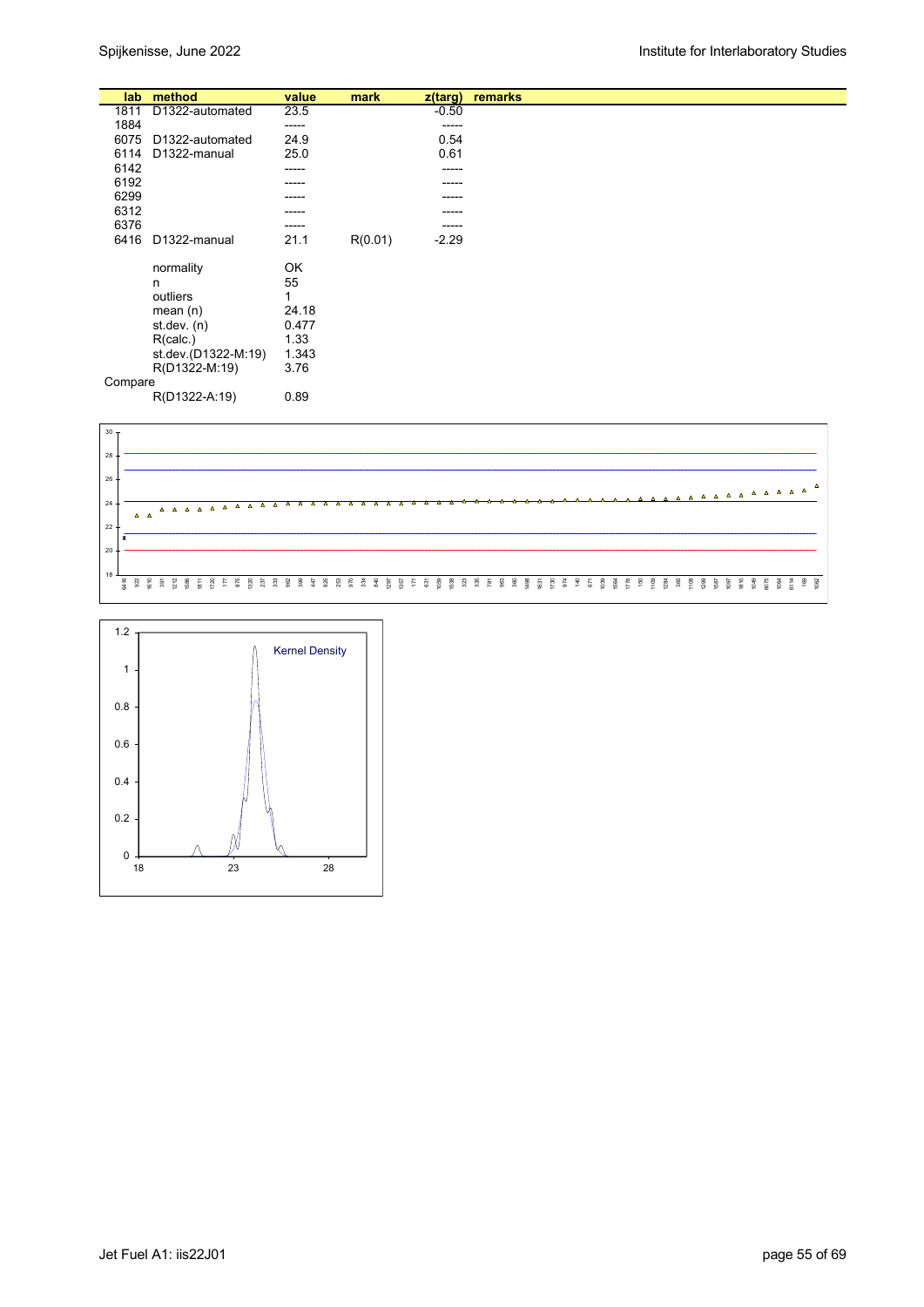| lab | method | value | mark | z(targ) | remarks |
|---|---|---|---|---|---|
| 1811 | D1322-automated | 23.5 | | -0.50 | |
| 1884 | | ----- | | ----- | |
| 6075 | D1322-automated | 24.9 | | 0.54 | |
| 6114 | D1322-manual | 25.0 | | 0.61 | |
| 6142 | | ----- | | ----- | |
| 6192 | | ----- | | ----- | |
| 6299 | | ----- | | ----- | |
| 6312 | | ----- | | ----- | |
| 6376 | | ----- | | ----- | |
| 6416 | D1322-manual | 21.1 | R(0.01) | -2.29 | |
| | normality | OK | | | |
| | n | 55 | | | |
| | outliers | 1 | | | |
| | mean (n) | 24.18 | | | |
| | st.dev. (n) | 0.477 | | | |
| | R(calc.) | 1.33 | | | |
| | st.dev.(D1322-M:19) | 1.343 | | | |
| | R(D1322-M:19) | 3.76 | | | |
| Compare | | | | | |
| | R(D1322-A:19) | 0.89 | | | |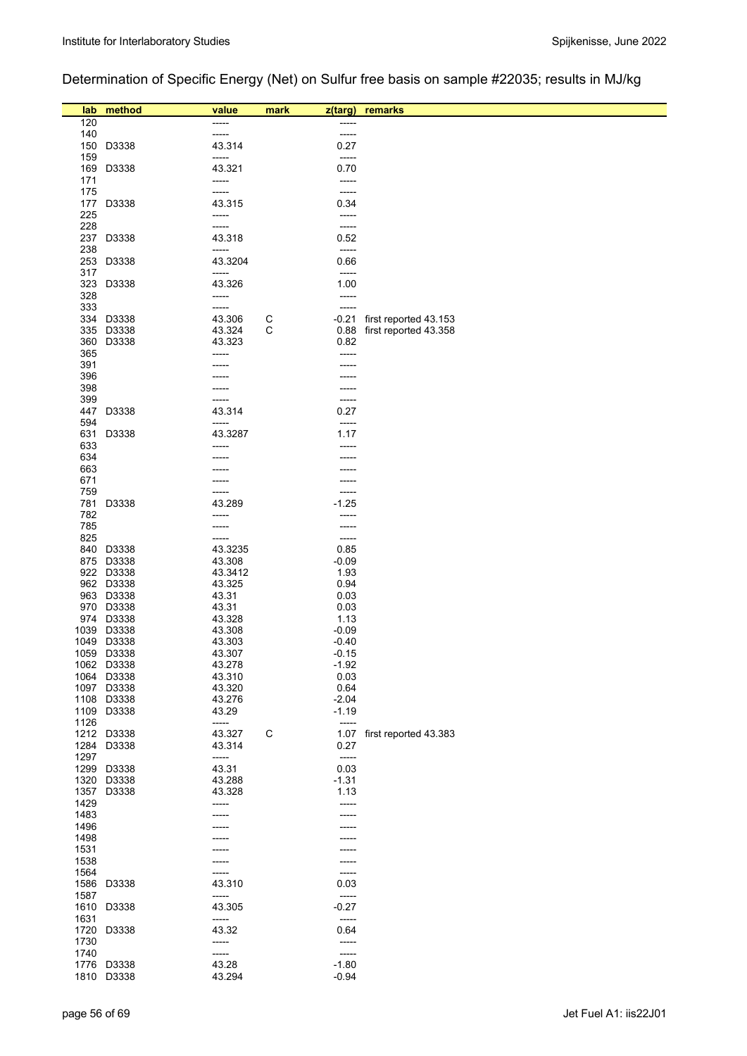## Determination of Specific Energy (Net) on Sulfur free basis on sample #22035; results in MJ/kg

| lab | method | value | mark | z(targ) | remarks |
|---|---|---|---|---|---|
| 120 | | ----- | | ----- | |
| 140 | | ----- | | ----- | |
| 150 | D3338 | 43.314 | | 0.27 | |
| 159 | | ----- | | ----- | |
| 169 | D3338 | 43.321 | | 0.70 | |
| 171 | | ----- | | ----- | |
| 175 | | ----- | | ----- | |
| 177 | D3338 | 43.315 | | 0.34 | |
| 225 | | ----- | | ----- | |
| 228 | | ----- | | ----- | |
| 237 | D3338 | 43.318 | | 0.52 | |
| 238 | | ----- | | ----- | |
| 253 | D3338 | 43.3204 | | 0.66 | |
| 317 | | ----- | | ----- | |
| 323 | D3338 | 43.326 | | 1.00 | |
| 328 | | ----- | | ----- | |
| 333 | | ----- | | ----- | |
| 334 | D3338 | 43.306 | C | -0.21 | first reported 43.153 |
| 335 | D3338 | 43.324 | C | 0.88 | first reported 43.358 |
| 360 | D3338 | 43.323 | | 0.82 | |
| 365 | | ----- | | ----- | |
| 391 | | ----- | | ----- | |
| 396 | | ----- | | ----- | |
| 398 | | ----- | | ----- | |
| 399 | | ----- | | ----- | |
| 447 | D3338 | 43.314 | | 0.27 | |
| 594 | | ----- | | ----- | |
| 631 | D3338 | 43.3287 | | 1.17 | |
| 633 | | ----- | | ----- | |
| 634 | | ----- | | ----- | |
| 663 | | ----- | | ----- | |
| 671 | | ----- | | ----- | |
| 759 | | ----- | | ----- | |
| 781 | D3338 | 43.289 | | -1.25 | |
| 782 | | ----- | | ----- | |
| 785 | | ----- | | ----- | |
| 825 | | ----- | | ----- | |
| 840 | D3338 | 43.3235 | | 0.85 | |
| 875 | D3338 | 43.308 | | -0.09 | |
| 922 | D3338 | 43.3412 | | 1.93 | |
| 962 | D3338 | 43.325 | | 0.94 | |
| 963 | D3338 | 43.31 | | 0.03 | |
| 970 | D3338 | 43.31 | | 0.03 | |
| 974 | D3338 | 43.328 | | 1.13 | |
| 1039 | D3338 | 43.308 | | -0.09 | |
| 1049 | D3338 | 43.303 | | -0.40 | |
| 1059 | D3338 | 43.307 | | -0.15 | |
| 1062 | D3338 | 43.278 | | -1.92 | |
| 1064 | D3338 | 43.310 | | 0.03 | |
| 1097 | D3338 | 43.320 | | 0.64 | |
| 1108 | D3338 | 43.276 | | -2.04 | |
| 1109 | D3338 | 43.29 | | -1.19 | |
| 1126 | | ----- | | ----- | |
| 1212 | D3338 | 43.327 | C | 1.07 | first reported 43.383 |
| 1284 | D3338 | 43.314 | | 0.27 | |
| 1297 | | ----- | | ----- | |
| 1299 | D3338 | 43.31 | | 0.03 | |
| 1320 | D3338 | 43.288 | | -1.31 | |
| 1357 | D3338 | 43.328 | | 1.13 | |
| 1429 | | ----- | | ----- | |
| 1483 | | ----- | | ----- | |
| 1496 | | ----- | | ----- | |
| 1498 | | ----- | | ----- | |
| 1531 | | ----- | | ----- | |
| 1538 | | ----- | | ----- | |
| 1564 | | ----- | | ----- | |
| 1586 | D3338 | 43.310 | | 0.03 | |
| 1587 | | ----- | | ----- | |
| 1610 | D3338 | 43.305 | | -0.27 | |
| 1631 | | ----- | | ----- | |
| 1720 | D3338 | 43.32 | | 0.64 | |
| 1730 | | ----- | | ----- | |
| 1740 | | ----- | | ----- | |
| 1776 | D3338 | 43.28 | | -1.80 | |
| 1810 | D3338 | 43.294 | | -0.94 | |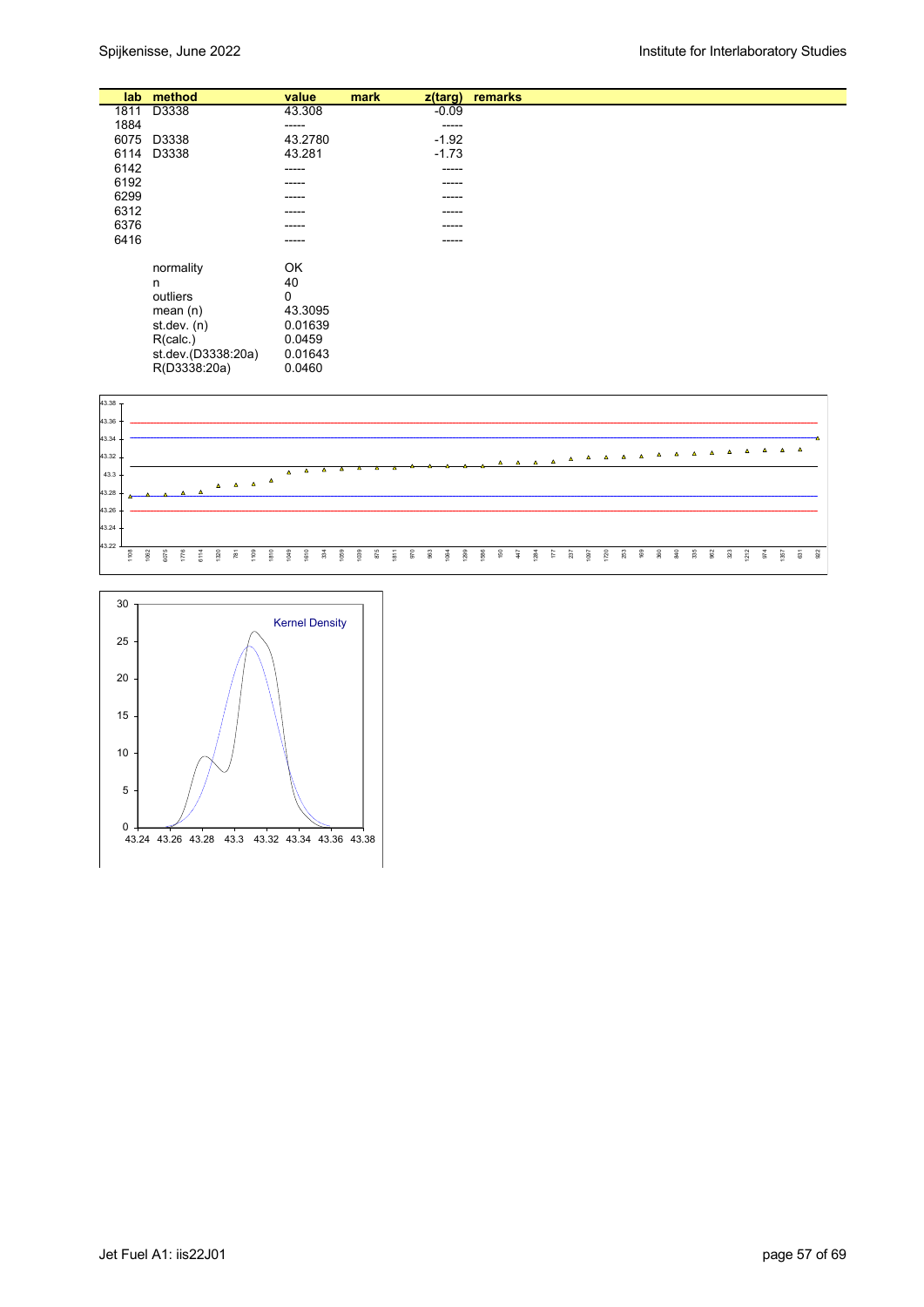| lab | method | value | mark | z(targ) | remarks |
|---|---|---|---|---|---|
| 1811 | D3338 | 43.308 | | -0.09 | |
| 1884 | | ----- | | ----- | |
| 6075 | D3338 | 43.2780 | | -1.92 | |
| 6114 | D3338 | 43.281 | | -1.73 | |
| 6142 | | ----- | | ----- | |
| 6192 | | ----- | | ----- | |
| 6299 | | ----- | | ----- | |
| 6312 | | ----- | | ----- | |
| 6376 | | ----- | | ----- | |
| 6416 | | ----- | | ----- | |

| | |
|---|---|
| normality | OK |
| n | 40 |
| outliers | 0 |
| mean (n) | 43.3095 |
| st.dev. (n) | 0.01639 |
| R(calc.) | 0.0459 |
| st.dev.(D3338:20a) | 0.01643 |
| R(D3338:20a) | 0.0460 |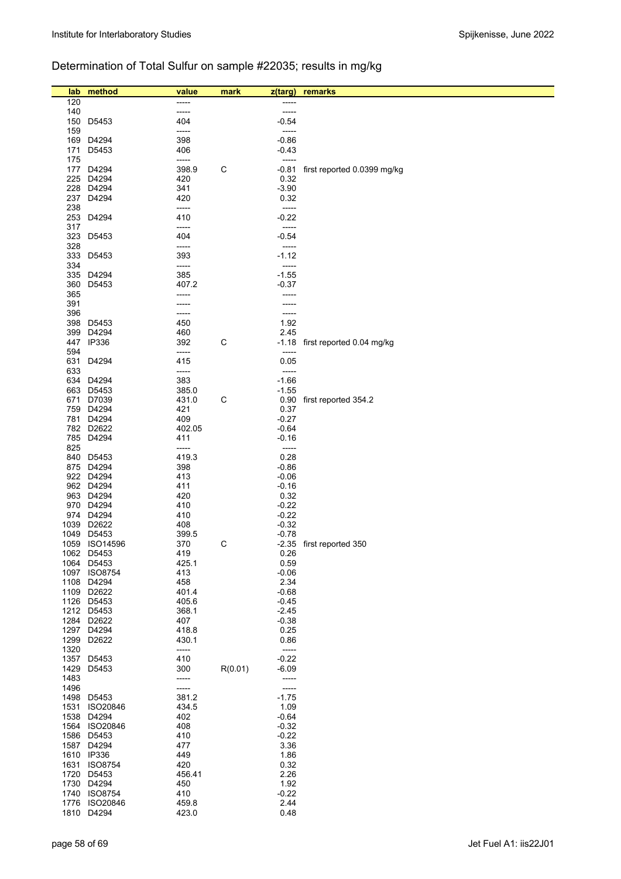## Determination of Total Sulfur on sample #22035; results in mg/kg

| lab | method | value | mark | z(targ) | remarks |
|---|---|---|---|---|---|
| 120 | | ----- | | ----- | |
| 140 | | ----- | | ----- | |
| 150 | D5453 | 404 | | -0.54 | |
| 159 | | ----- | | ----- | |
| 169 | D4294 | 398 | | -0.86 | |
| 171 | D5453 | 406 | | -0.43 | |
| 175 | | ----- | | ----- | |
| 177 | D4294 | 398.9 | C | -0.81 | first reported 0.0399 mg/kg |
| 225 | D4294 | 420 | | 0.32 | |
| 228 | D4294 | 341 | | -3.90 | |
| 237 | D4294 | 420 | | 0.32 | |
| 238 | | ----- | | ----- | |
| 253 | D4294 | 410 | | -0.22 | |
| 317 | | ----- | | ----- | |
| 323 | D5453 | 404 | | -0.54 | |
| 328 | | ----- | | ----- | |
| 333 | D5453 | 393 | | -1.12 | |
| 334 | | ----- | | ----- | |
| 335 | D4294 | 385 | | -1.55 | |
| 360 | D5453 | 407.2 | | -0.37 | |
| 365 | | ----- | | ----- | |
| 391 | | ----- | | ----- | |
| 396 | | ----- | | ----- | |
| 398 | D5453 | 450 | | 1.92 | |
| 399 | D4294 | 460 | | 2.45 | |
| 447 | IP336 | 392 | C | -1.18 | first reported 0.04 mg/kg |
| 594 | | ----- | | ----- | |
| 631 | D4294 | 415 | | 0.05 | |
| 633 | | ----- | | ----- | |
| 634 | D4294 | 383 | | -1.66 | |
| 663 | D5453 | 385.0 | | -1.55 | |
| 671 | D7039 | 431.0 | C | 0.90 | first reported 354.2 |
| 759 | D4294 | 421 | | 0.37 | |
| 781 | D4294 | 409 | | -0.27 | |
| 782 | D2622 | 402.05 | | -0.64 | |
| 785 | D4294 | 411 | | -0.16 | |
| 825 | | ----- | | ----- | |
| 840 | D5453 | 419.3 | | 0.28 | |
| 875 | D4294 | 398 | | -0.86 | |
| 922 | D4294 | 413 | | -0.06 | |
| 962 | D4294 | 411 | | -0.16 | |
| 963 | D4294 | 420 | | 0.32 | |
| 970 | D4294 | 410 | | -0.22 | |
| 974 | D4294 | 410 | | -0.22 | |
| 1039 | D2622 | 408 | | -0.32 | |
| 1049 | D5453 | 399.5 | | -0.78 | |
| 1059 | ISO14596 | 370 | C | -2.35 | first reported 350 |
| 1062 | D5453 | 419 | | 0.26 | |
| 1064 | D5453 | 425.1 | | 0.59 | |
| 1097 | ISO8754 | 413 | | -0.06 | |
| 1108 | D4294 | 458 | | 2.34 | |
| 1109 | D2622 | 401.4 | | -0.68 | |
| 1126 | D5453 | 405.6 | | -0.45 | |
| 1212 | D5453 | 368.1 | | -2.45 | |
| 1284 | D2622 | 407 | | -0.38 | |
| 1297 | D4294 | 418.8 | | 0.25 | |
| 1299 | D2622 | 430.1 | | 0.86 | |
| 1320 | | ----- | | ----- | |
| 1357 | D5453 | 410 | | -0.22 | |
| 1429 | D5453 | 300 | R(0.01) | -6.09 | |
| 1483 | | ----- | | ----- | |
| 1496 | | ----- | | ----- | |
| 1498 | D5453 | 381.2 | | -1.75 | |
| 1531 | ISO20846 | 434.5 | | 1.09 | |
| 1538 | D4294 | 402 | | -0.64 | |
| 1564 | ISO20846 | 408 | | -0.32 | |
| 1586 | D5453 | 410 | | -0.22 | |
| 1587 | D4294 | 477 | | 3.36 | |
| 1610 | IP336 | 449 | | 1.86 | |
| 1631 | ISO8754 | 420 | | 0.32 | |
| 1720 | D5453 | 456.41 | | 2.26 | |
| 1730 | D4294 | 450 | | 1.92 | |
| 1740 | ISO8754 | 410 | | -0.22 | |
| 1776 | ISO20846 | 459.8 | | 2.44 | |
| 1810 | D4294 | 423.0 | | 0.48 | |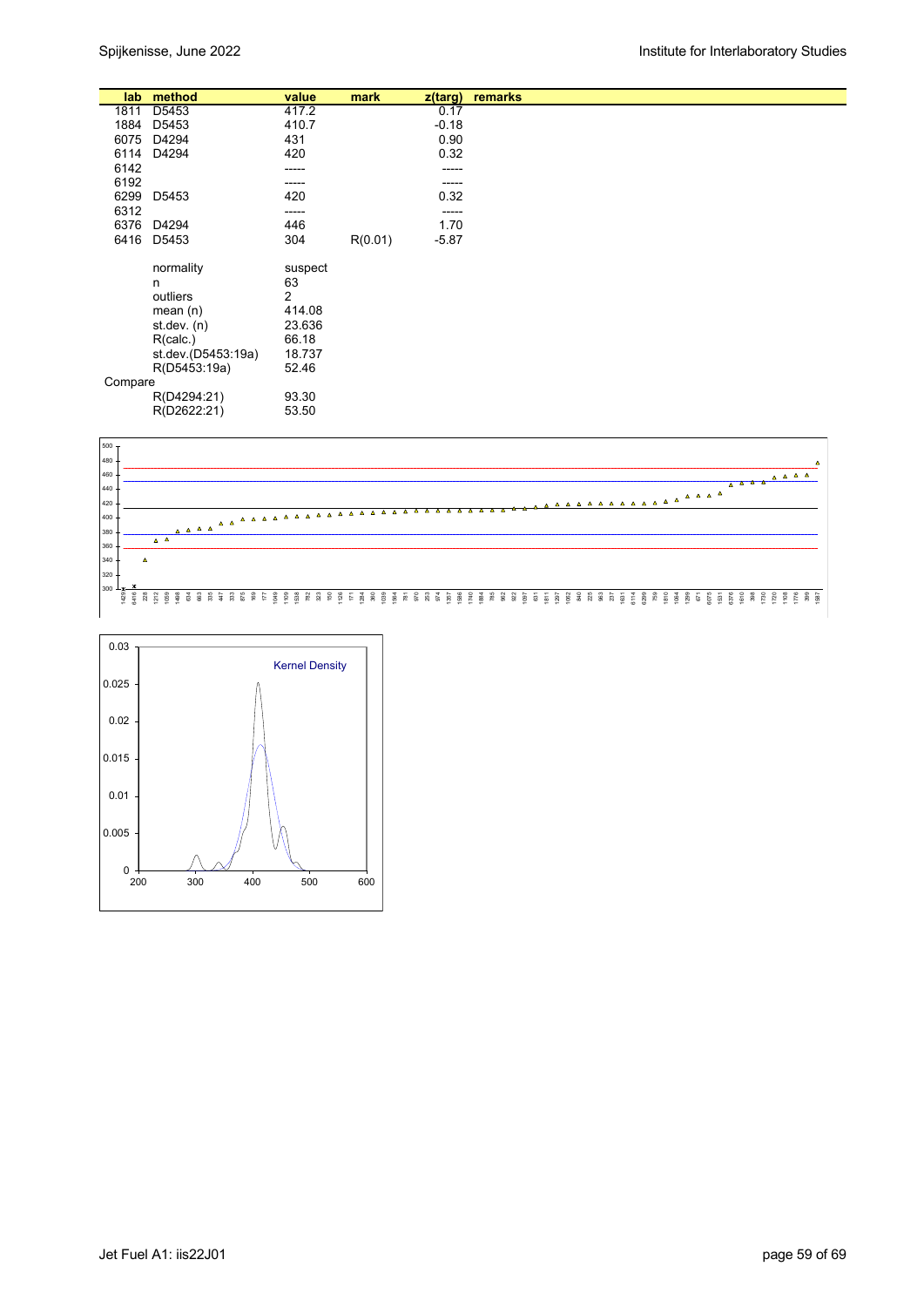| lab | method | value | mark | z(targ) | remarks |
|---|---|---|---|---|---|
| 1811 | D5453 | 417.2 | | 0.17 | |
| 1884 | D5453 | 410.7 | | -0.18 | |
| 6075 | D4294 | 431 | | 0.90 | |
| 6114 | D4294 | 420 | | 0.32 | |
| 6142 | | ----- | | ----- | |
| 6192 | | ----- | | ----- | |
| 6299 | D5453 | 420 | | 0.32 | |
| 6312 | | ----- | | ----- | |
| 6376 | D4294 | 446 | | 1.70 | |
| 6416 | D5453 | 304 | R(0.01) | -5.87 | |
| | normality | suspect | | | |
| | n | 63 | | | |
| | outliers | 2 | | | |
| | mean (n) | 414.08 | | | |
| | st.dev. (n) | 23.636 | | | |
| | R(calc.) | 66.18 | | | |
| | st.dev.(D5453:19a) | 18.737 | | | |
| | R(D5453:19a) | 52.46 | | | |
| Compare | | | | | |
| | R(D4294:21) | 93.30 | | | |
| | R(D2622:21) | 53.50 | | | |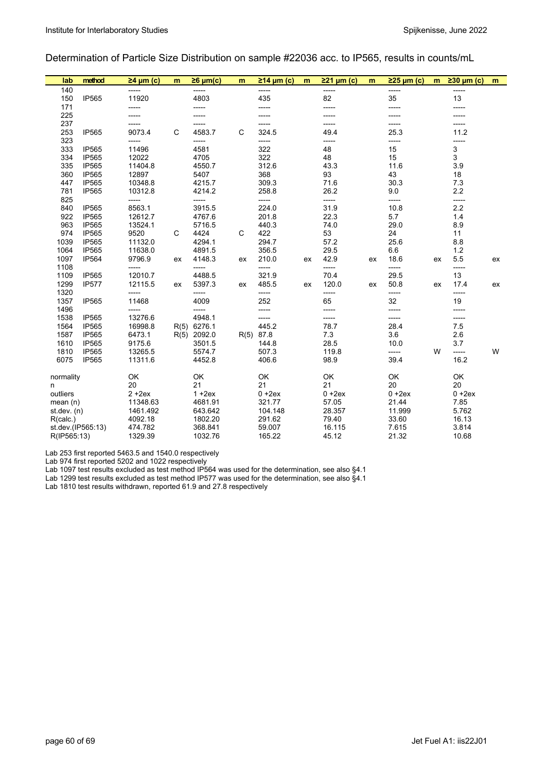Determination of Particle Size Distribution on sample #22036 acc. to IP565, results in counts/mL

| lab | method | ≥4 µm (c) | m | ≥6 µm(c) | m | ≥14 µm (c) | m | ≥21 µm (c) | m | ≥25 µm (c) | m | ≥30 µm (c) | m |
|---|---|---|---|---|---|---|---|---|---|---|---|---|---|
| 140 | | ----- | | ----- | | ----- | | ----- | | ----- | | ----- | |
| 150 | IP565 | 11920 | | 4803 | | 435 | | 82 | | 35 | | 13 | |
| 171 | | ----- | | ----- | | ----- | | ----- | | ----- | | ----- | |
| 225 | | ----- | | ----- | | ----- | | ----- | | ----- | | ----- | |
| 237 | | ----- | | ----- | | ----- | | ----- | | ----- | | ----- | |
| 253 | IP565 | 9073.4 | C | 4583.7 | C | 324.5 | | 49.4 | | 25.3 | | 11.2 | |
| 323 | | ----- | | ----- | | ----- | | ----- | | ----- | | ----- | |
| 333 | IP565 | 11496 | | 4581 | | 322 | | 48 | | 15 | | 3 | |
| 334 | IP565 | 12022 | | 4705 | | 322 | | 48 | | 15 | | 3 | |
| 335 | IP565 | 11404.8 | | 4550.7 | | 312.6 | | 43.3 | | 11.6 | | 3.9 | |
| 360 | IP565 | 12897 | | 5407 | | 368 | | 93 | | 43 | | 18 | |
| 447 | IP565 | 10348.8 | | 4215.7 | | 309.3 | | 71.6 | | 30.3 | | 7.3 | |
| 781 | IP565 | 10312.8 | | 4214.2 | | 258.8 | | 26.2 | | 9.0 | | 2.2 | |
| 825 | | ----- | | ----- | | ----- | | ----- | | ----- | | ----- | |
| 840 | IP565 | 8563.1 | | 3915.5 | | 224.0 | | 31.9 | | 10.8 | | 2.2 | |
| 922 | IP565 | 12612.7 | | 4767.6 | | 201.8 | | 22.3 | | 5.7 | | 1.4 | |
| 963 | IP565 | 13524.1 | | 5716.5 | | 440.3 | | 74.0 | | 29.0 | | 8.9 | |
| 974 | IP565 | 9520 | C | 4424 | C | 422 | | 53 | | 24 | | 11 | |
| 1039 | IP565 | 11132.0 | | 4294.1 | | 294.7 | | 57.2 | | 25.6 | | 8.8 | |
| 1064 | IP565 | 11638.0 | | 4891.5 | | 356.5 | | 29.5 | | 6.6 | | 1.2 | |
| 1097 | IP564 | 9796.9 | ex | 4148.3 | ex | 210.0 | ex | 42.9 | ex | 18.6 | ex | 5.5 | ex |
| 1108 | | ----- | | ----- | | ----- | | ----- | | ----- | | ----- | |
| 1109 | IP565 | 12010.7 | | 4488.5 | | 321.9 | | 70.4 | | 29.5 | | 13 | |
| 1299 | IP577 | 12115.5 | ex | 5397.3 | ex | 485.5 | ex | 120.0 | ex | 50.8 | ex | 17.4 | ex |
| 1320 | | ----- | | ----- | | ----- | | ----- | | ----- | | ----- | |
| 1357 | IP565 | 11468 | | 4009 | | 252 | | 65 | | 32 | | 19 | |
| 1496 | | ----- | | ----- | | ----- | | ----- | | ----- | | ----- | |
| 1538 | IP565 | 13276.6 | | 4948.1 | | ----- | | ----- | | ----- | | ----- | |
| 1564 | IP565 | 16998.8 | R(5) | 6276.1 | | 445.2 | | 78.7 | | 28.4 | | 7.5 | |
| 1587 | IP565 | 6473.1 | R(5) | 2092.0 | R(5) | 87.8 | | 7.3 | | 3.6 | | 2.6 | |
| 1610 | IP565 | 9175.6 | | 3501.5 | | 144.8 | | 28.5 | | 10.0 | | 3.7 | |
| 1810 | IP565 | 13265.5 | | 5574.7 | | 507.3 | | 119.8 | | ----- | W | ----- | W |
| 6075 | IP565 | 11311.6 | | 4452.8 | | 406.6 | | 98.9 | | 39.4 | | 16.2 | |
| | | | | | | | | | | | | | |
| normality | | OK | | OK | | OK | | OK | | OK | | OK | |
| n | | 20 | | 21 | | 21 | | 21 | | 20 | | 20 | |
| outliers | | 2 +2ex | | 1 +2ex | | 0 +2ex | | 0 +2ex | | 0 +2ex | | 0 +2ex | |
| mean (n) | | 11348.63 | | 4681.91 | | 321.77 | | 57.05 | | 21.44 | | 7.85 | |
| st.dev. (n) | | 1461.492 | | 643.642 | | 104.148 | | 28.357 | | 11.999 | | 5.762 | |
| R(calc.) | | 4092.18 | | 1802.20 | | 291.62 | | 79.40 | | 33.60 | | 16.13 | |
| st.dev.(IP565:13) | | 474.782 | | 368.841 | | 59.007 | | 16.115 | | 7.615 | | 3.814 | |
| R(IP565:13) | | 1329.39 | | 1032.76 | | 165.22 | | 45.12 | | 21.32 | | 10.68 | |

Lab 253 first reported 5463.5 and 1540.0 respectively
Lab 974 first reported 5202 and 1022 respectively
Lab 1097 test results excluded as test method IP564 was used for the determination, see also §4.1
Lab 1299 test results excluded as test method IP577 was used for the determination, see also §4.1
Lab 1810 test results withdrawn, reported 61.9 and 27.8 respectively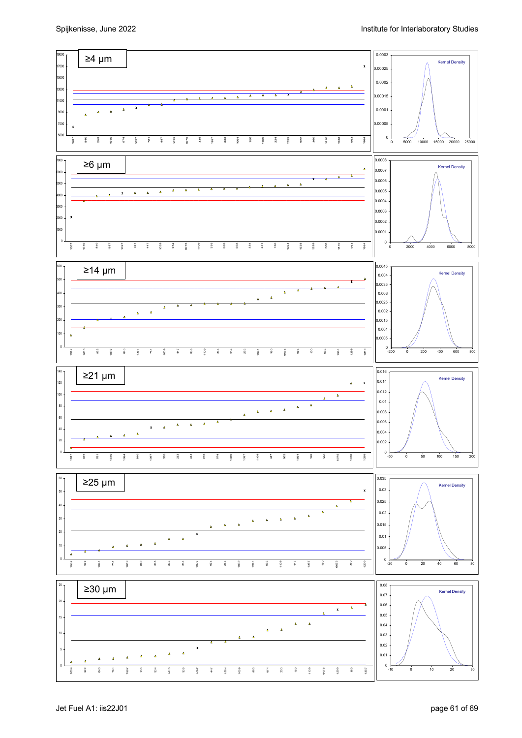≥4 µm

≥6 µm

≥14 µm

≥21 µm

≥25 µm

≥30 µm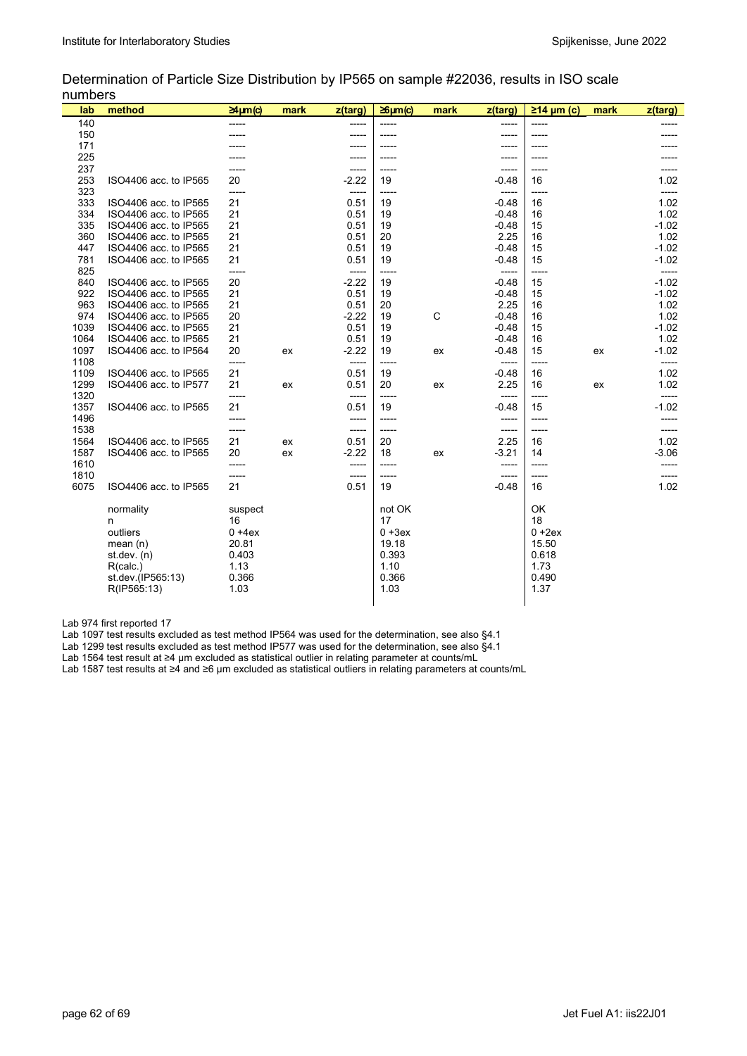Determination of Particle Size Distribution by IP565 on sample #22036, results in ISO scale numbers

| lab | method | ≥4µm(c) | mark | z(targ) | ≥6µm(c) | mark | z(targ) | ≥14 µm (c) | mark | z(targ) |
|---|---|---|---|---|---|---|---|---|---|---|
| 140 | | ----- | | ----- | ----- | | ----- | ----- | | ----- |
| 150 | | ----- | | ----- | ----- | | ----- | ----- | | ----- |
| 171 | | ----- | | ----- | ----- | | ----- | ----- | | ----- |
| 225 | | ----- | | ----- | ----- | | ----- | ----- | | ----- |
| 237 | | ----- | | ----- | ----- | | ----- | ----- | | ----- |
| 253 | ISO4406 acc. to IP565 | 20 | | -2.22 | 19 | | -0.48 | 16 | | 1.02 |
| 323 | | ----- | | ----- | ----- | | ----- | ----- | | ----- |
| 333 | ISO4406 acc. to IP565 | 21 | | 0.51 | 19 | | -0.48 | 16 | | 1.02 |
| 334 | ISO4406 acc. to IP565 | 21 | | 0.51 | 19 | | -0.48 | 16 | | 1.02 |
| 335 | ISO4406 acc. to IP565 | 21 | | 0.51 | 19 | | -0.48 | 15 | | -1.02 |
| 360 | ISO4406 acc. to IP565 | 21 | | 0.51 | 20 | | 2.25 | 16 | | 1.02 |
| 447 | ISO4406 acc. to IP565 | 21 | | 0.51 | 19 | | -0.48 | 15 | | -1.02 |
| 781 | ISO4406 acc. to IP565 | 21 | | 0.51 | 19 | | -0.48 | 15 | | -1.02 |
| 825 | | ----- | | ----- | ----- | | ----- | ----- | | ----- |
| 840 | ISO4406 acc. to IP565 | 20 | | -2.22 | 19 | | -0.48 | 15 | | -1.02 |
| 922 | ISO4406 acc. to IP565 | 21 | | 0.51 | 19 | | -0.48 | 15 | | -1.02 |
| 963 | ISO4406 acc. to IP565 | 21 | | 0.51 | 20 | | 2.25 | 16 | | 1.02 |
| 974 | ISO4406 acc. to IP565 | 20 | | -2.22 | 19 | C | -0.48 | 16 | | 1.02 |
| 1039 | ISO4406 acc. to IP565 | 21 | | 0.51 | 19 | | -0.48 | 15 | | -1.02 |
| 1064 | ISO4406 acc. to IP565 | 21 | | 0.51 | 19 | | -0.48 | 16 | | 1.02 |
| 1097 | ISO4406 acc. to IP564 | 20 | ex | -2.22 | 19 | ex | -0.48 | 15 | ex | -1.02 |
| 1108 | | ----- | | ----- | ----- | | ----- | ----- | | ----- |
| 1109 | ISO4406 acc. to IP565 | 21 | | 0.51 | 19 | | -0.48 | 16 | | 1.02 |
| 1299 | ISO4406 acc. to IP577 | 21 | ex | 0.51 | 20 | ex | 2.25 | 16 | ex | 1.02 |
| 1320 | | ----- | | ----- | ----- | | ----- | ----- | | ----- |
| 1357 | ISO4406 acc. to IP565 | 21 | | 0.51 | 19 | | -0.48 | 15 | | -1.02 |
| 1496 | | ----- | | ----- | ----- | | ----- | ----- | | ----- |
| 1538 | | ----- | | ----- | ----- | | ----- | ----- | | ----- |
| 1564 | ISO4406 acc. to IP565 | 21 | ex | 0.51 | 20 | | 2.25 | 16 | | 1.02 |
| 1587 | ISO4406 acc. to IP565 | 20 | ex | -2.22 | 18 | ex | -3.21 | 14 | | -3.06 |
| 1610 | | ----- | | ----- | ----- | | ----- | ----- | | ----- |
| 1810 | | ----- | | ----- | ----- | | ----- | ----- | | ----- |
| 6075 | ISO4406 acc. to IP565 | 21 | | 0.51 | 19 | | -0.48 | 16 | | 1.02 |
| | normality | suspect | | | not OK | | | OK | | |
| | n | 16 | | | 17 | | | 18 | | |
| | outliers | 0 +4ex | | | 0 +3ex | | | 0 +2ex | | |
| | mean (n) | 20.81 | | | 19.18 | | | 15.50 | | |
| | st.dev. (n) | 0.403 | | | 0.393 | | | 0.618 | | |
| | R(calc.) | 1.13 | | | 1.10 | | | 1.73 | | |
| | st.dev.(IP565:13) | 0.366 | | | 0.366 | | | 0.490 | | |
| | R(IP565:13) | 1.03 | | | 1.03 | | | 1.37 | | |

Lab 974 first reported 17

Lab 1097 test results excluded as test method IP564 was used for the determination, see also §4.1

Lab 1299 test results excluded as test method IP577 was used for the determination, see also §4.1

Lab 1564 test result at ≥4 µm excluded as statistical outlier in relating parameter at counts/mL

Lab 1587 test results at ≥4 and ≥6 µm excluded as statistical outliers in relating parameters at counts/mL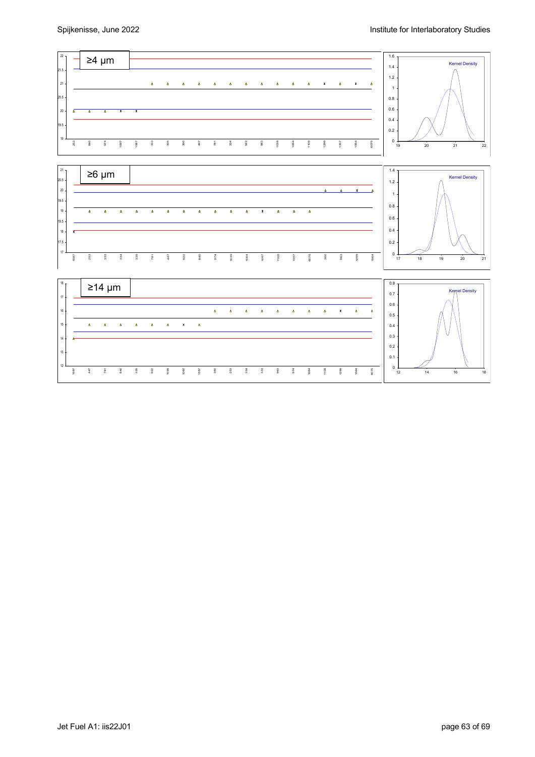≥4 µm

Kernel Density

≥6 µm

Kernel Density

≥14 µm

Kernel Density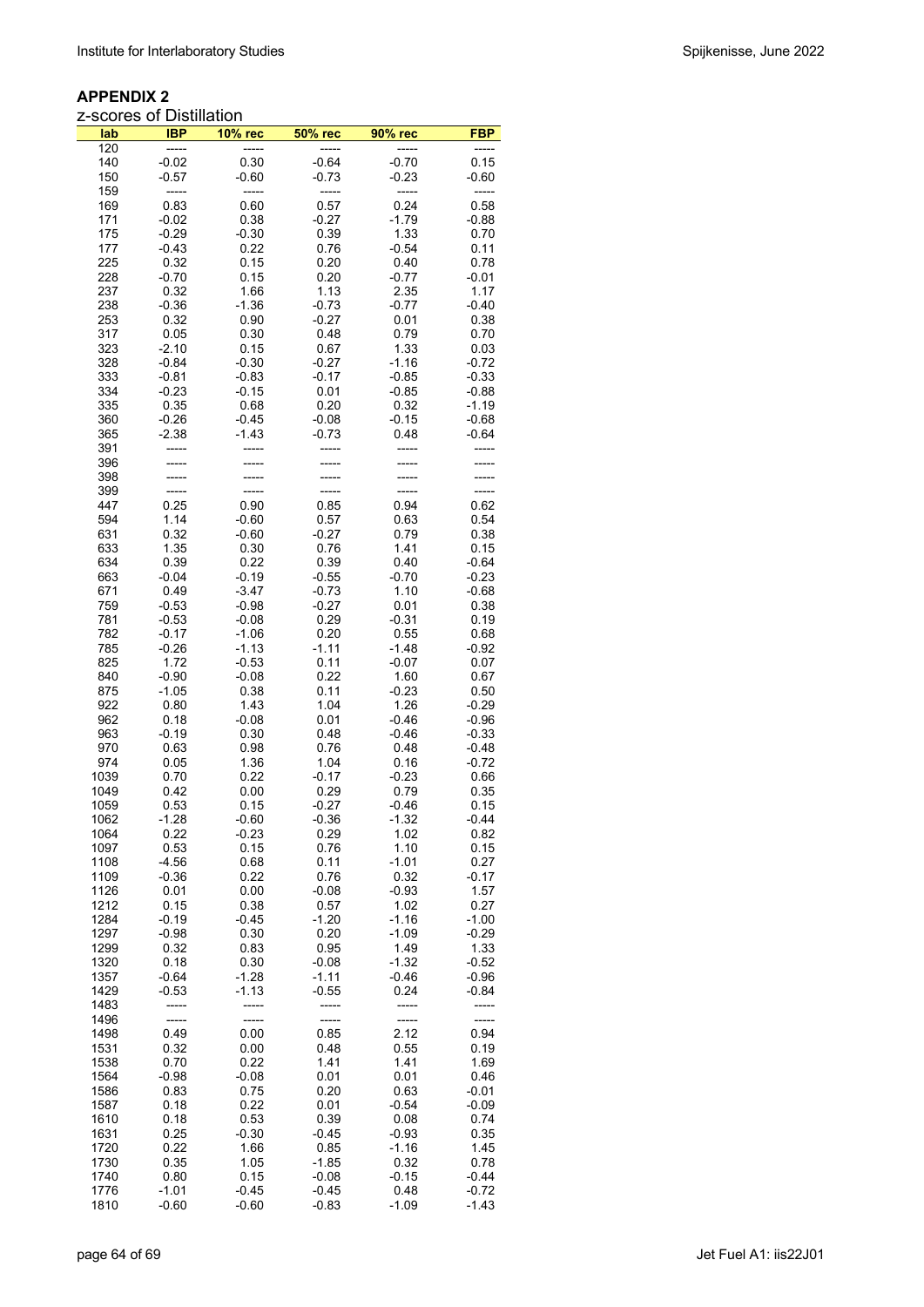## APPENDIX 2

z-scores of Distillation

| lab | IBP | 10% rec | 50% rec | 90% rec | FBP |
|---|---|---|---|---|---|
| 120 | ----- | ----- | ----- | ----- | ----- |
| 140 | -0.02 | 0.30 | -0.64 | -0.70 | 0.15 |
| 150 | -0.57 | -0.60 | -0.73 | -0.23 | -0.60 |
| 159 | ----- | ----- | ----- | ----- | ----- |
| 169 | 0.83 | 0.60 | 0.57 | 0.24 | 0.58 |
| 171 | -0.02 | 0.38 | -0.27 | -1.79 | -0.88 |
| 175 | -0.29 | -0.30 | 0.39 | 1.33 | 0.70 |
| 177 | -0.43 | 0.22 | 0.76 | -0.54 | 0.11 |
| 225 | 0.32 | 0.15 | 0.20 | 0.40 | 0.78 |
| 228 | -0.70 | 0.15 | 0.20 | -0.77 | -0.01 |
| 237 | 0.32 | 1.66 | 1.13 | 2.35 | 1.17 |
| 238 | -0.36 | -1.36 | -0.73 | -0.77 | -0.40 |
| 253 | 0.32 | 0.90 | -0.27 | 0.01 | 0.38 |
| 317 | 0.05 | 0.30 | 0.48 | 0.79 | 0.70 |
| 323 | -2.10 | 0.15 | 0.67 | 1.33 | 0.03 |
| 328 | -0.84 | -0.30 | -0.27 | -1.16 | -0.72 |
| 333 | -0.81 | -0.83 | -0.17 | -0.85 | -0.33 |
| 334 | -0.23 | -0.15 | 0.01 | -0.85 | -0.88 |
| 335 | 0.35 | 0.68 | 0.20 | 0.32 | -1.19 |
| 360 | -0.26 | -0.45 | -0.08 | -0.15 | -0.68 |
| 365 | -2.38 | -1.43 | -0.73 | 0.48 | -0.64 |
| 391 | ----- | ----- | ----- | ----- | ----- |
| 396 | ----- | ----- | ----- | ----- | ----- |
| 398 | ----- | ----- | ----- | ----- | ----- |
| 399 | ----- | ----- | ----- | ----- | ----- |
| 447 | 0.25 | 0.90 | 0.85 | 0.94 | 0.62 |
| 594 | 1.14 | -0.60 | 0.57 | 0.63 | 0.54 |
| 631 | 0.32 | -0.60 | -0.27 | 0.79 | 0.38 |
| 633 | 1.35 | 0.30 | 0.76 | 1.41 | 0.15 |
| 634 | 0.39 | 0.22 | 0.39 | 0.40 | -0.64 |
| 663 | -0.04 | -0.19 | -0.55 | -0.70 | -0.23 |
| 671 | 0.49 | -3.47 | -0.73 | 1.10 | -0.68 |
| 759 | -0.53 | -0.98 | -0.27 | 0.01 | 0.38 |
| 781 | -0.53 | -0.08 | 0.29 | -0.31 | 0.19 |
| 782 | -0.17 | -1.06 | 0.20 | 0.55 | 0.68 |
| 785 | -0.26 | -1.13 | -1.11 | -1.48 | -0.92 |
| 825 | 1.72 | -0.53 | 0.11 | -0.07 | 0.07 |
| 840 | -0.90 | -0.08 | 0.22 | 1.60 | 0.67 |
| 875 | -1.05 | 0.38 | 0.11 | -0.23 | 0.50 |
| 922 | 0.80 | 1.43 | 1.04 | 1.26 | -0.29 |
| 962 | 0.18 | -0.08 | 0.01 | -0.46 | -0.96 |
| 963 | -0.19 | 0.30 | 0.48 | -0.46 | -0.33 |
| 970 | 0.63 | 0.98 | 0.76 | 0.48 | -0.48 |
| 974 | 0.05 | 1.36 | 1.04 | 0.16 | -0.72 |
| 1039 | 0.70 | 0.22 | -0.17 | -0.23 | 0.66 |
| 1049 | 0.42 | 0.00 | 0.29 | 0.79 | 0.35 |
| 1059 | 0.53 | 0.15 | -0.27 | -0.46 | 0.15 |
| 1062 | -1.28 | -0.60 | -0.36 | -1.32 | -0.44 |
| 1064 | 0.22 | -0.23 | 0.29 | 1.02 | 0.82 |
| 1097 | 0.53 | 0.15 | 0.76 | 1.10 | 0.15 |
| 1108 | -4.56 | 0.68 | 0.11 | -1.01 | 0.27 |
| 1109 | -0.36 | 0.22 | 0.76 | 0.32 | -0.17 |
| 1126 | 0.01 | 0.00 | -0.08 | -0.93 | 1.57 |
| 1212 | 0.15 | 0.38 | 0.57 | 1.02 | 0.27 |
| 1284 | -0.19 | -0.45 | -1.20 | -1.16 | -1.00 |
| 1297 | -0.98 | 0.30 | 0.20 | -1.09 | -0.29 |
| 1299 | 0.32 | 0.83 | 0.95 | 1.49 | 1.33 |
| 1320 | 0.18 | 0.30 | -0.08 | -1.32 | -0.52 |
| 1357 | -0.64 | -1.28 | -1.11 | -0.46 | -0.96 |
| 1429 | -0.53 | -1.13 | -0.55 | 0.24 | -0.84 |
| 1483 | ----- | ----- | ----- | ----- | ----- |
| 1496 | ----- | ----- | ----- | ----- | ----- |
| 1498 | 0.49 | 0.00 | 0.85 | 2.12 | 0.94 |
| 1531 | 0.32 | 0.00 | 0.48 | 0.55 | 0.19 |
| 1538 | 0.70 | 0.22 | 1.41 | 1.41 | 1.69 |
| 1564 | -0.98 | -0.08 | 0.01 | 0.01 | 0.46 |
| 1586 | 0.83 | 0.75 | 0.20 | 0.63 | -0.01 |
| 1587 | 0.18 | 0.22 | 0.01 | -0.54 | -0.09 |
| 1610 | 0.18 | 0.53 | 0.39 | 0.08 | 0.74 |
| 1631 | 0.25 | -0.30 | -0.45 | -0.93 | 0.35 |
| 1720 | 0.22 | 1.66 | 0.85 | -1.16 | 1.45 |
| 1730 | 0.35 | 1.05 | -1.85 | 0.32 | 0.78 |
| 1740 | 0.80 | 0.15 | -0.08 | -0.15 | -0.44 |
| 1776 | -1.01 | -0.45 | -0.45 | 0.48 | -0.72 |
| 1810 | -0.60 | -0.60 | -0.83 | -1.09 | -1.43 |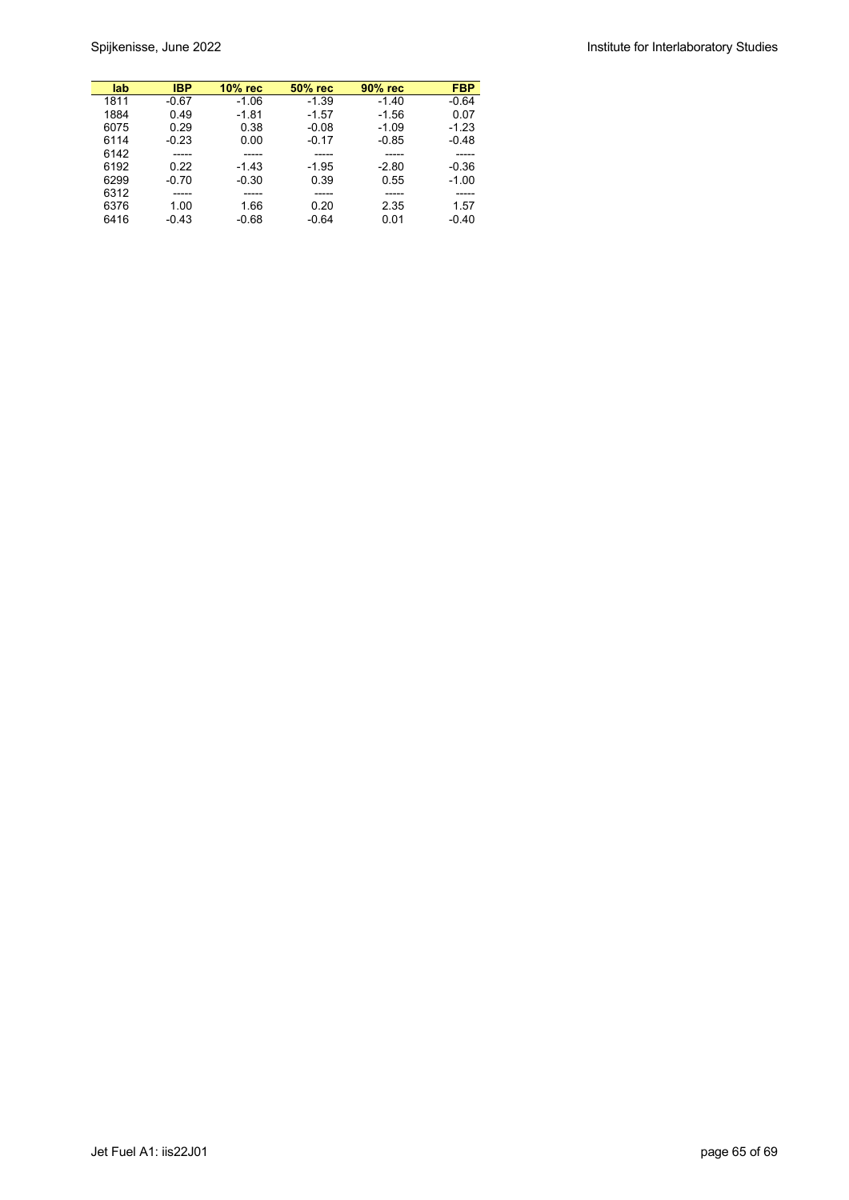| lab | IBP | 10% rec | 50% rec | 90% rec | FBP |
|---|---|---|---|---|---|
| 1811 | -0.67 | -1.06 | -1.39 | -1.40 | -0.64 |
| 1884 | 0.49 | -1.81 | -1.57 | -1.56 | 0.07 |
| 6075 | 0.29 | 0.38 | -0.08 | -1.09 | -1.23 |
| 6114 | -0.23 | 0.00 | -0.17 | -0.85 | -0.48 |
| 6142 | ----- | ----- | ----- | ----- | ----- |
| 6192 | 0.22 | -1.43 | -1.95 | -2.80 | -0.36 |
| 6299 | -0.70 | -0.30 | 0.39 | 0.55 | -1.00 |
| 6312 | ----- | ----- | ----- | ----- | ----- |
| 6376 | 1.00 | 1.66 | 0.20 | 2.35 | 1.57 |
| 6416 | -0.43 | -0.68 | -0.64 | 0.01 | -0.40 |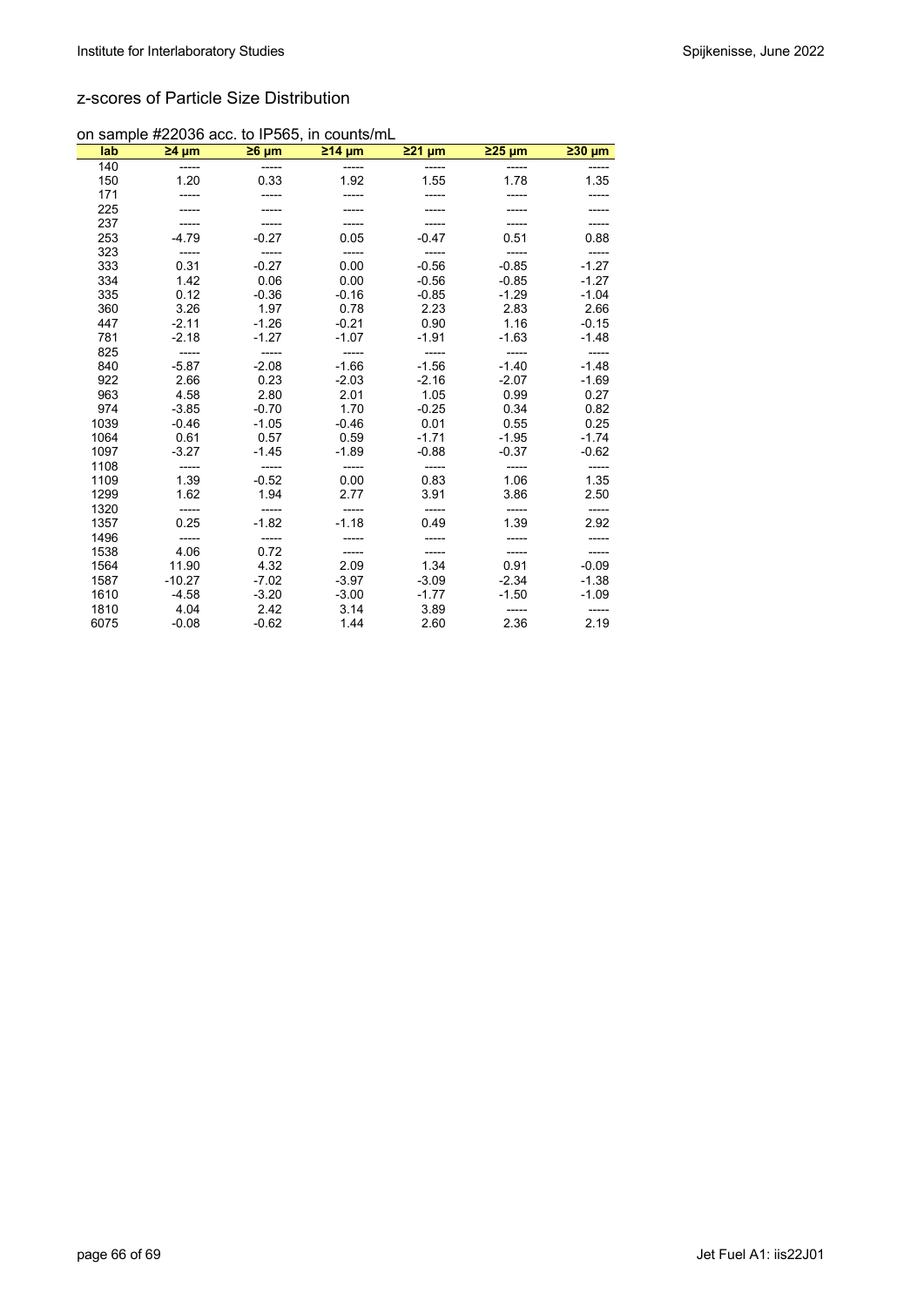## z-scores of Particle Size Distribution

on sample #22036 acc. to IP565, in counts/mL

| lab | ≥4 µm | ≥6 µm | ≥14 µm | ≥21 µm | ≥25 µm | ≥30 µm |
|---|---|---|---|---|---|---|
| 140 | ----- | ----- | ----- | ----- | ----- | ----- |
| 150 | 1.20 | 0.33 | 1.92 | 1.55 | 1.78 | 1.35 |
| 171 | ----- | ----- | ----- | ----- | ----- | ----- |
| 225 | ----- | ----- | ----- | ----- | ----- | ----- |
| 237 | ----- | ----- | ----- | ----- | ----- | ----- |
| 253 | -4.79 | -0.27 | 0.05 | -0.47 | 0.51 | 0.88 |
| 323 | ----- | ----- | ----- | ----- | ----- | ----- |
| 333 | 0.31 | -0.27 | 0.00 | -0.56 | -0.85 | -1.27 |
| 334 | 1.42 | 0.06 | 0.00 | -0.56 | -0.85 | -1.27 |
| 335 | 0.12 | -0.36 | -0.16 | -0.85 | -1.29 | -1.04 |
| 360 | 3.26 | 1.97 | 0.78 | 2.23 | 2.83 | 2.66 |
| 447 | -2.11 | -1.26 | -0.21 | 0.90 | 1.16 | -0.15 |
| 781 | -2.18 | -1.27 | -1.07 | -1.91 | -1.63 | -1.48 |
| 825 | ----- | ----- | ----- | ----- | ----- | ----- |
| 840 | -5.87 | -2.08 | -1.66 | -1.56 | -1.40 | -1.48 |
| 922 | 2.66 | 0.23 | -2.03 | -2.16 | -2.07 | -1.69 |
| 963 | 4.58 | 2.80 | 2.01 | 1.05 | 0.99 | 0.27 |
| 974 | -3.85 | -0.70 | 1.70 | -0.25 | 0.34 | 0.82 |
| 1039 | -0.46 | -1.05 | -0.46 | 0.01 | 0.55 | 0.25 |
| 1064 | 0.61 | 0.57 | 0.59 | -1.71 | -1.95 | -1.74 |
| 1097 | -3.27 | -1.45 | -1.89 | -0.88 | -0.37 | -0.62 |
| 1108 | ----- | ----- | ----- | ----- | ----- | ----- |
| 1109 | 1.39 | -0.52 | 0.00 | 0.83 | 1.06 | 1.35 |
| 1299 | 1.62 | 1.94 | 2.77 | 3.91 | 3.86 | 2.50 |
| 1320 | ----- | ----- | ----- | ----- | ----- | ----- |
| 1357 | 0.25 | -1.82 | -1.18 | 0.49 | 1.39 | 2.92 |
| 1496 | ----- | ----- | ----- | ----- | ----- | ----- |
| 1538 | 4.06 | 0.72 | ----- | ----- | ----- | ----- |
| 1564 | 11.90 | 4.32 | 2.09 | 1.34 | 0.91 | -0.09 |
| 1587 | -10.27 | -7.02 | -3.97 | -3.09 | -2.34 | -1.38 |
| 1610 | -4.58 | -3.20 | -3.00 | -1.77 | -1.50 | -1.09 |
| 1810 | 4.04 | 2.42 | 3.14 | 3.89 | ----- | ----- |
| 6075 | -0.08 | -0.62 | 1.44 | 2.60 | 2.36 | 2.19 |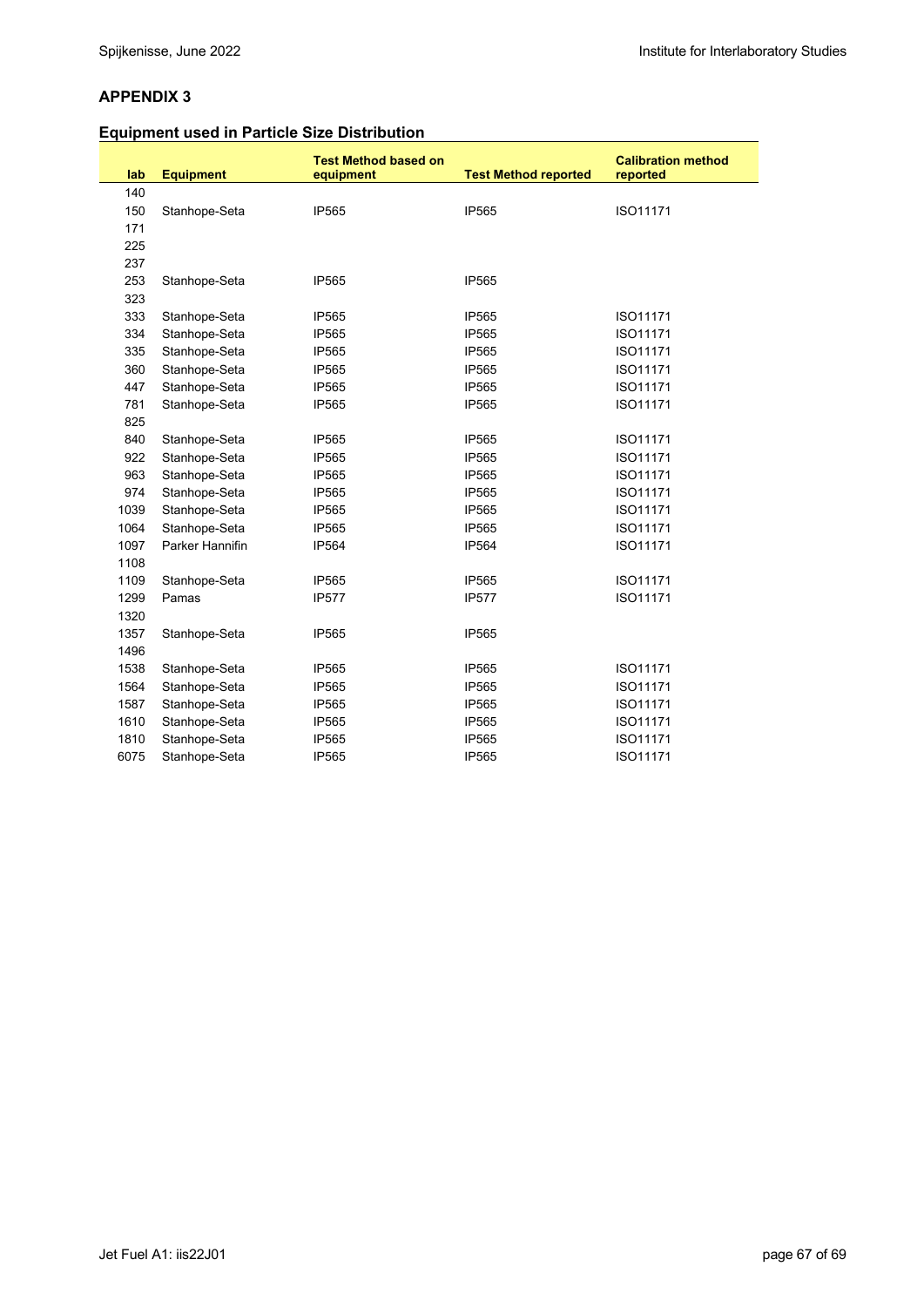## APPENDIX 3

### Equipment used in Particle Size Distribution

| lab | Equipment | Test Method based on equipment | Test Method reported | Calibration method reported |
|---|---|---|---|---|
| 140 | | | | |
| 150 | Stanhope-Seta | IP565 | IP565 | ISO11171 |
| 171 | | | | |
| 225 | | | | |
| 237 | | | | |
| 253 | Stanhope-Seta | IP565 | IP565 | |
| 323 | | | | |
| 333 | Stanhope-Seta | IP565 | IP565 | ISO11171 |
| 334 | Stanhope-Seta | IP565 | IP565 | ISO11171 |
| 335 | Stanhope-Seta | IP565 | IP565 | ISO11171 |
| 360 | Stanhope-Seta | IP565 | IP565 | ISO11171 |
| 447 | Stanhope-Seta | IP565 | IP565 | ISO11171 |
| 781 | Stanhope-Seta | IP565 | IP565 | ISO11171 |
| 825 | | | | |
| 840 | Stanhope-Seta | IP565 | IP565 | ISO11171 |
| 922 | Stanhope-Seta | IP565 | IP565 | ISO11171 |
| 963 | Stanhope-Seta | IP565 | IP565 | ISO11171 |
| 974 | Stanhope-Seta | IP565 | IP565 | ISO11171 |
| 1039 | Stanhope-Seta | IP565 | IP565 | ISO11171 |
| 1064 | Stanhope-Seta | IP565 | IP565 | ISO11171 |
| 1097 | Parker Hannifin | IP564 | IP564 | ISO11171 |
| 1108 | | | | |
| 1109 | Stanhope-Seta | IP565 | IP565 | ISO11171 |
| 1299 | Pamas | IP577 | IP577 | ISO11171 |
| 1320 | | | | |
| 1357 | Stanhope-Seta | IP565 | IP565 | |
| 1496 | | | | |
| 1538 | Stanhope-Seta | IP565 | IP565 | ISO11171 |
| 1564 | Stanhope-Seta | IP565 | IP565 | ISO11171 |
| 1587 | Stanhope-Seta | IP565 | IP565 | ISO11171 |
| 1610 | Stanhope-Seta | IP565 | IP565 | ISO11171 |
| 1810 | Stanhope-Seta | IP565 | IP565 | ISO11171 |
| 6075 | Stanhope-Seta | IP565 | IP565 | ISO11171 |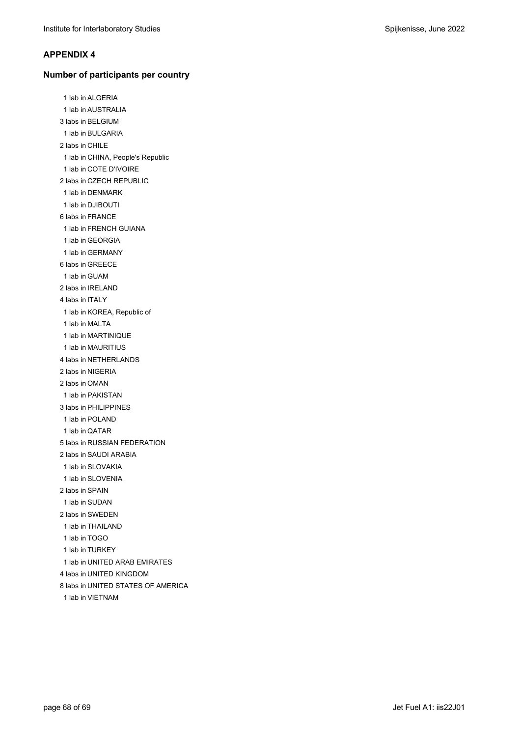## APPENDIX 4

### Number of participants per country

1 lab in ALGERIA
1 lab in AUSTRALIA
3 labs in BELGIUM
1 lab in BULGARIA
2 labs in CHILE
1 lab in CHINA, People's Republic
1 lab in COTE D'IVOIRE
2 labs in CZECH REPUBLIC
1 lab in DENMARK
1 lab in DJIBOUTI
6 labs in FRANCE
1 lab in FRENCH GUIANA
1 lab in GEORGIA
1 lab in GERMANY
6 labs in GREECE
1 lab in GUAM
2 labs in IRELAND
4 labs in ITALY
1 lab in KOREA, Republic of
1 lab in MALTA
1 lab in MARTINIQUE
1 lab in MAURITIUS
4 labs in NETHERLANDS
2 labs in NIGERIA
2 labs in OMAN
1 lab in PAKISTAN
3 labs in PHILIPPINES
1 lab in POLAND
1 lab in QATAR
5 labs in RUSSIAN FEDERATION
2 labs in SAUDI ARABIA
1 lab in SLOVAKIA
1 lab in SLOVENIA
2 labs in SPAIN
1 lab in SUDAN
2 labs in SWEDEN
1 lab in THAILAND
1 lab in TOGO
1 lab in TURKEY
1 lab in UNITED ARAB EMIRATES
4 labs in UNITED KINGDOM
8 labs in UNITED STATES OF AMERICA
1 lab in VIETNAM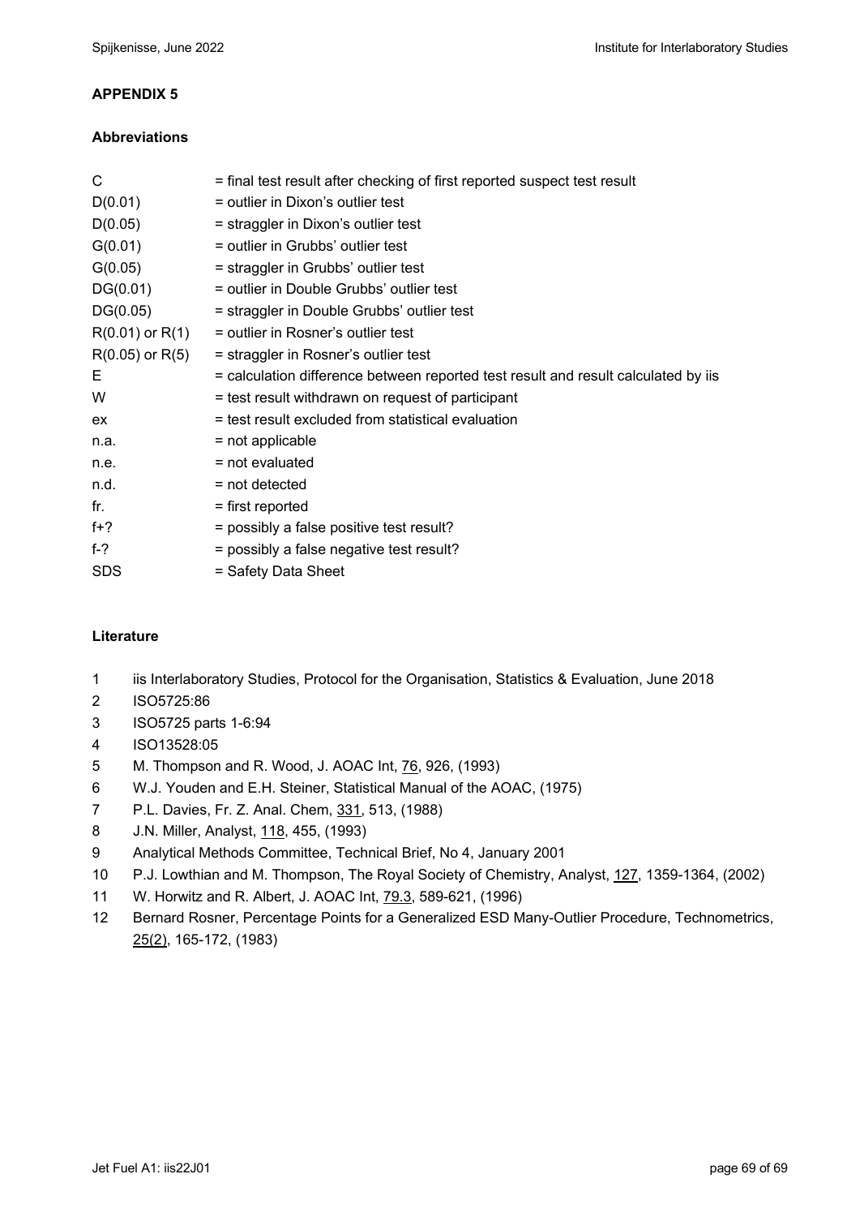**APPENDIX 5**

**Abbreviations**

| | |
|---|---|
| C | = final test result after checking of first reported suspect test result |
| D(0.01) | = outlier in Dixon's outlier test |
| D(0.05) | = straggler in Dixon's outlier test |
| G(0.01) | = outlier in Grubbs' outlier test |
| G(0.05) | = straggler in Grubbs' outlier test |
| DG(0.01) | = outlier in Double Grubbs' outlier test |
| DG(0.05) | = straggler in Double Grubbs' outlier test |
| R(0.01) or R(1) | = outlier in Rosner's outlier test |
| R(0.05) or R(5) | = straggler in Rosner's outlier test |
| E | = calculation difference between reported test result and result calculated by iis |
| W | = test result withdrawn on request of participant |
| ex | = test result excluded from statistical evaluation |
| n.a. | = not applicable |
| n.e. | = not evaluated |
| n.d. | = not detected |
| fr. | = first reported |
| f+? | = possibly a false positive test result? |
| f-? | = possibly a false negative test result? |
| SDS | = Safety Data Sheet |

**Literature**

1. iis Interlaboratory Studies, Protocol for the Organisation, Statistics & Evaluation, June 2018
2. ISO5725:86
3. ISO5725 parts 1-6:94
4. ISO13528:05
5. M. Thompson and R. Wood, J. AOAC Int, 76, 926, (1993)
6. W.J. Youden and E.H. Steiner, Statistical Manual of the AOAC, (1975)
7. P.L. Davies, Fr. Z. Anal. Chem, 331, 513, (1988)
8. J.N. Miller, Analyst, 118, 455, (1993)
9. Analytical Methods Committee, Technical Brief, No 4, January 2001
10. P.J. Lowthian and M. Thompson, The Royal Society of Chemistry, Analyst, 127, 1359-1364, (2002)
11. W. Horwitz and R. Albert, J. AOAC Int, 79.3, 589-621, (1996)
12. Bernard Rosner, Percentage Points for a Generalized ESD Many-Outlier Procedure, Technometrics, 25(2), 165-172, (1983)